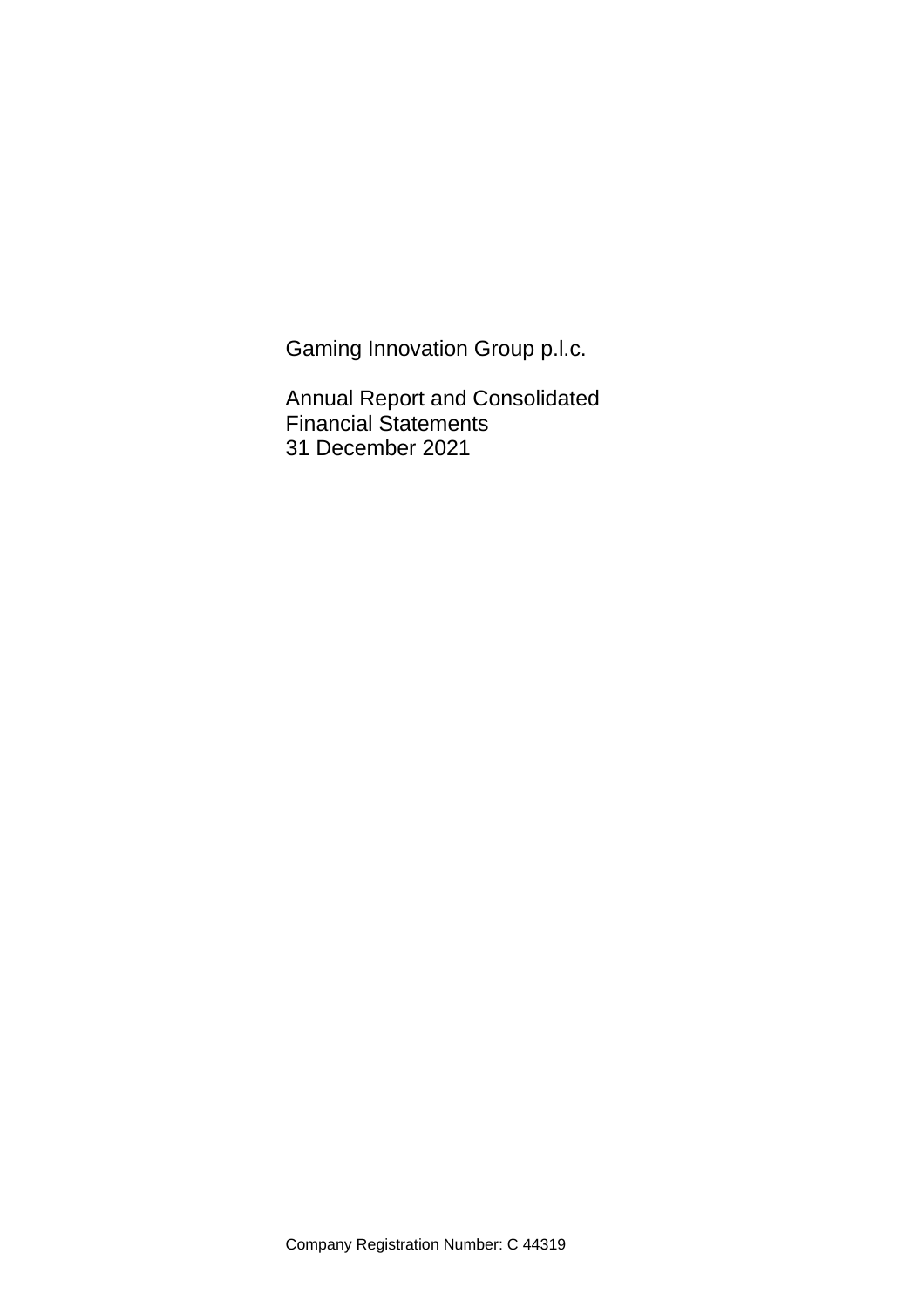# Gaming Innovation Group p.l.c.

## Annual Report and Consolidated Financial Statements
## 31 December 2021

Company Registration Number: C 44319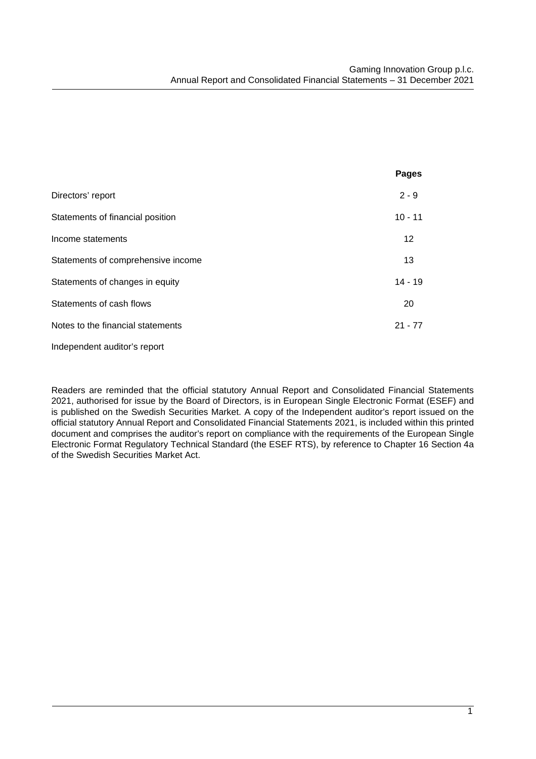| | Pages |
|---|---|
| Directors' report | 2 - 9 |
| Statements of financial position | 10 - 11 |
| Income statements | 12 |
| Statements of comprehensive income | 13 |
| Statements of changes in equity | 14 - 19 |
| Statements of cash flows | 20 |
| Notes to the financial statements | 21 - 77 |
| Independent auditor's report | |

Readers are reminded that the official statutory Annual Report and Consolidated Financial Statements 2021, authorised for issue by the Board of Directors, is in European Single Electronic Format (ESEF) and is published on the Swedish Securities Market. A copy of the Independent auditor's report issued on the official statutory Annual Report and Consolidated Financial Statements 2021, is included within this printed document and comprises the auditor's report on compliance with the requirements of the European Single Electronic Format Regulatory Technical Standard (the ESEF RTS), by reference to Chapter 16 Section 4a of the Swedish Securities Market Act.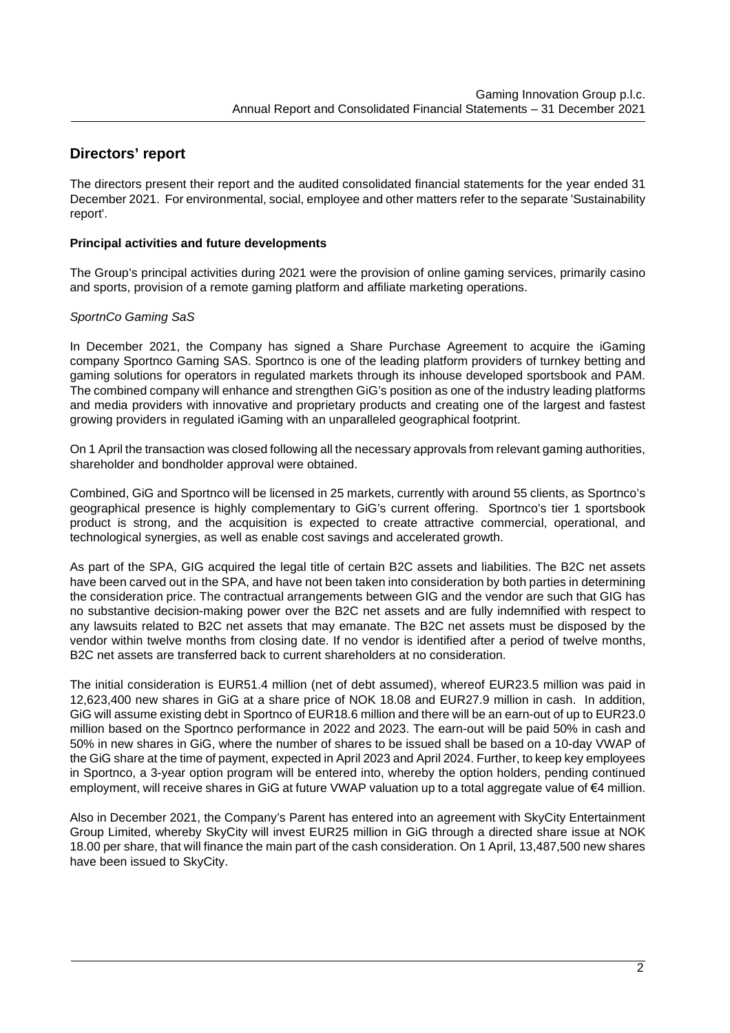## Directors' report

The directors present their report and the audited consolidated financial statements for the year ended 31 December 2021. For environmental, social, employee and other matters refer to the separate 'Sustainability report'.

### Principal activities and future developments

The Group's principal activities during 2021 were the provision of online gaming services, primarily casino and sports, provision of a remote gaming platform and affiliate marketing operations.

*SportnCo Gaming SaS*

In December 2021, the Company has signed a Share Purchase Agreement to acquire the iGaming company Sportnco Gaming SAS. Sportnco is one of the leading platform providers of turnkey betting and gaming solutions for operators in regulated markets through its inhouse developed sportsbook and PAM. The combined company will enhance and strengthen GiG's position as one of the industry leading platforms and media providers with innovative and proprietary products and creating one of the largest and fastest growing providers in regulated iGaming with an unparalleled geographical footprint.

On 1 April the transaction was closed following all the necessary approvals from relevant gaming authorities, shareholder and bondholder approval were obtained.

Combined, GiG and Sportnco will be licensed in 25 markets, currently with around 55 clients, as Sportnco's geographical presence is highly complementary to GiG's current offering. Sportnco's tier 1 sportsbook product is strong, and the acquisition is expected to create attractive commercial, operational, and technological synergies, as well as enable cost savings and accelerated growth.

As part of the SPA, GIG acquired the legal title of certain B2C assets and liabilities. The B2C net assets have been carved out in the SPA, and have not been taken into consideration by both parties in determining the consideration price. The contractual arrangements between GIG and the vendor are such that GIG has no substantive decision-making power over the B2C net assets and are fully indemnified with respect to any lawsuits related to B2C net assets that may emanate. The B2C net assets must be disposed by the vendor within twelve months from closing date. If no vendor is identified after a period of twelve months, B2C net assets are transferred back to current shareholders at no consideration.

The initial consideration is EUR51.4 million (net of debt assumed), whereof EUR23.5 million was paid in 12,623,400 new shares in GiG at a share price of NOK 18.08 and EUR27.9 million in cash. In addition, GiG will assume existing debt in Sportnco of EUR18.6 million and there will be an earn-out of up to EUR23.0 million based on the Sportnco performance in 2022 and 2023. The earn-out will be paid 50% in cash and 50% in new shares in GiG, where the number of shares to be issued shall be based on a 10-day VWAP of the GiG share at the time of payment, expected in April 2023 and April 2024. Further, to keep key employees in Sportnco, a 3-year option program will be entered into, whereby the option holders, pending continued employment, will receive shares in GiG at future VWAP valuation up to a total aggregate value of €4 million.

Also in December 2021, the Company's Parent has entered into an agreement with SkyCity Entertainment Group Limited, whereby SkyCity will invest EUR25 million in GiG through a directed share issue at NOK 18.00 per share, that will finance the main part of the cash consideration. On 1 April, 13,487,500 new shares have been issued to SkyCity.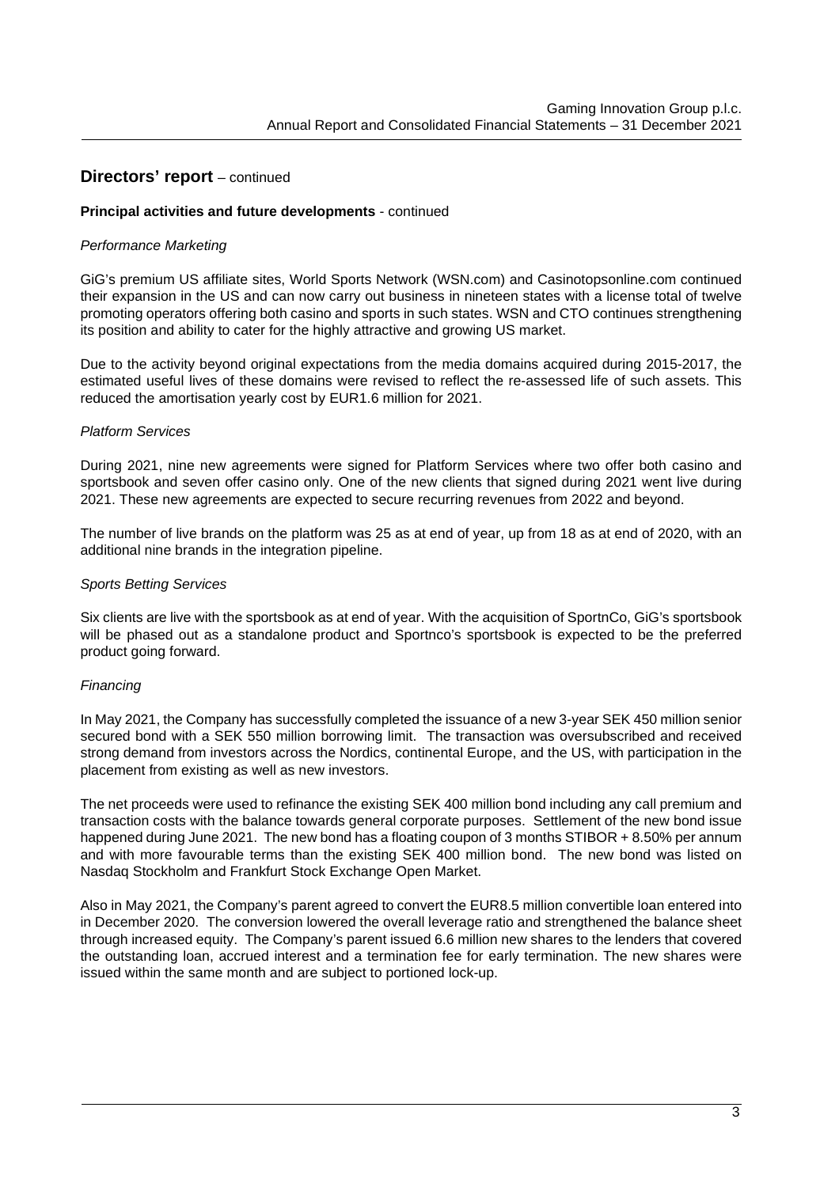## Directors' report – continued

**Principal activities and future developments** - continued

*Performance Marketing*

GiG's premium US affiliate sites, World Sports Network (WSN.com) and Casinotopsonline.com continued their expansion in the US and can now carry out business in nineteen states with a license total of twelve promoting operators offering both casino and sports in such states. WSN and CTO continues strengthening its position and ability to cater for the highly attractive and growing US market.

Due to the activity beyond original expectations from the media domains acquired during 2015-2017, the estimated useful lives of these domains were revised to reflect the re-assessed life of such assets. This reduced the amortisation yearly cost by EUR1.6 million for 2021.

*Platform Services*

During 2021, nine new agreements were signed for Platform Services where two offer both casino and sportsbook and seven offer casino only. One of the new clients that signed during 2021 went live during 2021. These new agreements are expected to secure recurring revenues from 2022 and beyond.

The number of live brands on the platform was 25 as at end of year, up from 18 as at end of 2020, with an additional nine brands in the integration pipeline.

*Sports Betting Services*

Six clients are live with the sportsbook as at end of year. With the acquisition of SportnCo, GiG's sportsbook will be phased out as a standalone product and Sportnco's sportsbook is expected to be the preferred product going forward.

*Financing*

In May 2021, the Company has successfully completed the issuance of a new 3-year SEK 450 million senior secured bond with a SEK 550 million borrowing limit. The transaction was oversubscribed and received strong demand from investors across the Nordics, continental Europe, and the US, with participation in the placement from existing as well as new investors.

The net proceeds were used to refinance the existing SEK 400 million bond including any call premium and transaction costs with the balance towards general corporate purposes. Settlement of the new bond issue happened during June 2021. The new bond has a floating coupon of 3 months STIBOR + 8.50% per annum and with more favourable terms than the existing SEK 400 million bond. The new bond was listed on Nasdaq Stockholm and Frankfurt Stock Exchange Open Market.

Also in May 2021, the Company's parent agreed to convert the EUR8.5 million convertible loan entered into in December 2020. The conversion lowered the overall leverage ratio and strengthened the balance sheet through increased equity. The Company's parent issued 6.6 million new shares to the lenders that covered the outstanding loan, accrued interest and a termination fee for early termination. The new shares were issued within the same month and are subject to portioned lock-up.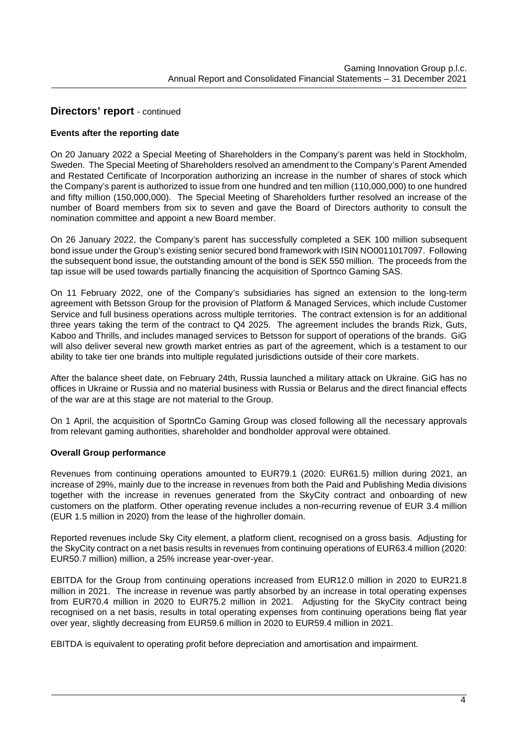## Directors' report - continued

### Events after the reporting date

On 20 January 2022 a Special Meeting of Shareholders in the Company's parent was held in Stockholm, Sweden. The Special Meeting of Shareholders resolved an amendment to the Company's Parent Amended and Restated Certificate of Incorporation authorizing an increase in the number of shares of stock which the Company's parent is authorized to issue from one hundred and ten million (110,000,000) to one hundred and fifty million (150,000,000). The Special Meeting of Shareholders further resolved an increase of the number of Board members from six to seven and gave the Board of Directors authority to consult the nomination committee and appoint a new Board member.

On 26 January 2022, the Company's parent has successfully completed a SEK 100 million subsequent bond issue under the Group's existing senior secured bond framework with ISIN NO0011017097. Following the subsequent bond issue, the outstanding amount of the bond is SEK 550 million. The proceeds from the tap issue will be used towards partially financing the acquisition of Sportnco Gaming SAS.

On 11 February 2022, one of the Company's subsidiaries has signed an extension to the long-term agreement with Betsson Group for the provision of Platform & Managed Services, which include Customer Service and full business operations across multiple territories. The contract extension is for an additional three years taking the term of the contract to Q4 2025. The agreement includes the brands Rizk, Guts, Kaboo and Thrills, and includes managed services to Betsson for support of operations of the brands. GiG will also deliver several new growth market entries as part of the agreement, which is a testament to our ability to take tier one brands into multiple regulated jurisdictions outside of their core markets.

After the balance sheet date, on February 24th, Russia launched a military attack on Ukraine. GiG has no offices in Ukraine or Russia and no material business with Russia or Belarus and the direct financial effects of the war are at this stage are not material to the Group.

On 1 April, the acquisition of SportnCo Gaming Group was closed following all the necessary approvals from relevant gaming authorities, shareholder and bondholder approval were obtained.

### Overall Group performance

Revenues from continuing operations amounted to EUR79.1 (2020: EUR61.5) million during 2021, an increase of 29%, mainly due to the increase in revenues from both the Paid and Publishing Media divisions together with the increase in revenues generated from the SkyCity contract and onboarding of new customers on the platform. Other operating revenue includes a non-recurring revenue of EUR 3.4 million (EUR 1.5 million in 2020) from the lease of the highroller domain.

Reported revenues include Sky City element, a platform client, recognised on a gross basis. Adjusting for the SkyCity contract on a net basis results in revenues from continuing operations of EUR63.4 million (2020: EUR50.7 million) million, a 25% increase year-over-year.

EBITDA for the Group from continuing operations increased from EUR12.0 million in 2020 to EUR21.8 million in 2021. The increase in revenue was partly absorbed by an increase in total operating expenses from EUR70.4 million in 2020 to EUR75.2 million in 2021. Adjusting for the SkyCity contract being recognised on a net basis, results in total operating expenses from continuing operations being flat year over year, slightly decreasing from EUR59.6 million in 2020 to EUR59.4 million in 2021.

EBITDA is equivalent to operating profit before depreciation and amortisation and impairment.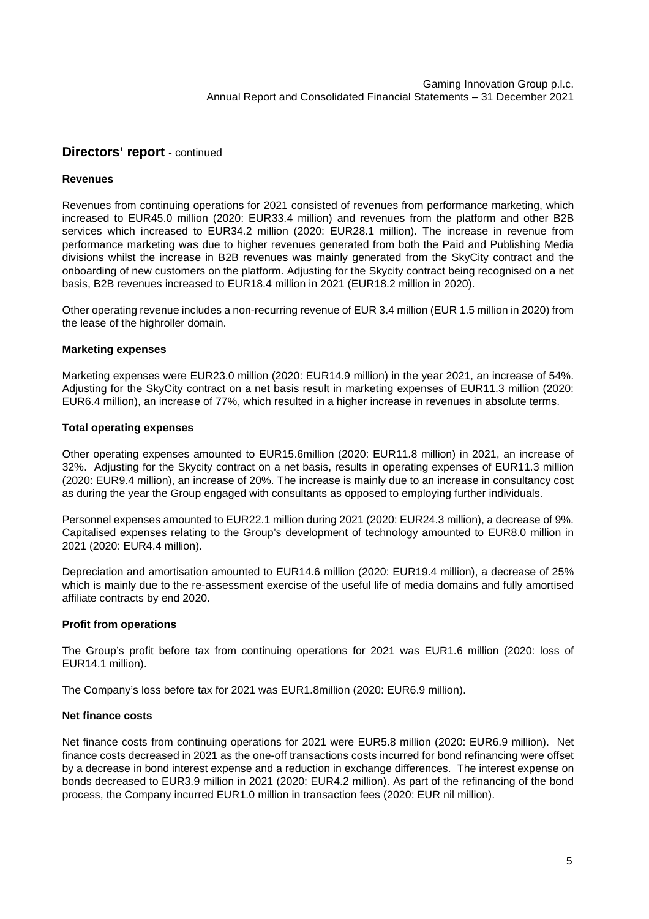## Directors' report - continued

### Revenues

Revenues from continuing operations for 2021 consisted of revenues from performance marketing, which increased to EUR45.0 million (2020: EUR33.4 million) and revenues from the platform and other B2B services which increased to EUR34.2 million (2020: EUR28.1 million). The increase in revenue from performance marketing was due to higher revenues generated from both the Paid and Publishing Media divisions whilst the increase in B2B revenues was mainly generated from the SkyCity contract and the onboarding of new customers on the platform. Adjusting for the Skycity contract being recognised on a net basis, B2B revenues increased to EUR18.4 million in 2021 (EUR18.2 million in 2020).

Other operating revenue includes a non-recurring revenue of EUR 3.4 million (EUR 1.5 million in 2020) from the lease of the highroller domain.

### Marketing expenses

Marketing expenses were EUR23.0 million (2020: EUR14.9 million) in the year 2021, an increase of 54%. Adjusting for the SkyCity contract on a net basis result in marketing expenses of EUR11.3 million (2020: EUR6.4 million), an increase of 77%, which resulted in a higher increase in revenues in absolute terms.

### Total operating expenses

Other operating expenses amounted to EUR15.6million (2020: EUR11.8 million) in 2021, an increase of 32%. Adjusting for the Skycity contract on a net basis, results in operating expenses of EUR11.3 million (2020: EUR9.4 million), an increase of 20%. The increase is mainly due to an increase in consultancy cost as during the year the Group engaged with consultants as opposed to employing further individuals.

Personnel expenses amounted to EUR22.1 million during 2021 (2020: EUR24.3 million), a decrease of 9%. Capitalised expenses relating to the Group's development of technology amounted to EUR8.0 million in 2021 (2020: EUR4.4 million).

Depreciation and amortisation amounted to EUR14.6 million (2020: EUR19.4 million), a decrease of 25% which is mainly due to the re-assessment exercise of the useful life of media domains and fully amortised affiliate contracts by end 2020.

### Profit from operations

The Group's profit before tax from continuing operations for 2021 was EUR1.6 million (2020: loss of EUR14.1 million).

The Company's loss before tax for 2021 was EUR1.8million (2020: EUR6.9 million).

### Net finance costs

Net finance costs from continuing operations for 2021 were EUR5.8 million (2020: EUR6.9 million). Net finance costs decreased in 2021 as the one-off transactions costs incurred for bond refinancing were offset by a decrease in bond interest expense and a reduction in exchange differences. The interest expense on bonds decreased to EUR3.9 million in 2021 (2020: EUR4.2 million). As part of the refinancing of the bond process, the Company incurred EUR1.0 million in transaction fees (2020: EUR nil million).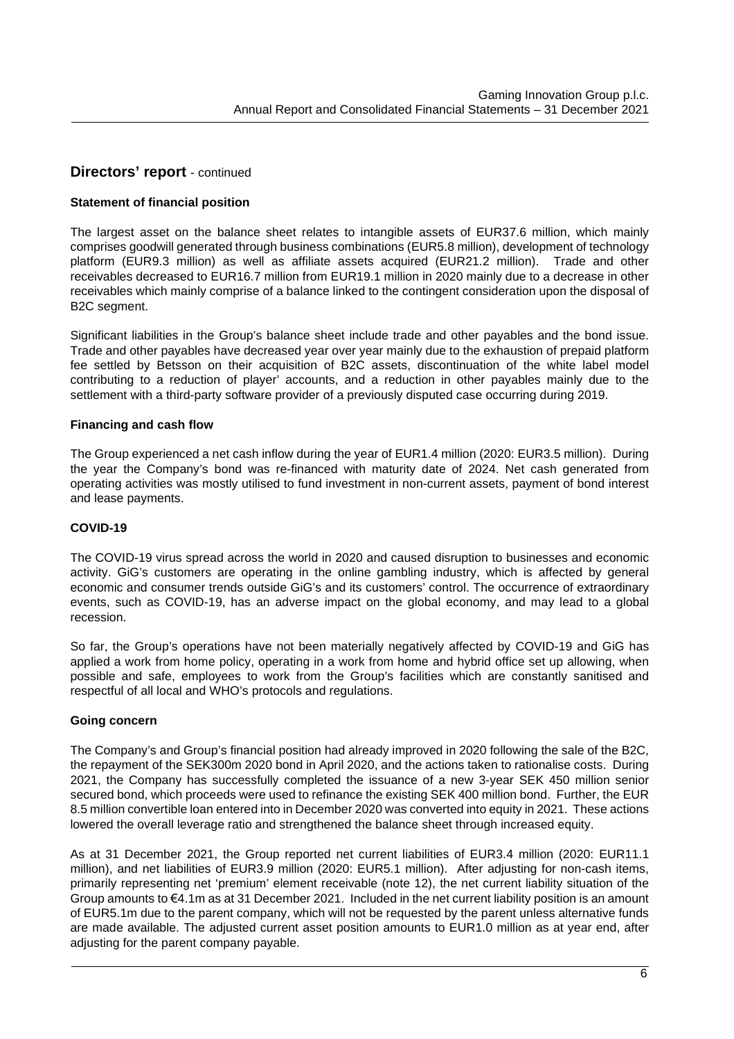## Directors' report - continued

### Statement of financial position

The largest asset on the balance sheet relates to intangible assets of EUR37.6 million, which mainly comprises goodwill generated through business combinations (EUR5.8 million), development of technology platform (EUR9.3 million) as well as affiliate assets acquired (EUR21.2 million). Trade and other receivables decreased to EUR16.7 million from EUR19.1 million in 2020 mainly due to a decrease in other receivables which mainly comprise of a balance linked to the contingent consideration upon the disposal of B2C segment.

Significant liabilities in the Group's balance sheet include trade and other payables and the bond issue. Trade and other payables have decreased year over year mainly due to the exhaustion of prepaid platform fee settled by Betsson on their acquisition of B2C assets, discontinuation of the white label model contributing to a reduction of player' accounts, and a reduction in other payables mainly due to the settlement with a third-party software provider of a previously disputed case occurring during 2019.

### Financing and cash flow

The Group experienced a net cash inflow during the year of EUR1.4 million (2020: EUR3.5 million). During the year the Company's bond was re-financed with maturity date of 2024. Net cash generated from operating activities was mostly utilised to fund investment in non-current assets, payment of bond interest and lease payments.

### COVID-19

The COVID-19 virus spread across the world in 2020 and caused disruption to businesses and economic activity. GiG's customers are operating in the online gambling industry, which is affected by general economic and consumer trends outside GiG's and its customers' control. The occurrence of extraordinary events, such as COVID-19, has an adverse impact on the global economy, and may lead to a global recession.

So far, the Group's operations have not been materially negatively affected by COVID-19 and GiG has applied a work from home policy, operating in a work from home and hybrid office set up allowing, when possible and safe, employees to work from the Group's facilities which are constantly sanitised and respectful of all local and WHO's protocols and regulations.

### Going concern

The Company's and Group's financial position had already improved in 2020 following the sale of the B2C, the repayment of the SEK300m 2020 bond in April 2020, and the actions taken to rationalise costs. During 2021, the Company has successfully completed the issuance of a new 3-year SEK 450 million senior secured bond, which proceeds were used to refinance the existing SEK 400 million bond. Further, the EUR 8.5 million convertible loan entered into in December 2020 was converted into equity in 2021. These actions lowered the overall leverage ratio and strengthened the balance sheet through increased equity.

As at 31 December 2021, the Group reported net current liabilities of EUR3.4 million (2020: EUR11.1 million), and net liabilities of EUR3.9 million (2020: EUR5.1 million). After adjusting for non-cash items, primarily representing net 'premium' element receivable (note 12), the net current liability situation of the Group amounts to €4.1m as at 31 December 2021. Included in the net current liability position is an amount of EUR5.1m due to the parent company, which will not be requested by the parent unless alternative funds are made available. The adjusted current asset position amounts to EUR1.0 million as at year end, after adjusting for the parent company payable.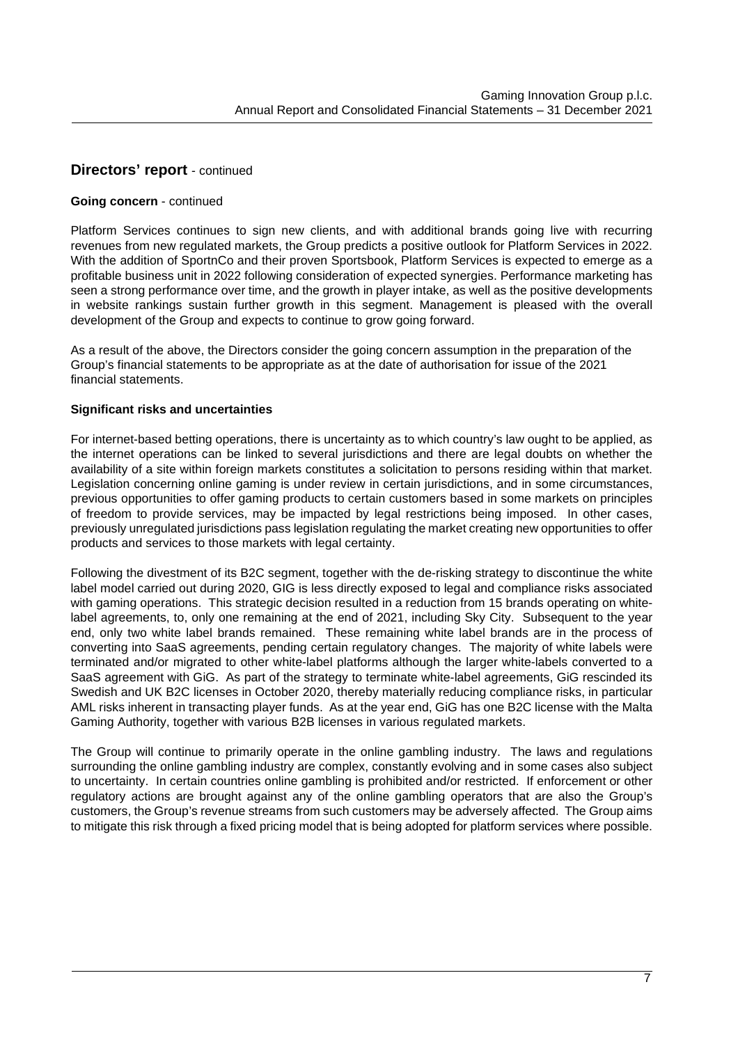## Directors' report - continued

**Going concern** - continued

Platform Services continues to sign new clients, and with additional brands going live with recurring revenues from new regulated markets, the Group predicts a positive outlook for Platform Services in 2022. With the addition of SportnCo and their proven Sportsbook, Platform Services is expected to emerge as a profitable business unit in 2022 following consideration of expected synergies. Performance marketing has seen a strong performance over time, and the growth in player intake, as well as the positive developments in website rankings sustain further growth in this segment. Management is pleased with the overall development of the Group and expects to continue to grow going forward.

As a result of the above, the Directors consider the going concern assumption in the preparation of the Group's financial statements to be appropriate as at the date of authorisation for issue of the 2021 financial statements.

**Significant risks and uncertainties**

For internet-based betting operations, there is uncertainty as to which country's law ought to be applied, as the internet operations can be linked to several jurisdictions and there are legal doubts on whether the availability of a site within foreign markets constitutes a solicitation to persons residing within that market. Legislation concerning online gaming is under review in certain jurisdictions, and in some circumstances, previous opportunities to offer gaming products to certain customers based in some markets on principles of freedom to provide services, may be impacted by legal restrictions being imposed. In other cases, previously unregulated jurisdictions pass legislation regulating the market creating new opportunities to offer products and services to those markets with legal certainty.

Following the divestment of its B2C segment, together with the de-risking strategy to discontinue the white label model carried out during 2020, GIG is less directly exposed to legal and compliance risks associated with gaming operations. This strategic decision resulted in a reduction from 15 brands operating on white-label agreements, to, only one remaining at the end of 2021, including Sky City. Subsequent to the year end, only two white label brands remained. These remaining white label brands are in the process of converting into SaaS agreements, pending certain regulatory changes. The majority of white labels were terminated and/or migrated to other white-label platforms although the larger white-labels converted to a SaaS agreement with GiG. As part of the strategy to terminate white-label agreements, GiG rescinded its Swedish and UK B2C licenses in October 2020, thereby materially reducing compliance risks, in particular AML risks inherent in transacting player funds. As at the year end, GiG has one B2C license with the Malta Gaming Authority, together with various B2B licenses in various regulated markets.

The Group will continue to primarily operate in the online gambling industry. The laws and regulations surrounding the online gambling industry are complex, constantly evolving and in some cases also subject to uncertainty. In certain countries online gambling is prohibited and/or restricted. If enforcement or other regulatory actions are brought against any of the online gambling operators that are also the Group's customers, the Group's revenue streams from such customers may be adversely affected. The Group aims to mitigate this risk through a fixed pricing model that is being adopted for platform services where possible.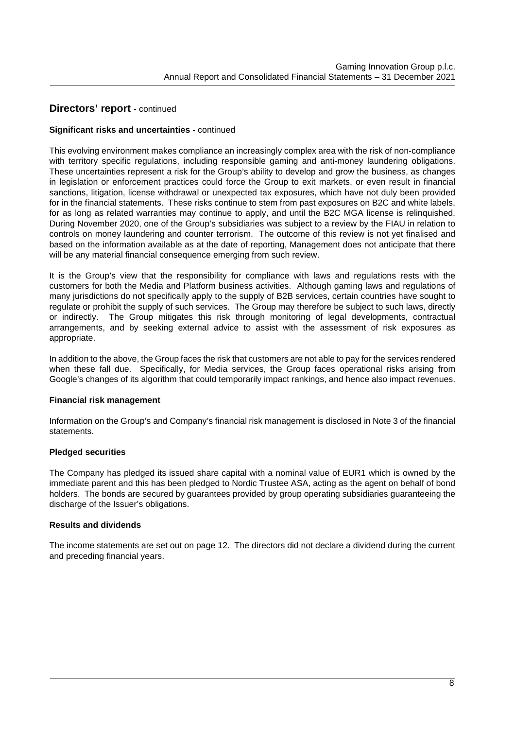## Directors' report - continued

**Significant risks and uncertainties** - continued

This evolving environment makes compliance an increasingly complex area with the risk of non-compliance with territory specific regulations, including responsible gaming and anti-money laundering obligations. These uncertainties represent a risk for the Group's ability to develop and grow the business, as changes in legislation or enforcement practices could force the Group to exit markets, or even result in financial sanctions, litigation, license withdrawal or unexpected tax exposures, which have not duly been provided for in the financial statements. These risks continue to stem from past exposures on B2C and white labels, for as long as related warranties may continue to apply, and until the B2C MGA license is relinquished. During November 2020, one of the Group's subsidiaries was subject to a review by the FIAU in relation to controls on money laundering and counter terrorism. The outcome of this review is not yet finalised and based on the information available as at the date of reporting, Management does not anticipate that there will be any material financial consequence emerging from such review.

It is the Group's view that the responsibility for compliance with laws and regulations rests with the customers for both the Media and Platform business activities. Although gaming laws and regulations of many jurisdictions do not specifically apply to the supply of B2B services, certain countries have sought to regulate or prohibit the supply of such services. The Group may therefore be subject to such laws, directly or indirectly. The Group mitigates this risk through monitoring of legal developments, contractual arrangements, and by seeking external advice to assist with the assessment of risk exposures as appropriate.

In addition to the above, the Group faces the risk that customers are not able to pay for the services rendered when these fall due. Specifically, for Media services, the Group faces operational risks arising from Google's changes of its algorithm that could temporarily impact rankings, and hence also impact revenues.

**Financial risk management**

Information on the Group's and Company's financial risk management is disclosed in Note 3 of the financial statements.

**Pledged securities**

The Company has pledged its issued share capital with a nominal value of EUR1 which is owned by the immediate parent and this has been pledged to Nordic Trustee ASA, acting as the agent on behalf of bond holders. The bonds are secured by guarantees provided by group operating subsidiaries guaranteeing the discharge of the Issuer's obligations.

**Results and dividends**

The income statements are set out on page 12. The directors did not declare a dividend during the current and preceding financial years.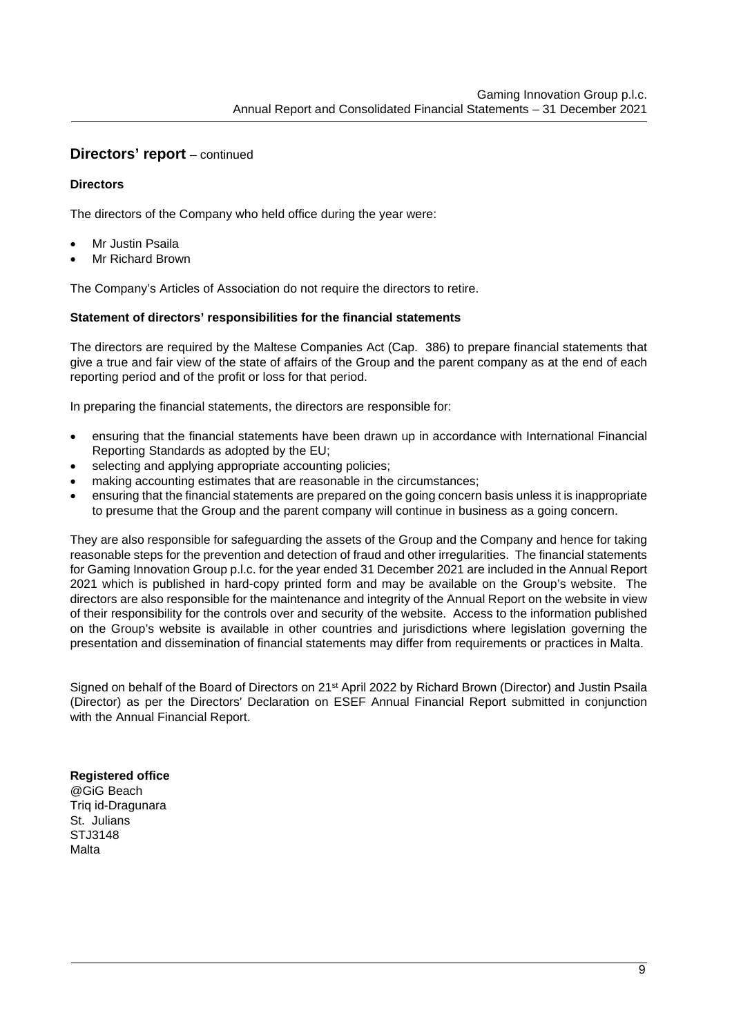## Directors' report – continued

**Directors**

The directors of the Company who held office during the year were:

- Mr Justin Psaila
- Mr Richard Brown

The Company's Articles of Association do not require the directors to retire.

**Statement of directors' responsibilities for the financial statements**

The directors are required by the Maltese Companies Act (Cap. 386) to prepare financial statements that give a true and fair view of the state of affairs of the Group and the parent company as at the end of each reporting period and of the profit or loss for that period.

In preparing the financial statements, the directors are responsible for:

- ensuring that the financial statements have been drawn up in accordance with International Financial Reporting Standards as adopted by the EU;
- selecting and applying appropriate accounting policies;
- making accounting estimates that are reasonable in the circumstances;
- ensuring that the financial statements are prepared on the going concern basis unless it is inappropriate to presume that the Group and the parent company will continue in business as a going concern.

They are also responsible for safeguarding the assets of the Group and the Company and hence for taking reasonable steps for the prevention and detection of fraud and other irregularities. The financial statements for Gaming Innovation Group p.l.c. for the year ended 31 December 2021 are included in the Annual Report 2021 which is published in hard-copy printed form and may be available on the Group's website. The directors are also responsible for the maintenance and integrity of the Annual Report on the website in view of their responsibility for the controls over and security of the website. Access to the information published on the Group's website is available in other countries and jurisdictions where legislation governing the presentation and dissemination of financial statements may differ from requirements or practices in Malta.

Signed on behalf of the Board of Directors on 21st April 2022 by Richard Brown (Director) and Justin Psaila (Director) as per the Directors' Declaration on ESEF Annual Financial Report submitted in conjunction with the Annual Financial Report.

**Registered office**
@GiG Beach
Triq id-Dragunara
St. Julians
STJ3148
Malta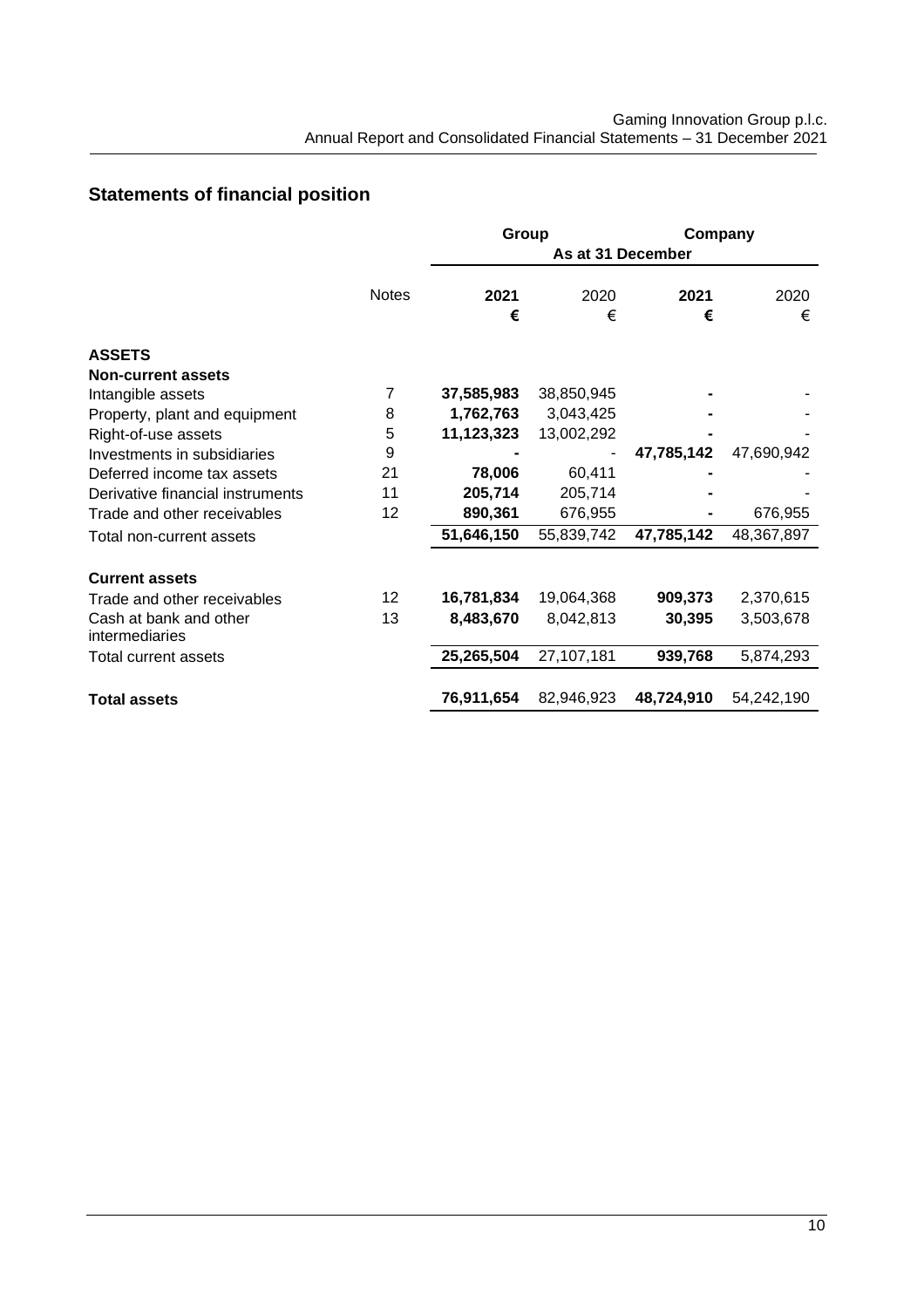## Statements of financial position

| | | Group | | Company | |
|---|---|---|---|---|---|
| | | As at 31 December | | | |
| | Notes | **2021** | 2020 | **2021** | 2020 |
| | | **€** | € | **€** | € |
| **ASSETS** | | | | | |
| **Non-current assets** | | | | | |
| Intangible assets | 7 | **37,585,983** | 38,850,945 | **-** | - |
| Property, plant and equipment | 8 | **1,762,763** | 3,043,425 | **-** | - |
| Right-of-use assets | 5 | **11,123,323** | 13,002,292 | **-** | - |
| Investments in subsidiaries | 9 | **-** | - | **47,785,142** | 47,690,942 |
| Deferred income tax assets | 21 | **78,006** | 60,411 | **-** | - |
| Derivative financial instruments | 11 | **205,714** | 205,714 | **-** | - |
| Trade and other receivables | 12 | **890,361** | 676,955 | **-** | 676,955 |
| Total non-current assets | | **51,646,150** | 55,839,742 | **47,785,142** | 48,367,897 |
| **Current assets** | | | | | |
| Trade and other receivables | 12 | **16,781,834** | 19,064,368 | **909,373** | 2,370,615 |
| Cash at bank and other intermediaries | 13 | **8,483,670** | 8,042,813 | **30,395** | 3,503,678 |
| Total current assets | | **25,265,504** | 27,107,181 | **939,768** | 5,874,293 |
| **Total assets** | | **76,911,654** | 82,946,923 | **48,724,910** | 54,242,190 |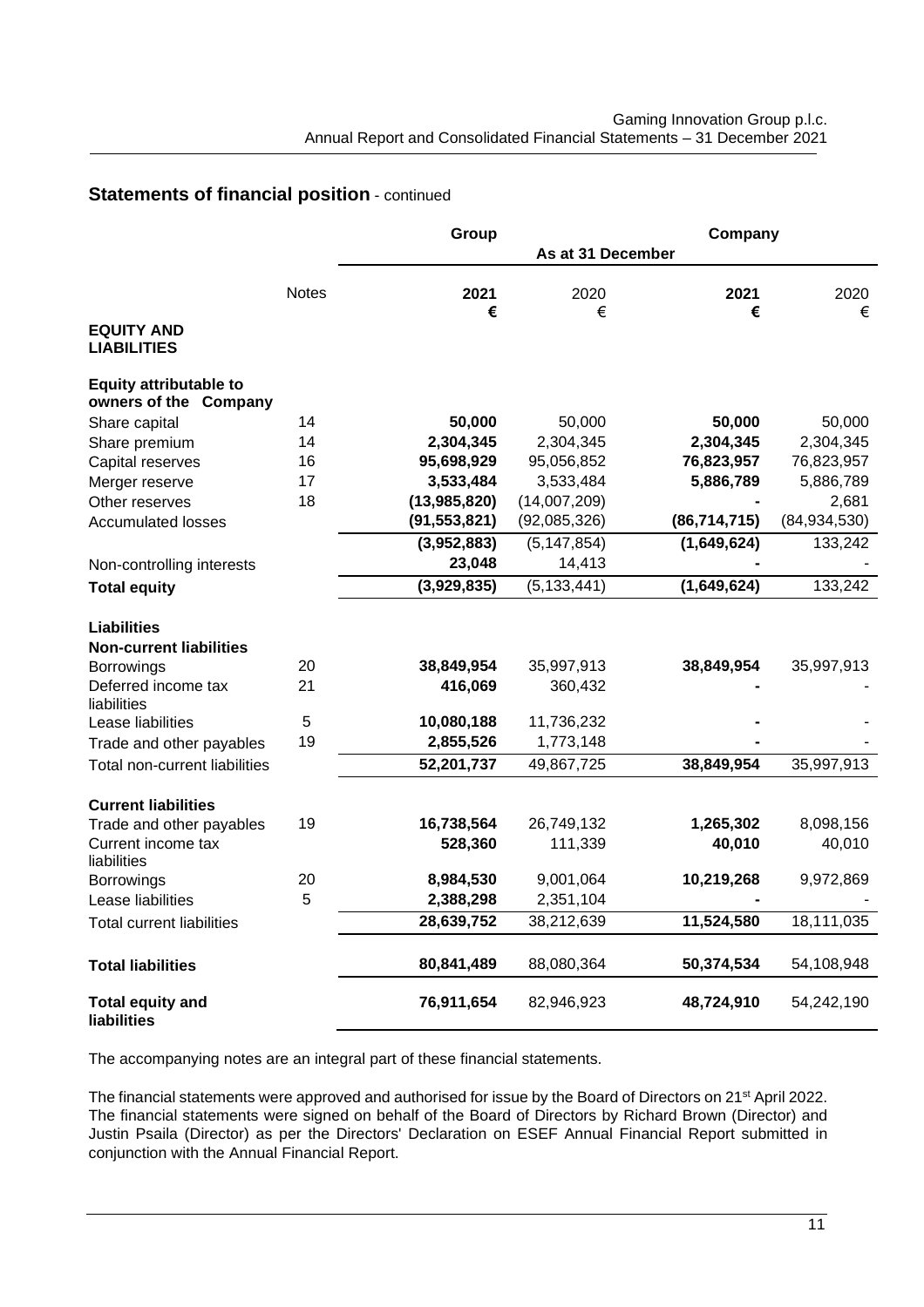## Statements of financial position - continued

| | | Group | | Company | |
|---|---|---|---|---|---|
| | | As at 31 December | | | |
| | Notes | **2021** | 2020 | **2021** | 2020 |
| | | **€** | € | **€** | € |
| **EQUITY AND LIABILITIES** | | | | | |
| **Equity attributable to owners of the Company** | | | | | |
| Share capital | 14 | **50,000** | 50,000 | **50,000** | 50,000 |
| Share premium | 14 | **2,304,345** | 2,304,345 | **2,304,345** | 2,304,345 |
| Capital reserves | 16 | **95,698,929** | 95,056,852 | **76,823,957** | 76,823,957 |
| Merger reserve | 17 | **3,533,484** | 3,533,484 | **5,886,789** | 5,886,789 |
| Other reserves | 18 | **(13,985,820)** | (14,007,209) | **-** | 2,681 |
| Accumulated losses | | **(91,553,821)** | (92,085,326) | **(86,714,715)** | (84,934,530) |
| | | **(3,952,883)** | (5,147,854) | **(1,649,624)** | 133,242 |
| Non-controlling interests | | **23,048** | 14,413 | **-** | - |
| **Total equity** | | **(3,929,835)** | (5,133,441) | **(1,649,624)** | 133,242 |
| **Liabilities** | | | | | |
| **Non-current liabilities** | | | | | |
| Borrowings | 20 | **38,849,954** | 35,997,913 | **38,849,954** | 35,997,913 |
| Deferred income tax liabilities | 21 | **416,069** | 360,432 | **-** | - |
| Lease liabilities | 5 | **10,080,188** | 11,736,232 | **-** | - |
| Trade and other payables | 19 | **2,855,526** | 1,773,148 | **-** | - |
| Total non-current liabilities | | **52,201,737** | 49,867,725 | **38,849,954** | 35,997,913 |
| **Current liabilities** | | | | | |
| Trade and other payables | 19 | **16,738,564** | 26,749,132 | **1,265,302** | 8,098,156 |
| Current income tax liabilities | | **528,360** | 111,339 | **40,010** | 40,010 |
| Borrowings | 20 | **8,984,530** | 9,001,064 | **10,219,268** | 9,972,869 |
| Lease liabilities | 5 | **2,388,298** | 2,351,104 | **-** | - |
| Total current liabilities | | **28,639,752** | 38,212,639 | **11,524,580** | 18,111,035 |
| **Total liabilities** | | **80,841,489** | 88,080,364 | **50,374,534** | 54,108,948 |
| **Total equity and liabilities** | | **76,911,654** | 82,946,923 | **48,724,910** | 54,242,190 |

The accompanying notes are an integral part of these financial statements.

The financial statements were approved and authorised for issue by the Board of Directors on 21st April 2022. The financial statements were signed on behalf of the Board of Directors by Richard Brown (Director) and Justin Psaila (Director) as per the Directors' Declaration on ESEF Annual Financial Report submitted in conjunction with the Annual Financial Report.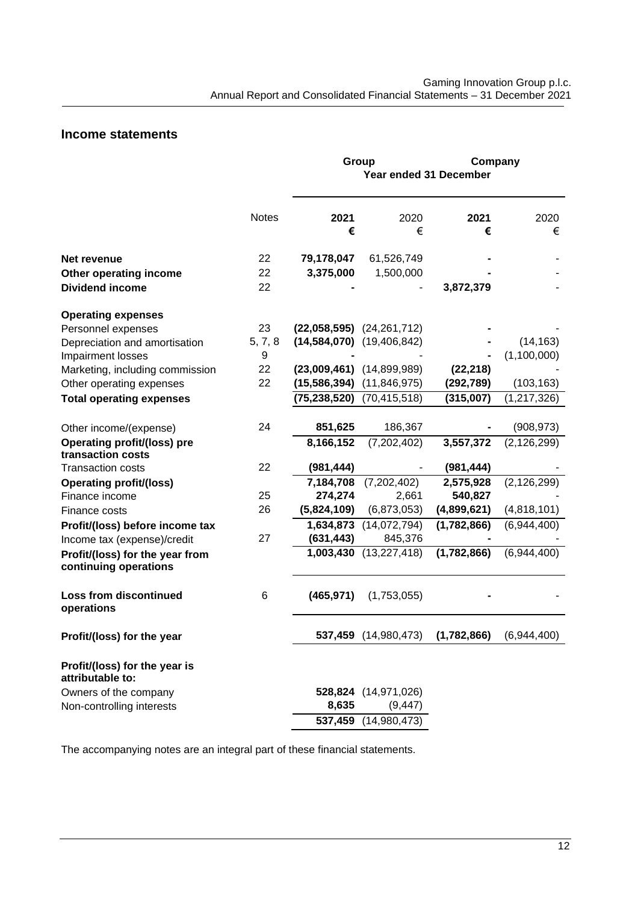## Income statements

| | Notes | Group | | Company | |
|---|---|---|---|---|---|
| | | Year ended 31 December | | | |
| | | **2021** | 2020 | **2021** | 2020 |
| | | **€** | € | **€** | € |
| **Net revenue** | 22 | **79,178,047** | 61,526,749 | **-** | - |
| **Other operating income** | 22 | **3,375,000** | 1,500,000 | **-** | - |
| **Dividend income** | 22 | **-** | - | **3,872,379** | - |
| **Operating expenses** | | | | | |
| Personnel expenses | 23 | **(22,058,595)** | (24,261,712) | **-** | - |
| Depreciation and amortisation | 5, 7, 8 | **(14,584,070)** | (19,406,842) | **-** | (14,163) |
| Impairment losses | 9 | **-** | - | **-** | (1,100,000) |
| Marketing, including commission | 22 | **(23,009,461)** | (14,899,989) | **(22,218)** | - |
| Other operating expenses | 22 | **(15,586,394)** | (11,846,975) | **(292,789)** | (103,163) |
| **Total operating expenses** | | **(75,238,520)** | (70,415,518) | **(315,007)** | (1,217,326) |
| Other income/(expense) | 24 | **851,625** | 186,367 | **-** | (908,973) |
| **Operating profit/(loss) pre transaction costs** | | **8,166,152** | (7,202,402) | **3,557,372** | (2,126,299) |
| Transaction costs | 22 | **(981,444)** | - | **(981,444)** | - |
| **Operating profit/(loss)** | | **7,184,708** | (7,202,402) | **2,575,928** | (2,126,299) |
| Finance income | 25 | **274,274** | 2,661 | **540,827** | - |
| Finance costs | 26 | **(5,824,109)** | (6,873,053) | **(4,899,621)** | (4,818,101) |
| **Profit/(loss) before income tax** | | **1,634,873** | (14,072,794) | **(1,782,866)** | (6,944,400) |
| Income tax (expense)/credit | 27 | **(631,443)** | 845,376 | **-** | - |
| **Profit/(loss) for the year from continuing operations** | | **1,003,430** | (13,227,418) | **(1,782,866)** | (6,944,400) |
| **Loss from discontinued operations** | 6 | **(465,971)** | (1,753,055) | **-** | - |
| **Profit/(loss) for the year** | | **537,459** | (14,980,473) | **(1,782,866)** | (6,944,400) |
| **Profit/(loss) for the year is attributable to:** | | | | | |
| Owners of the company | | **528,824** | (14,971,026) | | |
| Non-controlling interests | | **8,635** | (9,447) | | |
| | | **537,459** | (14,980,473) | | |

The accompanying notes are an integral part of these financial statements.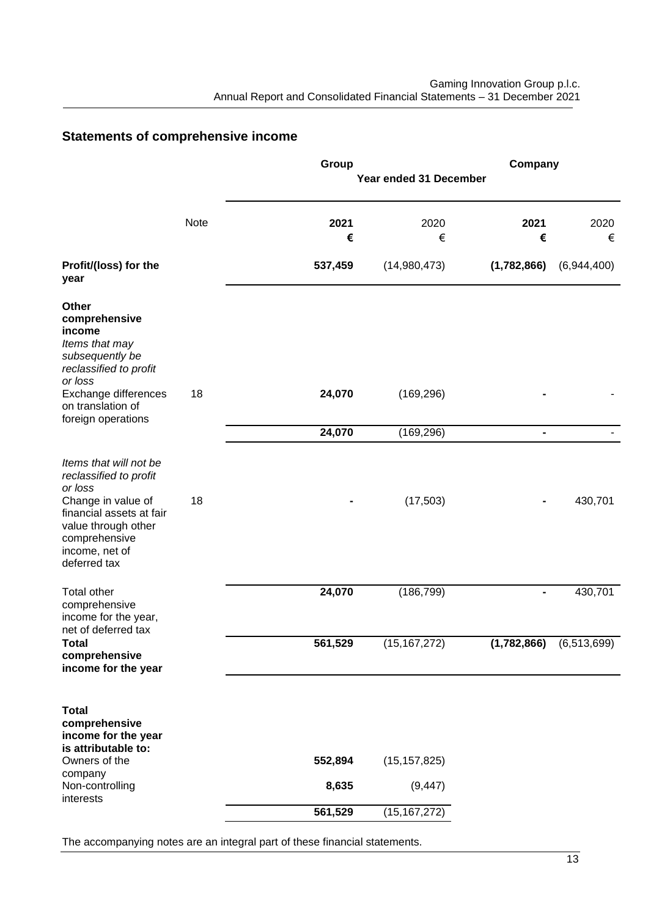## Statements of comprehensive income

| | Note | Group | | Company | |
|---|---|---|---|---|---|
| | | Year ended 31 December | | | |
| | | **2021** | 2020 | **2021** | 2020 |
| | | **€** | € | **€** | € |
| **Profit/(loss) for the year** | | **537,459** | (14,980,473) | **(1,782,866)** | (6,944,400) |
| **Other comprehensive income** | | | | | |
| *Items that may subsequently be reclassified to profit or loss* | | | | | |
| Exchange differences on translation of foreign operations | 18 | **24,070** | (169,296) | **-** | - |
| | | **24,070** | (169,296) | **-** | - |
| *Items that will not be reclassified to profit or loss* | | | | | |
| Change in value of financial assets at fair value through other comprehensive income, net of deferred tax | 18 | **-** | (17,503) | **-** | 430,701 |
| Total other comprehensive income for the year, net of deferred tax | | **24,070** | (186,799) | **-** | 430,701 |
| **Total comprehensive income for the year** | | **561,529** | (15,167,272) | **(1,782,866)** | (6,513,699) |
| **Total comprehensive income for the year is attributable to:** | | | | | |
| Owners of the company | | **552,894** | (15,157,825) | | |
| Non-controlling interests | | **8,635** | (9,447) | | |
| | | **561,529** | (15,167,272) | | |

The accompanying notes are an integral part of these financial statements.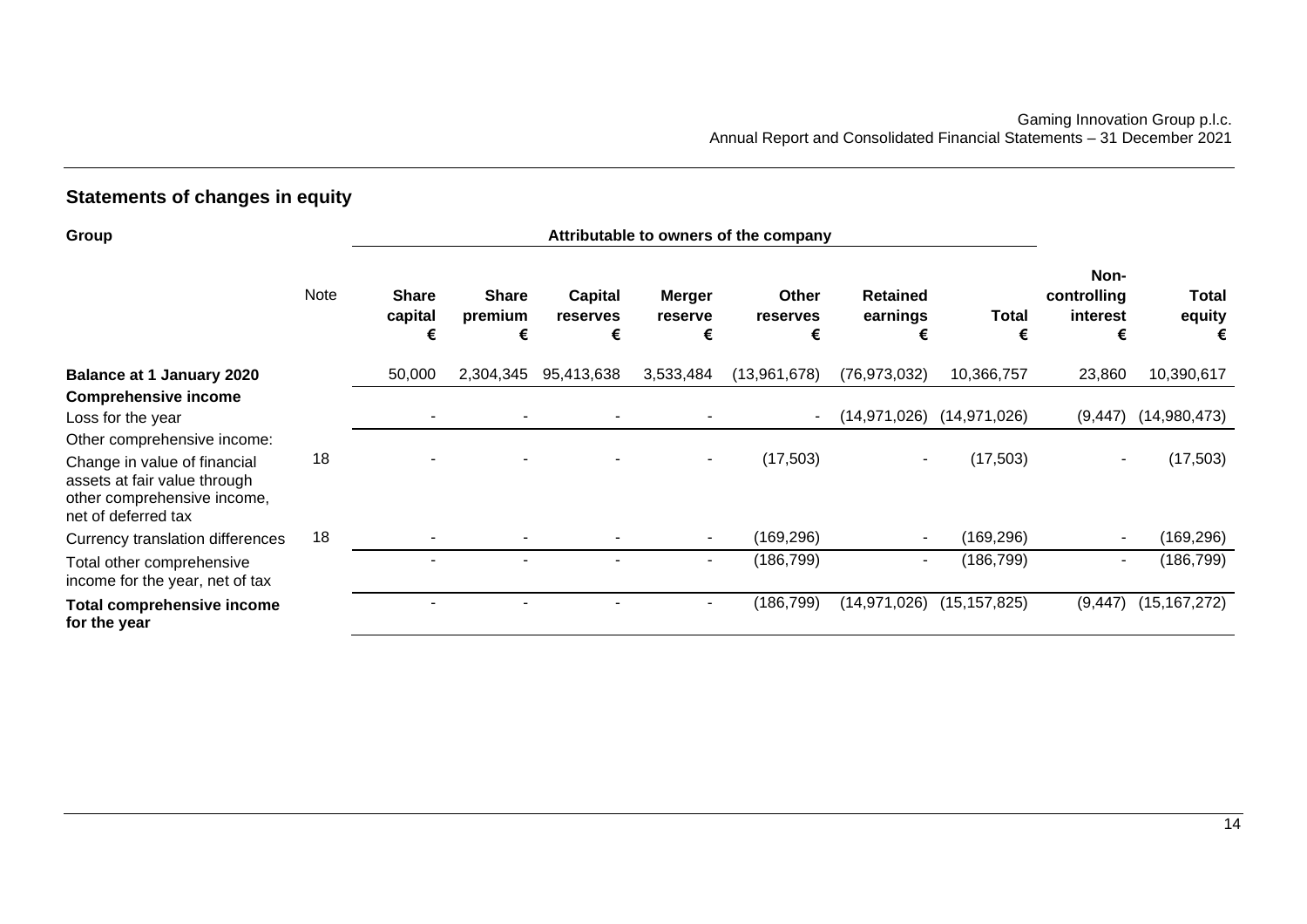## Statements of changes in equity

| Group | | Attributable to owners of the company | | | | | | | | |
|---|---|---|---|---|---|---|---|---|---|---|
| | Note | Share capital € | Share premium € | Capital reserves € | Merger reserve € | Other reserves € | Retained earnings € | Total € | Non-controlling interest € | Total equity € |
| **Balance at 1 January 2020** | | 50,000 | 2,304,345 | 95,413,638 | 3,533,484 | (13,961,678) | (76,973,032) | 10,366,757 | 23,860 | 10,390,617 |
| **Comprehensive income** | | | | | | | | | | |
| Loss for the year | | - | - | - | - | - | (14,971,026) | (14,971,026) | (9,447) | (14,980,473) |
| Other comprehensive income: | | | | | | | | | | |
| Change in value of financial assets at fair value through other comprehensive income, net of deferred tax | 18 | - | - | - | - | (17,503) | - | (17,503) | - | (17,503) |
| Currency translation differences | 18 | - | - | - | - | (169,296) | - | (169,296) | - | (169,296) |
| Total other comprehensive income for the year, net of tax | | - | - | - | - | (186,799) | - | (186,799) | - | (186,799) |
| **Total comprehensive income for the year** | | - | - | - | - | (186,799) | (14,971,026) | (15,157,825) | (9,447) | (15,167,272) |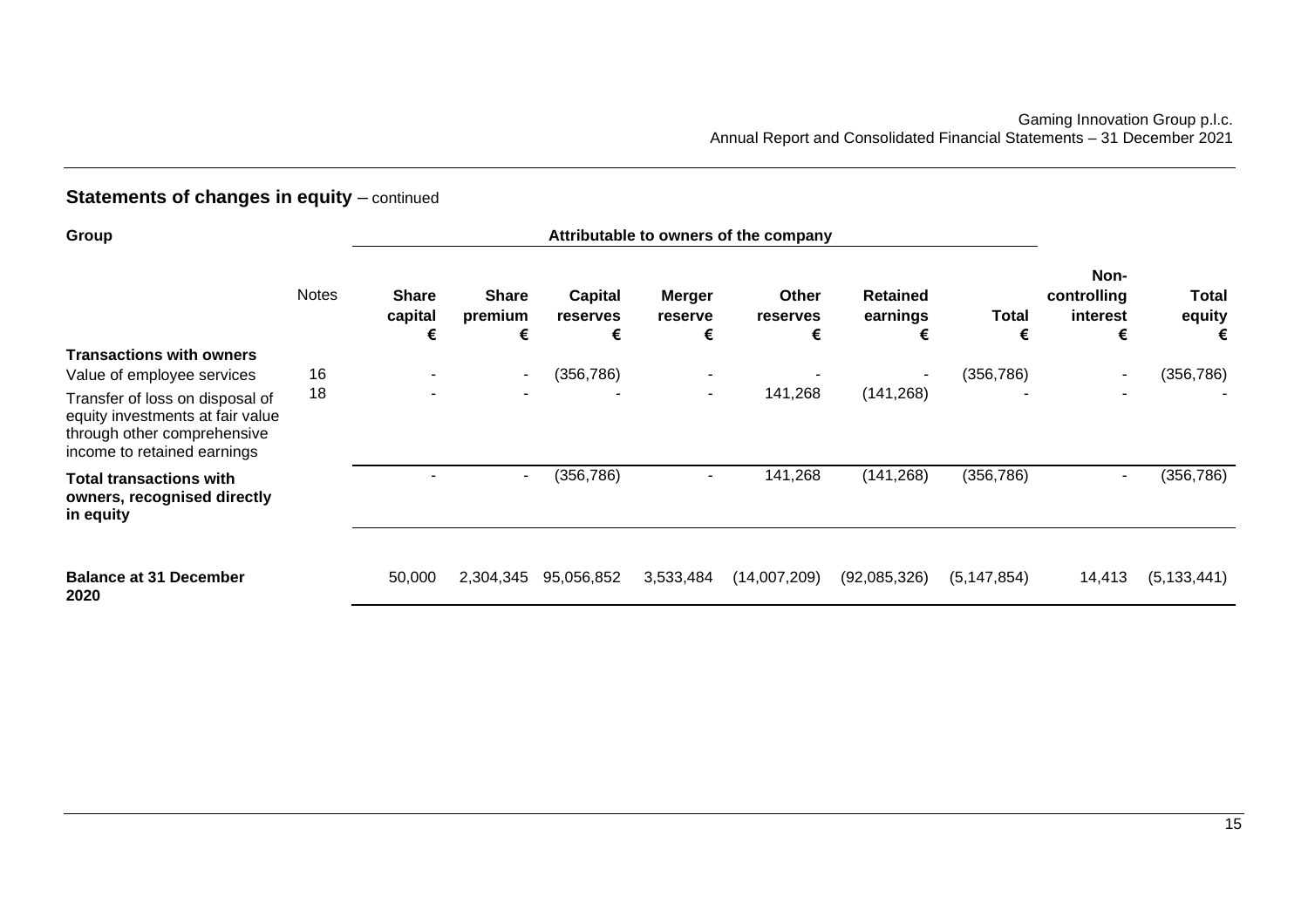## Statements of changes in equity – continued

| Group | | Attributable to owners of the company | | | | | | | | |
|---|---|---|---|---|---|---|---|---|---|---|
| | Notes | Share capital € | Share premium € | Capital reserves € | Merger reserve € | Other reserves € | Retained earnings € | Total € | Non-controlling interest € | Total equity € |
| **Transactions with owners** | | | | | | | | | | |
| Value of employee services | 16 | - | - | (356,786) | - | - | - | (356,786) | - | (356,786) |
| Transfer of loss on disposal of equity investments at fair value through other comprehensive income to retained earnings | 18 | - | - | - | - | 141,268 | (141,268) | - | - | - |
| **Total transactions with owners, recognised directly in equity** | | - | - | (356,786) | - | 141,268 | (141,268) | (356,786) | - | (356,786) |
| **Balance at 31 December 2020** | | 50,000 | 2,304,345 | 95,056,852 | 3,533,484 | (14,007,209) | (92,085,326) | (5,147,854) | 14,413 | (5,133,441) |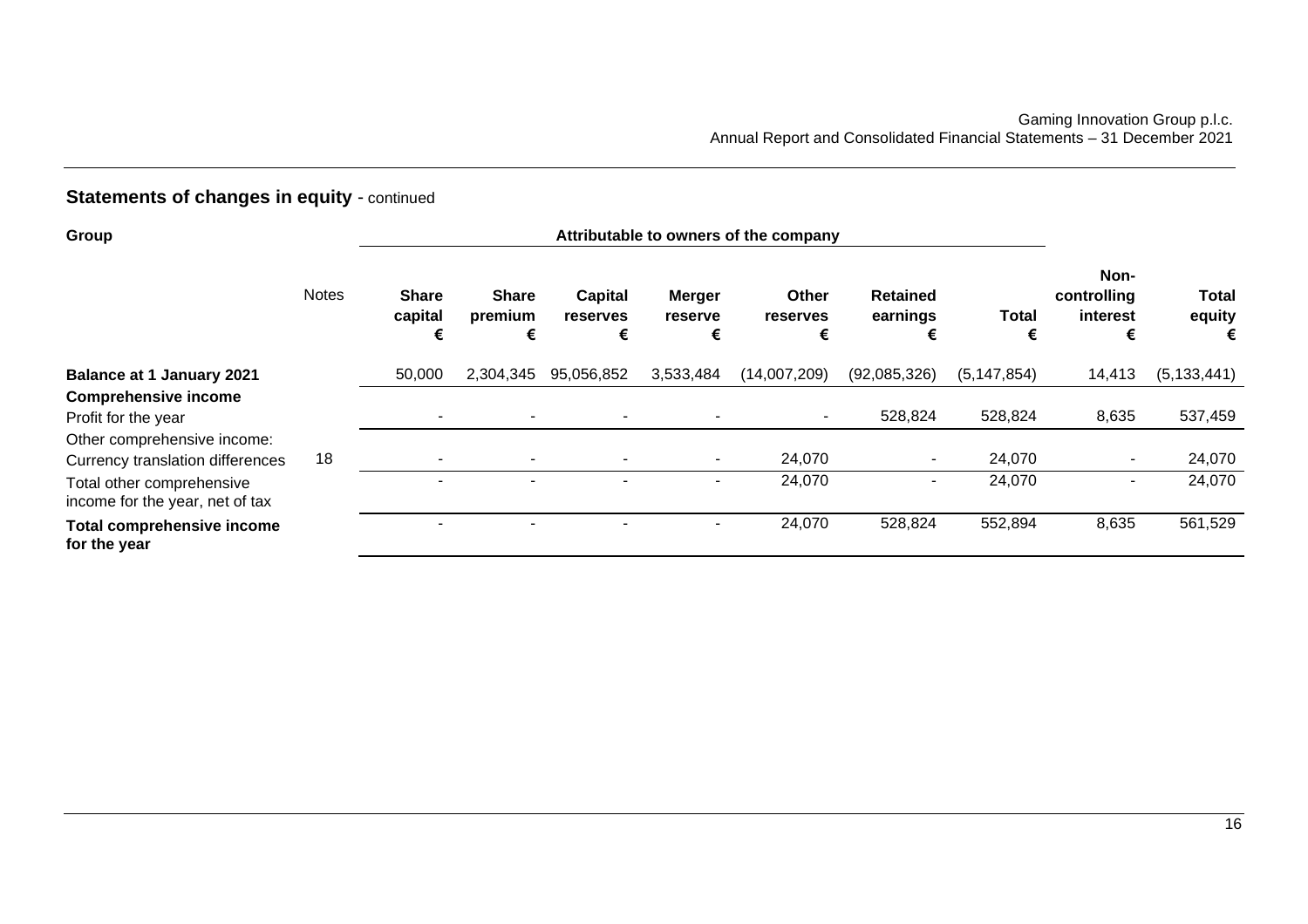## Statements of changes in equity - continued

| Group | Notes | Attributable to owners of the company | | | | | | | | |
|---|---|---|---|---|---|---|---|---|---|---|
| | | Share capital € | Share premium € | Capital reserves € | Merger reserve € | Other reserves € | Retained earnings € | Total € | Non-controlling interest € | Total equity € |
| **Balance at 1 January 2021** | | 50,000 | 2,304,345 | 95,056,852 | 3,533,484 | (14,007,209) | (92,085,326) | (5,147,854) | 14,413 | (5,133,441) |
| **Comprehensive income** | | | | | | | | | | |
| Profit for the year | | - | - | - | - | - | 528,824 | 528,824 | 8,635 | 537,459 |
| Other comprehensive income: | | | | | | | | | | |
| Currency translation differences | 18 | - | - | - | - | 24,070 | - | 24,070 | - | 24,070 |
| Total other comprehensive income for the year, net of tax | | - | - | - | - | 24,070 | - | 24,070 | - | 24,070 |
| **Total comprehensive income for the year** | | - | - | - | - | 24,070 | 528,824 | 552,894 | 8,635 | 561,529 |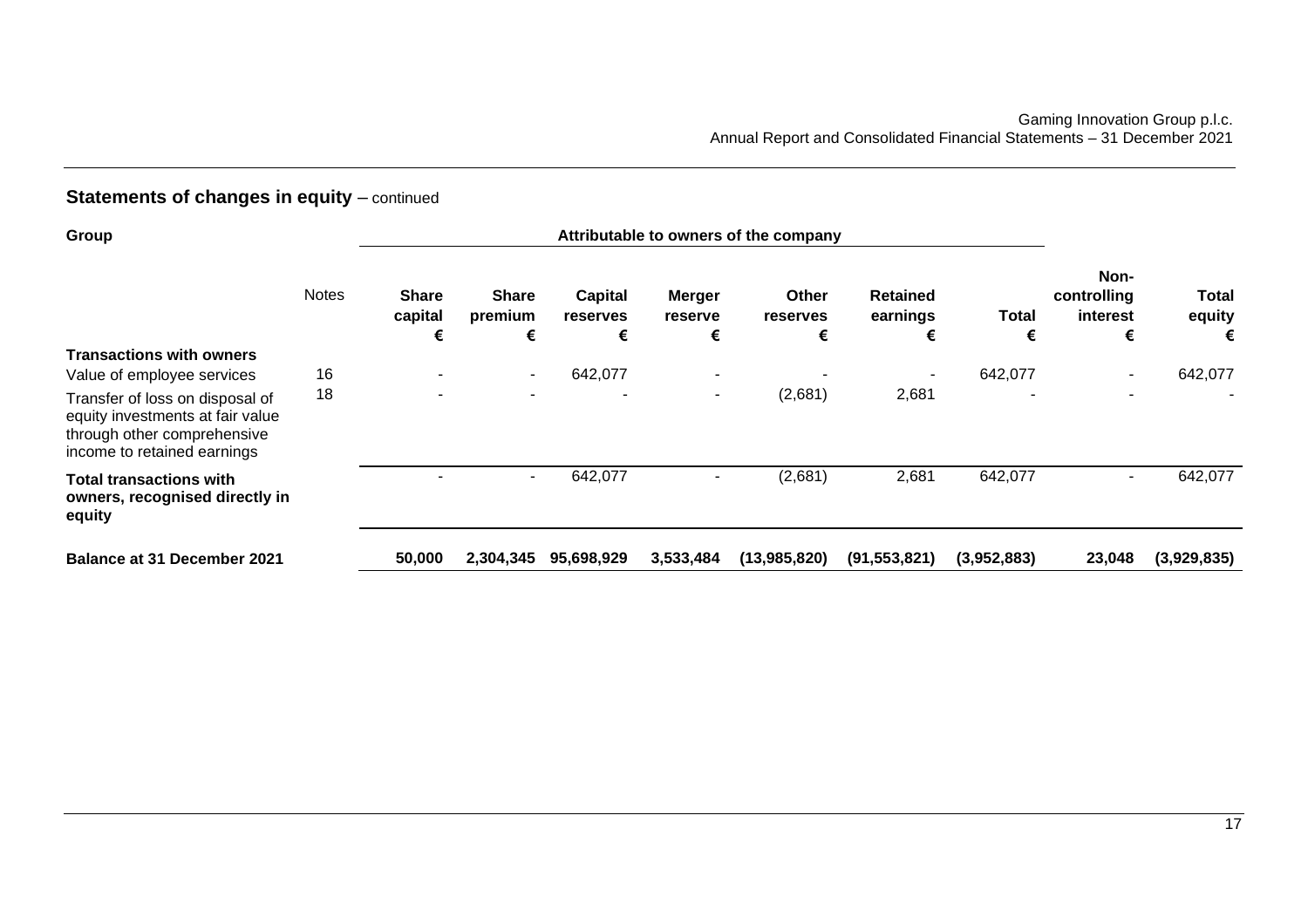## Statements of changes in equity – continued

| Group | Notes | Attributable to owners of the company | | | | | | | | |
|---|---|---|---|---|---|---|---|---|---|---|
| | | Share capital € | Share premium € | Capital reserves € | Merger reserve € | Other reserves € | Retained earnings € | Total € | Non-controlling interest € | Total equity € |
| **Transactions with owners** | | | | | | | | | | |
| Value of employee services | 16 | - | - | 642,077 | - | - | - | 642,077 | - | 642,077 |
| Transfer of loss on disposal of equity investments at fair value through other comprehensive income to retained earnings | 18 | - | - | - | - | (2,681) | 2,681 | - | - | - |
| **Total transactions with owners, recognised directly in equity** | | - | - | 642,077 | - | (2,681) | 2,681 | 642,077 | - | 642,077 |
| **Balance at 31 December 2021** | | **50,000** | **2,304,345** | **95,698,929** | **3,533,484** | **(13,985,820)** | **(91,553,821)** | **(3,952,883)** | **23,048** | **(3,929,835)** |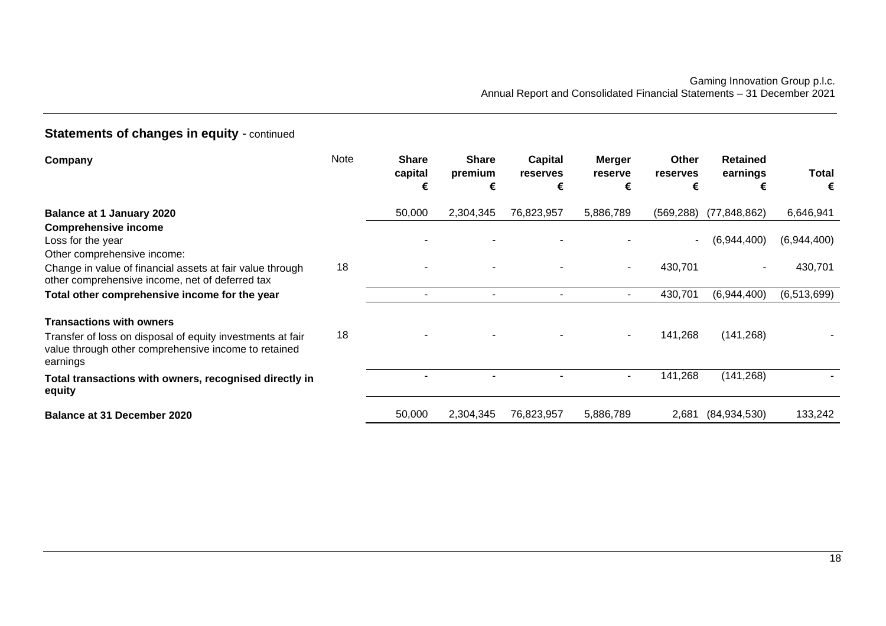## Statements of changes in equity - continued

| Company | Note | Share capital € | Share premium € | Capital reserves € | Merger reserve € | Other reserves € | Retained earnings € | Total € |
|---|---|---|---|---|---|---|---|---|
| **Balance at 1 January 2020** | | 50,000 | 2,304,345 | 76,823,957 | 5,886,789 | (569,288) | (77,848,862) | 6,646,941 |
| **Comprehensive income** | | | | | | | | |
| Loss for the year | | - | - | - | - | - | (6,944,400) | (6,944,400) |
| Other comprehensive income: | | | | | | | | |
| Change in value of financial assets at fair value through other comprehensive income, net of deferred tax | 18 | - | - | - | - | 430,701 | - | 430,701 |
| **Total other comprehensive income for the year** | | - | - | - | - | 430,701 | (6,944,400) | (6,513,699) |
| **Transactions with owners** | | | | | | | | |
| Transfer of loss on disposal of equity investments at fair value through other comprehensive income to retained earnings | 18 | - | - | - | - | 141,268 | (141,268) | - |
| **Total transactions with owners, recognised directly in equity** | | - | - | - | - | 141,268 | (141,268) | - |
| **Balance at 31 December 2020** | | 50,000 | 2,304,345 | 76,823,957 | 5,886,789 | 2,681 | (84,934,530) | 133,242 |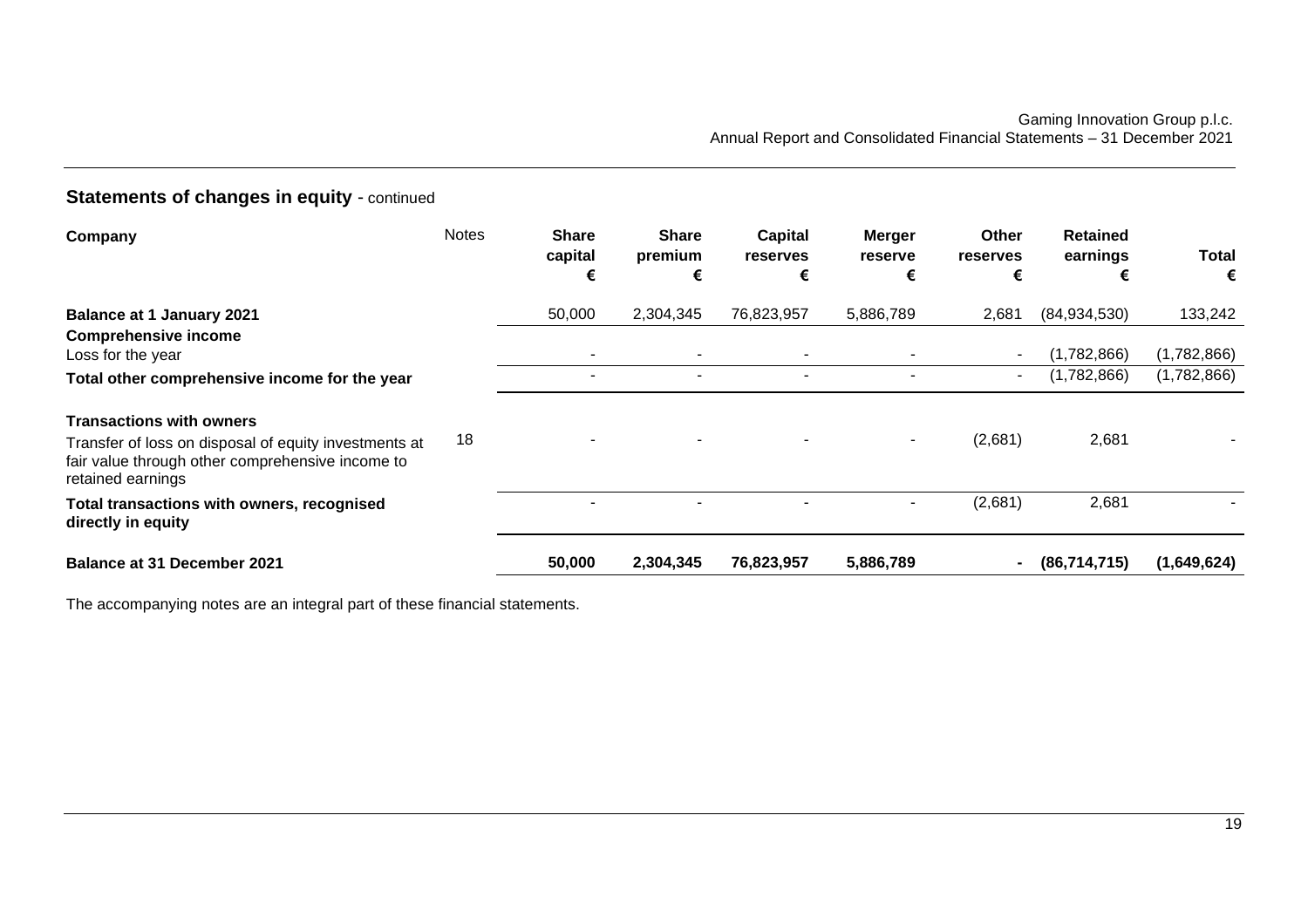## Statements of changes in equity - continued

| Company | Notes | Share capital € | Share premium € | Capital reserves € | Merger reserve € | Other reserves € | Retained earnings € | Total € |
|---|---|---|---|---|---|---|---|---|
| **Balance at 1 January 2021** | | 50,000 | 2,304,345 | 76,823,957 | 5,886,789 | 2,681 | (84,934,530) | 133,242 |
| **Comprehensive income** | | | | | | | | |
| Loss for the year | | - | - | - | - | - | (1,782,866) | (1,782,866) |
| **Total other comprehensive income for the year** | | - | - | - | - | - | (1,782,866) | (1,782,866) |
| **Transactions with owners** | | | | | | | | |
| Transfer of loss on disposal of equity investments at fair value through other comprehensive income to retained earnings | 18 | - | - | - | - | (2,681) | 2,681 | - |
| **Total transactions with owners, recognised directly in equity** | | - | - | - | - | (2,681) | 2,681 | - |
| **Balance at 31 December 2021** | | **50,000** | **2,304,345** | **76,823,957** | **5,886,789** | **-** | **(86,714,715)** | **(1,649,624)** |

The accompanying notes are an integral part of these financial statements.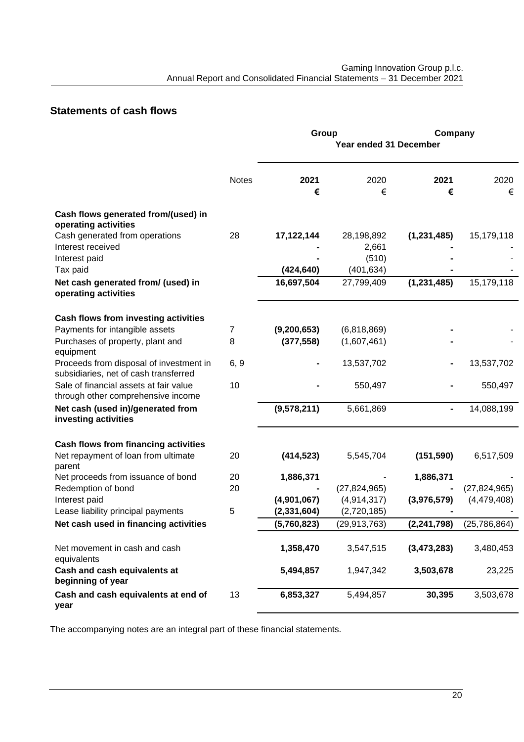## Statements of cash flows

| | Notes | Group | | Company | |
|---|---|---|---|---|---|
| | | Year ended 31 December | | | |
| | | **2021** | 2020 | **2021** | 2020 |
| | | **€** | € | **€** | € |
| **Cash flows generated from/(used) in operating activities** | | | | | |
| Cash generated from operations | 28 | **17,122,144** | 28,198,892 | **(1,231,485)** | 15,179,118 |
| Interest received | | **-** | 2,661 | **-** | - |
| Interest paid | | **-** | (510) | **-** | - |
| Tax paid | | **(424,640)** | (401,634) | **-** | - |
| **Net cash generated from/ (used) in operating activities** | | **16,697,504** | 27,799,409 | **(1,231,485)** | 15,179,118 |
| **Cash flows from investing activities** | | | | | |
| Payments for intangible assets | 7 | **(9,200,653)** | (6,818,869) | **-** | - |
| Purchases of property, plant and equipment | 8 | **(377,558)** | (1,607,461) | **-** | - |
| Proceeds from disposal of investment in subsidiaries, net of cash transferred | 6, 9 | **-** | 13,537,702 | **-** | 13,537,702 |
| Sale of financial assets at fair value through other comprehensive income | 10 | **-** | 550,497 | **-** | 550,497 |
| **Net cash (used in)/generated from investing activities** | | **(9,578,211)** | 5,661,869 | **-** | 14,088,199 |
| **Cash flows from financing activities** | | | | | |
| Net repayment of loan from ultimate parent | 20 | **(414,523)** | 5,545,704 | **(151,590)** | 6,517,509 |
| Net proceeds from issuance of bond | 20 | **1,886,371** | - | **1,886,371** | - |
| Redemption of bond | 20 | **-** | (27,824,965) | **-** | (27,824,965) |
| Interest paid | | **(4,901,067)** | (4,914,317) | **(3,976,579)** | (4,479,408) |
| Lease liability principal payments | 5 | **(2,331,604)** | (2,720,185) | **-** | - |
| **Net cash used in financing activities** | | **(5,760,823)** | (29,913,763) | **(2,241,798)** | (25,786,864) |
| Net movement in cash and cash equivalents | | **1,358,470** | 3,547,515 | **(3,473,283)** | 3,480,453 |
| **Cash and cash equivalents at beginning of year** | | **5,494,857** | 1,947,342 | **3,503,678** | 23,225 |
| **Cash and cash equivalents at end of year** | 13 | **6,853,327** | 5,494,857 | **30,395** | 3,503,678 |

The accompanying notes are an integral part of these financial statements.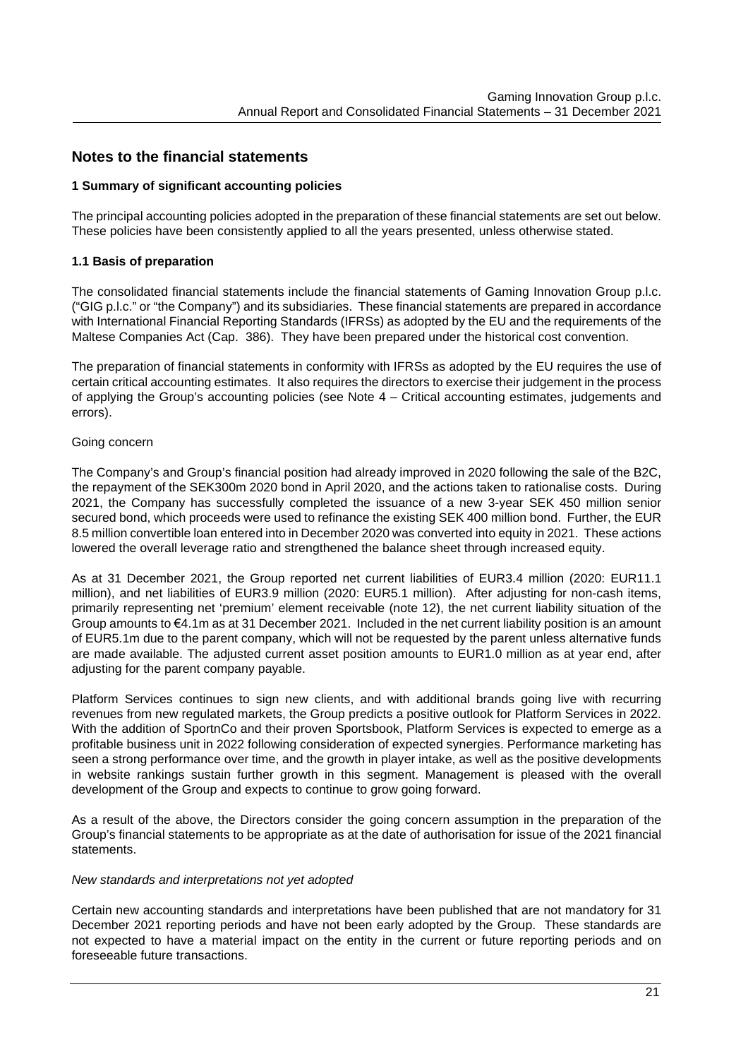## Notes to the financial statements

### 1 Summary of significant accounting policies

The principal accounting policies adopted in the preparation of these financial statements are set out below. These policies have been consistently applied to all the years presented, unless otherwise stated.

### 1.1 Basis of preparation

The consolidated financial statements include the financial statements of Gaming Innovation Group p.l.c. ("GIG p.l.c." or "the Company") and its subsidiaries. These financial statements are prepared in accordance with International Financial Reporting Standards (IFRSs) as adopted by the EU and the requirements of the Maltese Companies Act (Cap. 386). They have been prepared under the historical cost convention.

The preparation of financial statements in conformity with IFRSs as adopted by the EU requires the use of certain critical accounting estimates. It also requires the directors to exercise their judgement in the process of applying the Group's accounting policies (see Note 4 – Critical accounting estimates, judgements and errors).

Going concern

The Company's and Group's financial position had already improved in 2020 following the sale of the B2C, the repayment of the SEK300m 2020 bond in April 2020, and the actions taken to rationalise costs. During 2021, the Company has successfully completed the issuance of a new 3-year SEK 450 million senior secured bond, which proceeds were used to refinance the existing SEK 400 million bond. Further, the EUR 8.5 million convertible loan entered into in December 2020 was converted into equity in 2021. These actions lowered the overall leverage ratio and strengthened the balance sheet through increased equity.

As at 31 December 2021, the Group reported net current liabilities of EUR3.4 million (2020: EUR11.1 million), and net liabilities of EUR3.9 million (2020: EUR5.1 million). After adjusting for non-cash items, primarily representing net 'premium' element receivable (note 12), the net current liability situation of the Group amounts to €4.1m as at 31 December 2021. Included in the net current liability position is an amount of EUR5.1m due to the parent company, which will not be requested by the parent unless alternative funds are made available. The adjusted current asset position amounts to EUR1.0 million as at year end, after adjusting for the parent company payable.

Platform Services continues to sign new clients, and with additional brands going live with recurring revenues from new regulated markets, the Group predicts a positive outlook for Platform Services in 2022. With the addition of SportnCo and their proven Sportsbook, Platform Services is expected to emerge as a profitable business unit in 2022 following consideration of expected synergies. Performance marketing has seen a strong performance over time, and the growth in player intake, as well as the positive developments in website rankings sustain further growth in this segment. Management is pleased with the overall development of the Group and expects to continue to grow going forward.

As a result of the above, the Directors consider the going concern assumption in the preparation of the Group's financial statements to be appropriate as at the date of authorisation for issue of the 2021 financial statements.

*New standards and interpretations not yet adopted*

Certain new accounting standards and interpretations have been published that are not mandatory for 31 December 2021 reporting periods and have not been early adopted by the Group. These standards are not expected to have a material impact on the entity in the current or future reporting periods and on foreseeable future transactions.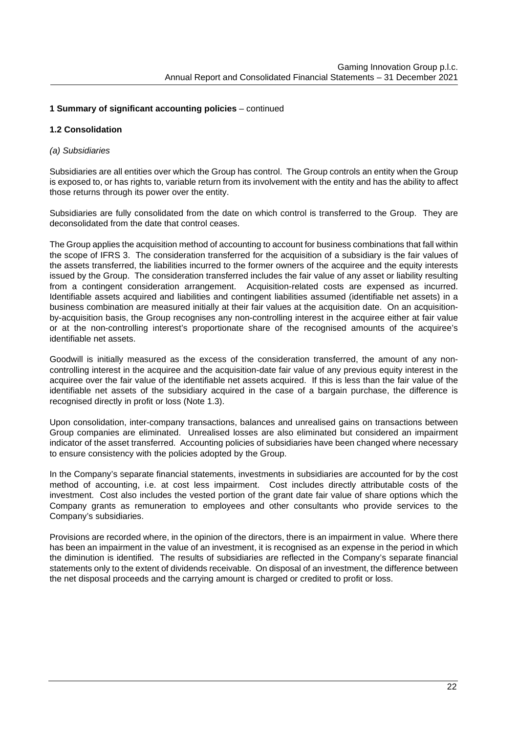**1 Summary of significant accounting policies** – continued

**1.2 Consolidation**

*(a) Subsidiaries*

Subsidiaries are all entities over which the Group has control. The Group controls an entity when the Group is exposed to, or has rights to, variable return from its involvement with the entity and has the ability to affect those returns through its power over the entity.

Subsidiaries are fully consolidated from the date on which control is transferred to the Group. They are deconsolidated from the date that control ceases.

The Group applies the acquisition method of accounting to account for business combinations that fall within the scope of IFRS 3. The consideration transferred for the acquisition of a subsidiary is the fair values of the assets transferred, the liabilities incurred to the former owners of the acquiree and the equity interests issued by the Group. The consideration transferred includes the fair value of any asset or liability resulting from a contingent consideration arrangement. Acquisition-related costs are expensed as incurred. Identifiable assets acquired and liabilities and contingent liabilities assumed (identifiable net assets) in a business combination are measured initially at their fair values at the acquisition date. On an acquisition-by-acquisition basis, the Group recognises any non-controlling interest in the acquiree either at fair value or at the non-controlling interest's proportionate share of the recognised amounts of the acquiree's identifiable net assets.

Goodwill is initially measured as the excess of the consideration transferred, the amount of any non-controlling interest in the acquiree and the acquisition-date fair value of any previous equity interest in the acquiree over the fair value of the identifiable net assets acquired. If this is less than the fair value of the identifiable net assets of the subsidiary acquired in the case of a bargain purchase, the difference is recognised directly in profit or loss (Note 1.3).

Upon consolidation, inter-company transactions, balances and unrealised gains on transactions between Group companies are eliminated. Unrealised losses are also eliminated but considered an impairment indicator of the asset transferred. Accounting policies of subsidiaries have been changed where necessary to ensure consistency with the policies adopted by the Group.

In the Company's separate financial statements, investments in subsidiaries are accounted for by the cost method of accounting, i.e. at cost less impairment. Cost includes directly attributable costs of the investment. Cost also includes the vested portion of the grant date fair value of share options which the Company grants as remuneration to employees and other consultants who provide services to the Company's subsidiaries.

Provisions are recorded where, in the opinion of the directors, there is an impairment in value. Where there has been an impairment in the value of an investment, it is recognised as an expense in the period in which the diminution is identified. The results of subsidiaries are reflected in the Company's separate financial statements only to the extent of dividends receivable. On disposal of an investment, the difference between the net disposal proceeds and the carrying amount is charged or credited to profit or loss.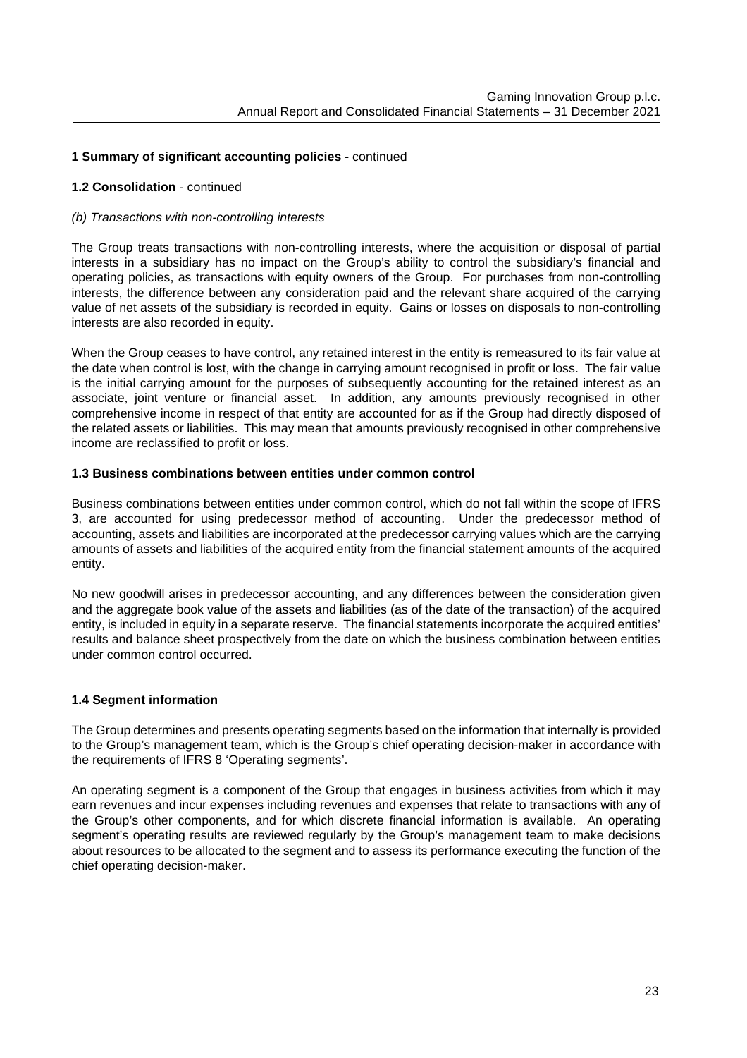**1 Summary of significant accounting policies** - continued

**1.2 Consolidation** - continued

*(b) Transactions with non-controlling interests*

The Group treats transactions with non-controlling interests, where the acquisition or disposal of partial interests in a subsidiary has no impact on the Group's ability to control the subsidiary's financial and operating policies, as transactions with equity owners of the Group. For purchases from non-controlling interests, the difference between any consideration paid and the relevant share acquired of the carrying value of net assets of the subsidiary is recorded in equity. Gains or losses on disposals to non-controlling interests are also recorded in equity.

When the Group ceases to have control, any retained interest in the entity is remeasured to its fair value at the date when control is lost, with the change in carrying amount recognised in profit or loss. The fair value is the initial carrying amount for the purposes of subsequently accounting for the retained interest as an associate, joint venture or financial asset. In addition, any amounts previously recognised in other comprehensive income in respect of that entity are accounted for as if the Group had directly disposed of the related assets or liabilities. This may mean that amounts previously recognised in other comprehensive income are reclassified to profit or loss.

**1.3 Business combinations between entities under common control**

Business combinations between entities under common control, which do not fall within the scope of IFRS 3, are accounted for using predecessor method of accounting. Under the predecessor method of accounting, assets and liabilities are incorporated at the predecessor carrying values which are the carrying amounts of assets and liabilities of the acquired entity from the financial statement amounts of the acquired entity.

No new goodwill arises in predecessor accounting, and any differences between the consideration given and the aggregate book value of the assets and liabilities (as of the date of the transaction) of the acquired entity, is included in equity in a separate reserve. The financial statements incorporate the acquired entities' results and balance sheet prospectively from the date on which the business combination between entities under common control occurred.

**1.4 Segment information**

The Group determines and presents operating segments based on the information that internally is provided to the Group's management team, which is the Group's chief operating decision-maker in accordance with the requirements of IFRS 8 'Operating segments'.

An operating segment is a component of the Group that engages in business activities from which it may earn revenues and incur expenses including revenues and expenses that relate to transactions with any of the Group's other components, and for which discrete financial information is available. An operating segment's operating results are reviewed regularly by the Group's management team to make decisions about resources to be allocated to the segment and to assess its performance executing the function of the chief operating decision-maker.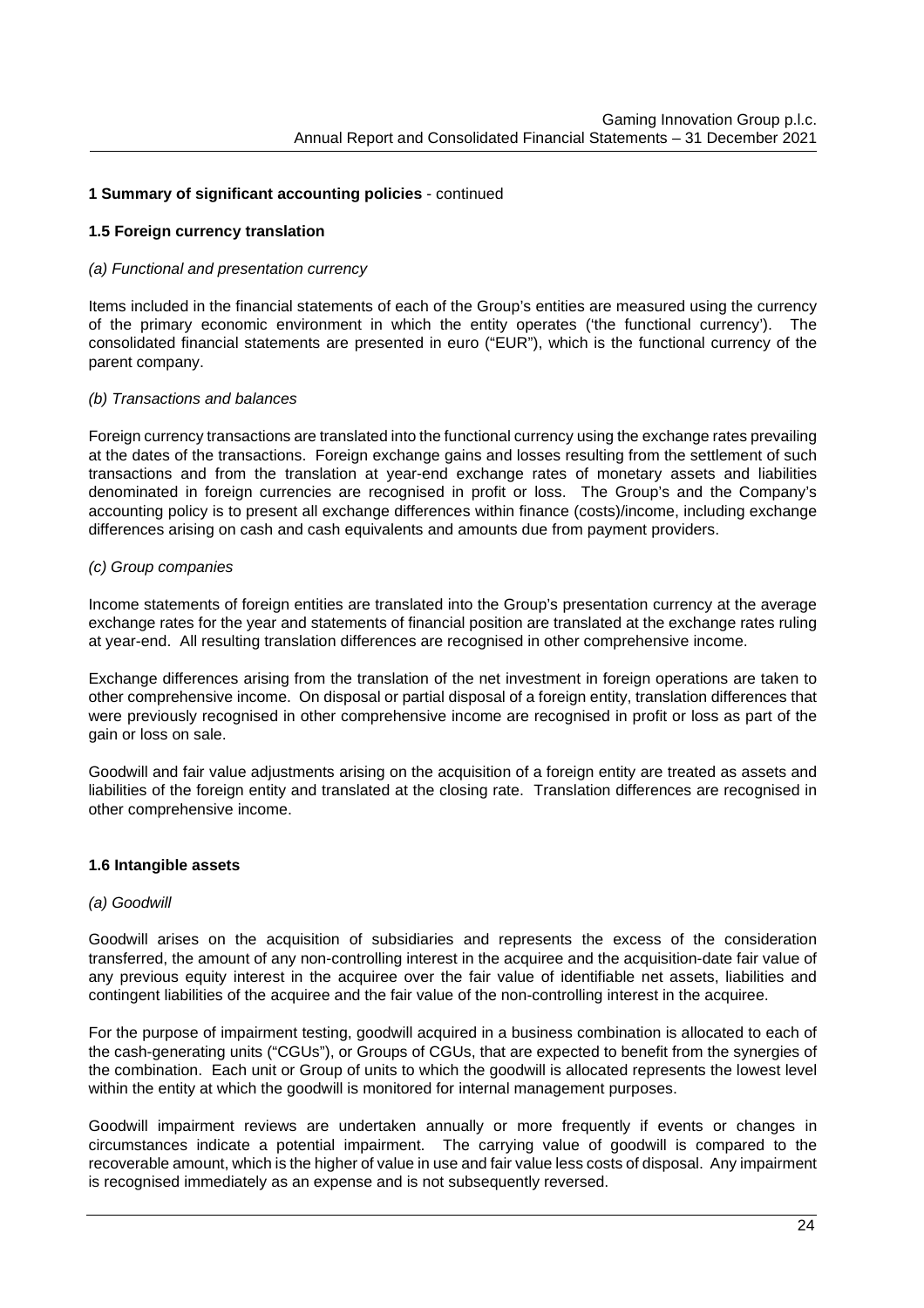**1 Summary of significant accounting policies** - continued

**1.5 Foreign currency translation**

*(a) Functional and presentation currency*

Items included in the financial statements of each of the Group's entities are measured using the currency of the primary economic environment in which the entity operates ('the functional currency'). The consolidated financial statements are presented in euro ("EUR"), which is the functional currency of the parent company.

*(b) Transactions and balances*

Foreign currency transactions are translated into the functional currency using the exchange rates prevailing at the dates of the transactions. Foreign exchange gains and losses resulting from the settlement of such transactions and from the translation at year-end exchange rates of monetary assets and liabilities denominated in foreign currencies are recognised in profit or loss. The Group's and the Company's accounting policy is to present all exchange differences within finance (costs)/income, including exchange differences arising on cash and cash equivalents and amounts due from payment providers.

*(c) Group companies*

Income statements of foreign entities are translated into the Group's presentation currency at the average exchange rates for the year and statements of financial position are translated at the exchange rates ruling at year-end. All resulting translation differences are recognised in other comprehensive income.

Exchange differences arising from the translation of the net investment in foreign operations are taken to other comprehensive income. On disposal or partial disposal of a foreign entity, translation differences that were previously recognised in other comprehensive income are recognised in profit or loss as part of the gain or loss on sale.

Goodwill and fair value adjustments arising on the acquisition of a foreign entity are treated as assets and liabilities of the foreign entity and translated at the closing rate. Translation differences are recognised in other comprehensive income.

**1.6 Intangible assets**

*(a) Goodwill*

Goodwill arises on the acquisition of subsidiaries and represents the excess of the consideration transferred, the amount of any non-controlling interest in the acquiree and the acquisition-date fair value of any previous equity interest in the acquiree over the fair value of identifiable net assets, liabilities and contingent liabilities of the acquiree and the fair value of the non-controlling interest in the acquiree.

For the purpose of impairment testing, goodwill acquired in a business combination is allocated to each of the cash-generating units ("CGUs"), or Groups of CGUs, that are expected to benefit from the synergies of the combination. Each unit or Group of units to which the goodwill is allocated represents the lowest level within the entity at which the goodwill is monitored for internal management purposes.

Goodwill impairment reviews are undertaken annually or more frequently if events or changes in circumstances indicate a potential impairment. The carrying value of goodwill is compared to the recoverable amount, which is the higher of value in use and fair value less costs of disposal. Any impairment is recognised immediately as an expense and is not subsequently reversed.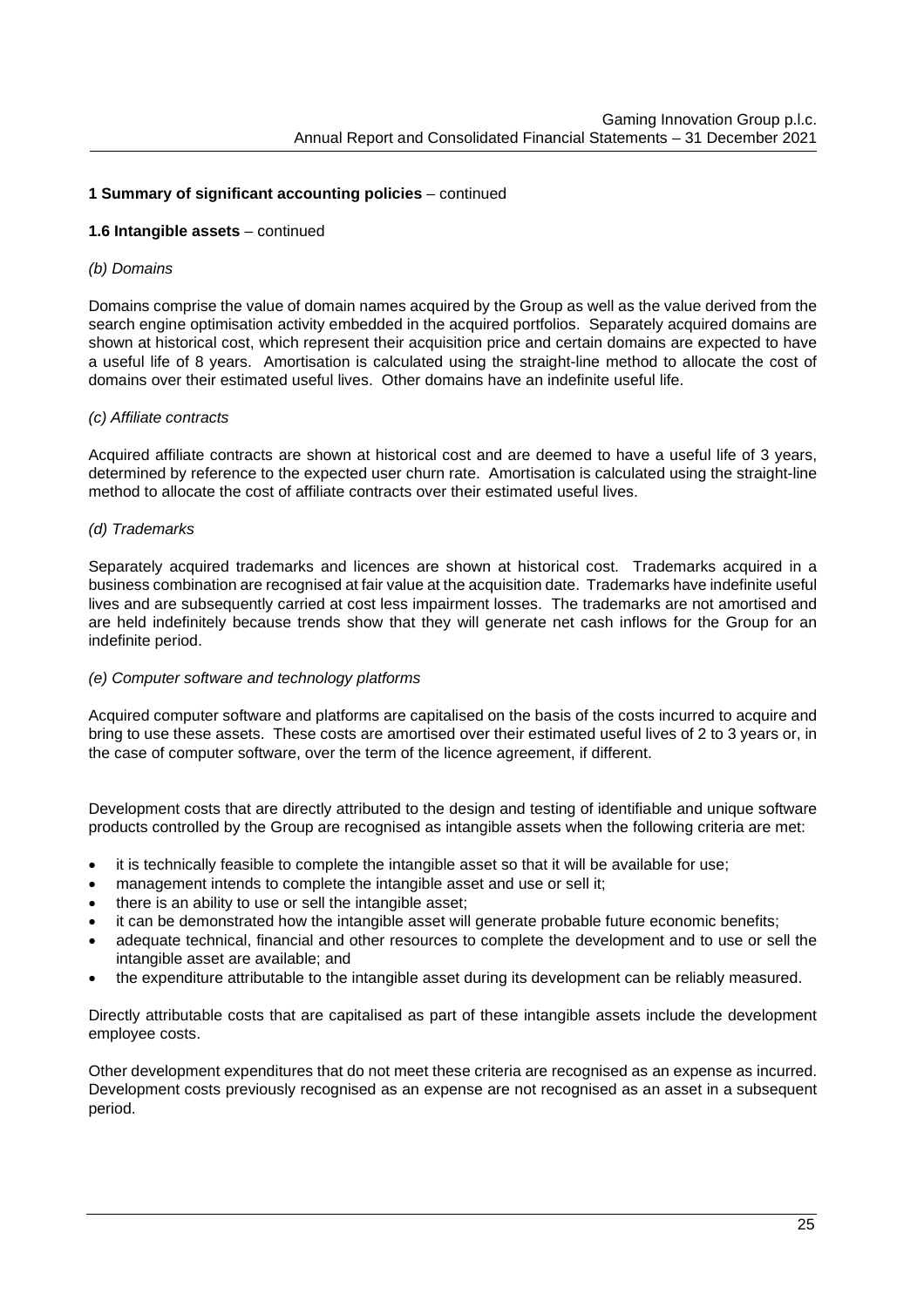**1 Summary of significant accounting policies** – continued

**1.6 Intangible assets** – continued

*(b) Domains*

Domains comprise the value of domain names acquired by the Group as well as the value derived from the search engine optimisation activity embedded in the acquired portfolios. Separately acquired domains are shown at historical cost, which represent their acquisition price and certain domains are expected to have a useful life of 8 years. Amortisation is calculated using the straight-line method to allocate the cost of domains over their estimated useful lives. Other domains have an indefinite useful life.

*(c) Affiliate contracts*

Acquired affiliate contracts are shown at historical cost and are deemed to have a useful life of 3 years, determined by reference to the expected user churn rate. Amortisation is calculated using the straight-line method to allocate the cost of affiliate contracts over their estimated useful lives.

*(d) Trademarks*

Separately acquired trademarks and licences are shown at historical cost. Trademarks acquired in a business combination are recognised at fair value at the acquisition date. Trademarks have indefinite useful lives and are subsequently carried at cost less impairment losses. The trademarks are not amortised and are held indefinitely because trends show that they will generate net cash inflows for the Group for an indefinite period.

*(e) Computer software and technology platforms*

Acquired computer software and platforms are capitalised on the basis of the costs incurred to acquire and bring to use these assets. These costs are amortised over their estimated useful lives of 2 to 3 years or, in the case of computer software, over the term of the licence agreement, if different.

Development costs that are directly attributed to the design and testing of identifiable and unique software products controlled by the Group are recognised as intangible assets when the following criteria are met:

- it is technically feasible to complete the intangible asset so that it will be available for use;
- management intends to complete the intangible asset and use or sell it;
- there is an ability to use or sell the intangible asset;
- it can be demonstrated how the intangible asset will generate probable future economic benefits;
- adequate technical, financial and other resources to complete the development and to use or sell the intangible asset are available; and
- the expenditure attributable to the intangible asset during its development can be reliably measured.

Directly attributable costs that are capitalised as part of these intangible assets include the development employee costs.

Other development expenditures that do not meet these criteria are recognised as an expense as incurred. Development costs previously recognised as an expense are not recognised as an asset in a subsequent period.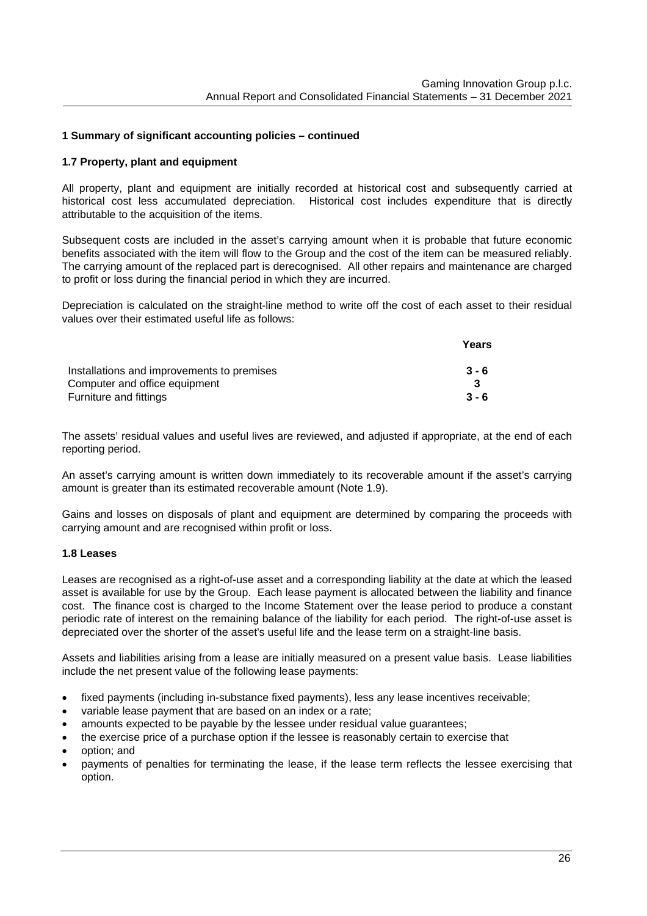## 1 Summary of significant accounting policies – continued

### 1.7 Property, plant and equipment

All property, plant and equipment are initially recorded at historical cost and subsequently carried at historical cost less accumulated depreciation. Historical cost includes expenditure that is directly attributable to the acquisition of the items.

Subsequent costs are included in the asset's carrying amount when it is probable that future economic benefits associated with the item will flow to the Group and the cost of the item can be measured reliably. The carrying amount of the replaced part is derecognised. All other repairs and maintenance are charged to profit or loss during the financial period in which they are incurred.

Depreciation is calculated on the straight-line method to write off the cost of each asset to their residual values over their estimated useful life as follows:

| | **Years** |
|---|---|
| Installations and improvements to premises | **3 - 6** |
| Computer and office equipment | **3** |
| Furniture and fittings | **3 - 6** |

The assets' residual values and useful lives are reviewed, and adjusted if appropriate, at the end of each reporting period.

An asset's carrying amount is written down immediately to its recoverable amount if the asset's carrying amount is greater than its estimated recoverable amount (Note 1.9).

Gains and losses on disposals of plant and equipment are determined by comparing the proceeds with carrying amount and are recognised within profit or loss.

### 1.8 Leases

Leases are recognised as a right-of-use asset and a corresponding liability at the date at which the leased asset is available for use by the Group. Each lease payment is allocated between the liability and finance cost. The finance cost is charged to the Income Statement over the lease period to produce a constant periodic rate of interest on the remaining balance of the liability for each period. The right-of-use asset is depreciated over the shorter of the asset's useful life and the lease term on a straight-line basis.

Assets and liabilities arising from a lease are initially measured on a present value basis. Lease liabilities include the net present value of the following lease payments:

- fixed payments (including in-substance fixed payments), less any lease incentives receivable;
- variable lease payment that are based on an index or a rate;
- amounts expected to be payable by the lessee under residual value guarantees;
- the exercise price of a purchase option if the lessee is reasonably certain to exercise that
- option; and
- payments of penalties for terminating the lease, if the lease term reflects the lessee exercising that option.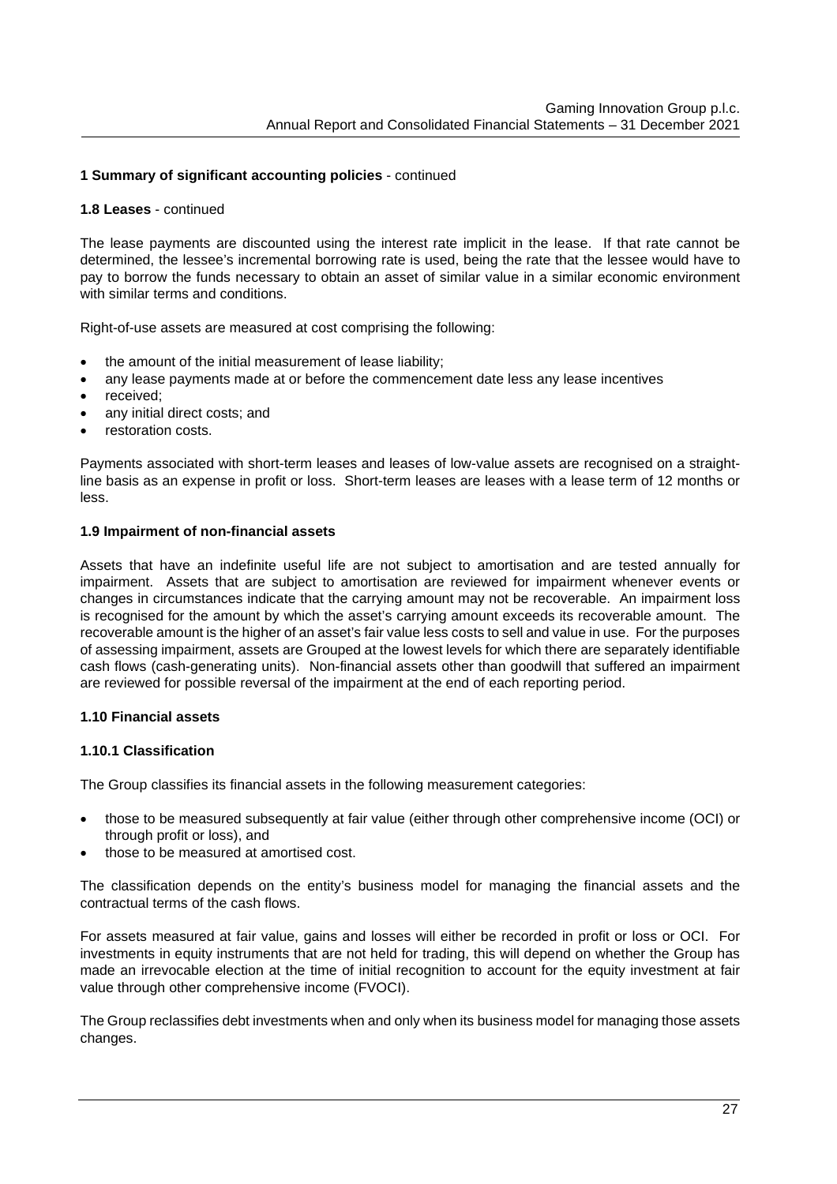**1 Summary of significant accounting policies** - continued

**1.8 Leases** - continued

The lease payments are discounted using the interest rate implicit in the lease. If that rate cannot be determined, the lessee's incremental borrowing rate is used, being the rate that the lessee would have to pay to borrow the funds necessary to obtain an asset of similar value in a similar economic environment with similar terms and conditions.

Right-of-use assets are measured at cost comprising the following:

- the amount of the initial measurement of lease liability;
- any lease payments made at or before the commencement date less any lease incentives
- received;
- any initial direct costs; and
- restoration costs.

Payments associated with short-term leases and leases of low-value assets are recognised on a straight-line basis as an expense in profit or loss. Short-term leases are leases with a lease term of 12 months or less.

**1.9 Impairment of non-financial assets**

Assets that have an indefinite useful life are not subject to amortisation and are tested annually for impairment. Assets that are subject to amortisation are reviewed for impairment whenever events or changes in circumstances indicate that the carrying amount may not be recoverable. An impairment loss is recognised for the amount by which the asset's carrying amount exceeds its recoverable amount. The recoverable amount is the higher of an asset's fair value less costs to sell and value in use. For the purposes of assessing impairment, assets are Grouped at the lowest levels for which there are separately identifiable cash flows (cash-generating units). Non-financial assets other than goodwill that suffered an impairment are reviewed for possible reversal of the impairment at the end of each reporting period.

**1.10 Financial assets**

**1.10.1 Classification**

The Group classifies its financial assets in the following measurement categories:

- those to be measured subsequently at fair value (either through other comprehensive income (OCI) or through profit or loss), and
- those to be measured at amortised cost.

The classification depends on the entity's business model for managing the financial assets and the contractual terms of the cash flows.

For assets measured at fair value, gains and losses will either be recorded in profit or loss or OCI. For investments in equity instruments that are not held for trading, this will depend on whether the Group has made an irrevocable election at the time of initial recognition to account for the equity investment at fair value through other comprehensive income (FVOCI).

The Group reclassifies debt investments when and only when its business model for managing those assets changes.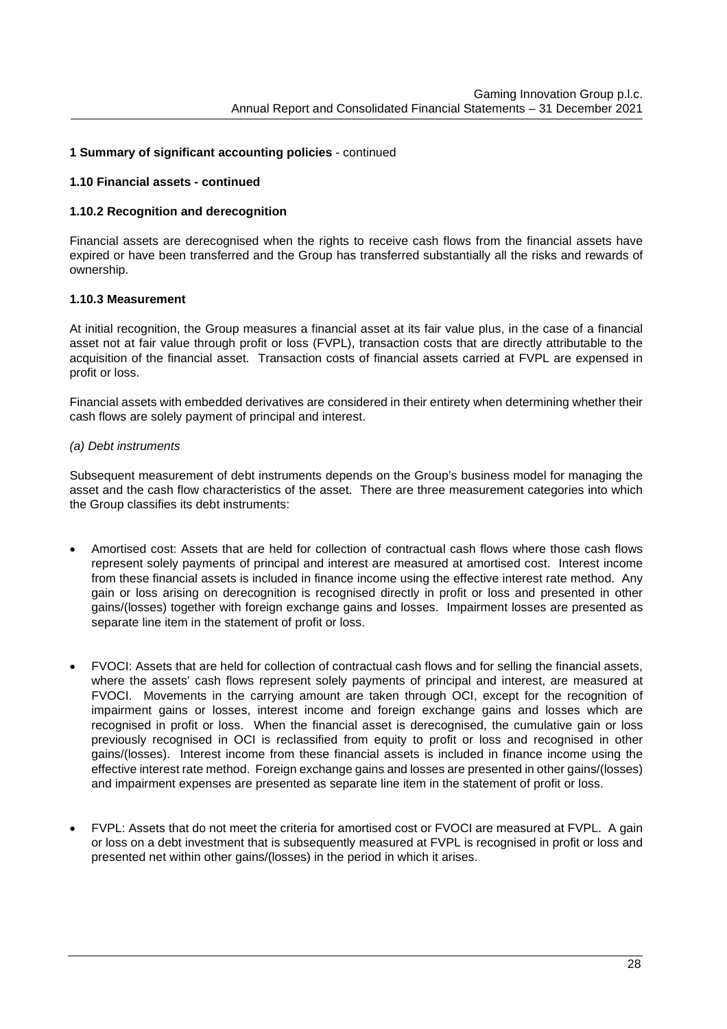**1 Summary of significant accounting policies** - continued

**1.10 Financial assets - continued**

**1.10.2 Recognition and derecognition**

Financial assets are derecognised when the rights to receive cash flows from the financial assets have expired or have been transferred and the Group has transferred substantially all the risks and rewards of ownership.

**1.10.3 Measurement**

At initial recognition, the Group measures a financial asset at its fair value plus, in the case of a financial asset not at fair value through profit or loss (FVPL), transaction costs that are directly attributable to the acquisition of the financial asset. Transaction costs of financial assets carried at FVPL are expensed in profit or loss.

Financial assets with embedded derivatives are considered in their entirety when determining whether their cash flows are solely payment of principal and interest.

*(a) Debt instruments*

Subsequent measurement of debt instruments depends on the Group's business model for managing the asset and the cash flow characteristics of the asset. There are three measurement categories into which the Group classifies its debt instruments:

- Amortised cost: Assets that are held for collection of contractual cash flows where those cash flows represent solely payments of principal and interest are measured at amortised cost. Interest income from these financial assets is included in finance income using the effective interest rate method. Any gain or loss arising on derecognition is recognised directly in profit or loss and presented in other gains/(losses) together with foreign exchange gains and losses. Impairment losses are presented as separate line item in the statement of profit or loss.

- FVOCI: Assets that are held for collection of contractual cash flows and for selling the financial assets, where the assets' cash flows represent solely payments of principal and interest, are measured at FVOCI. Movements in the carrying amount are taken through OCI, except for the recognition of impairment gains or losses, interest income and foreign exchange gains and losses which are recognised in profit or loss. When the financial asset is derecognised, the cumulative gain or loss previously recognised in OCI is reclassified from equity to profit or loss and recognised in other gains/(losses). Interest income from these financial assets is included in finance income using the effective interest rate method. Foreign exchange gains and losses are presented in other gains/(losses) and impairment expenses are presented as separate line item in the statement of profit or loss.

- FVPL: Assets that do not meet the criteria for amortised cost or FVOCI are measured at FVPL. A gain or loss on a debt investment that is subsequently measured at FVPL is recognised in profit or loss and presented net within other gains/(losses) in the period in which it arises.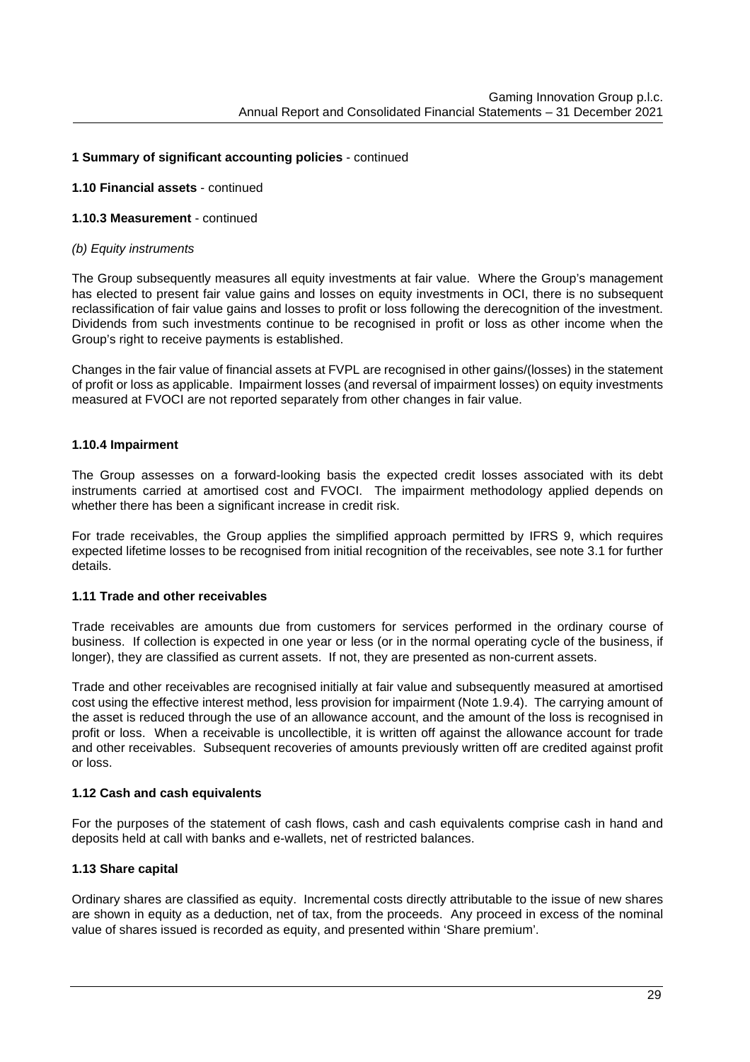**1 Summary of significant accounting policies** - continued

**1.10 Financial assets** - continued

**1.10.3 Measurement** - continued

*(b) Equity instruments*

The Group subsequently measures all equity investments at fair value. Where the Group's management has elected to present fair value gains and losses on equity investments in OCI, there is no subsequent reclassification of fair value gains and losses to profit or loss following the derecognition of the investment. Dividends from such investments continue to be recognised in profit or loss as other income when the Group's right to receive payments is established.

Changes in the fair value of financial assets at FVPL are recognised in other gains/(losses) in the statement of profit or loss as applicable. Impairment losses (and reversal of impairment losses) on equity investments measured at FVOCI are not reported separately from other changes in fair value.

**1.10.4 Impairment**

The Group assesses on a forward-looking basis the expected credit losses associated with its debt instruments carried at amortised cost and FVOCI. The impairment methodology applied depends on whether there has been a significant increase in credit risk.

For trade receivables, the Group applies the simplified approach permitted by IFRS 9, which requires expected lifetime losses to be recognised from initial recognition of the receivables, see note 3.1 for further details.

**1.11 Trade and other receivables**

Trade receivables are amounts due from customers for services performed in the ordinary course of business. If collection is expected in one year or less (or in the normal operating cycle of the business, if longer), they are classified as current assets. If not, they are presented as non-current assets.

Trade and other receivables are recognised initially at fair value and subsequently measured at amortised cost using the effective interest method, less provision for impairment (Note 1.9.4). The carrying amount of the asset is reduced through the use of an allowance account, and the amount of the loss is recognised in profit or loss. When a receivable is uncollectible, it is written off against the allowance account for trade and other receivables. Subsequent recoveries of amounts previously written off are credited against profit or loss.

**1.12 Cash and cash equivalents**

For the purposes of the statement of cash flows, cash and cash equivalents comprise cash in hand and deposits held at call with banks and e-wallets, net of restricted balances.

**1.13 Share capital**

Ordinary shares are classified as equity. Incremental costs directly attributable to the issue of new shares are shown in equity as a deduction, net of tax, from the proceeds. Any proceed in excess of the nominal value of shares issued is recorded as equity, and presented within 'Share premium'.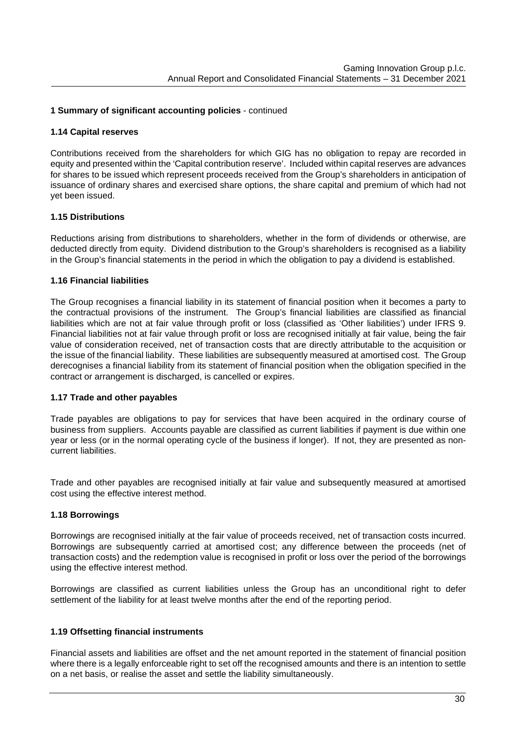**1 Summary of significant accounting policies** - continued

### 1.14 Capital reserves

Contributions received from the shareholders for which GIG has no obligation to repay are recorded in equity and presented within the 'Capital contribution reserve'. Included within capital reserves are advances for shares to be issued which represent proceeds received from the Group's shareholders in anticipation of issuance of ordinary shares and exercised share options, the share capital and premium of which had not yet been issued.

### 1.15 Distributions

Reductions arising from distributions to shareholders, whether in the form of dividends or otherwise, are deducted directly from equity. Dividend distribution to the Group's shareholders is recognised as a liability in the Group's financial statements in the period in which the obligation to pay a dividend is established.

### 1.16 Financial liabilities

The Group recognises a financial liability in its statement of financial position when it becomes a party to the contractual provisions of the instrument. The Group's financial liabilities are classified as financial liabilities which are not at fair value through profit or loss (classified as 'Other liabilities') under IFRS 9. Financial liabilities not at fair value through profit or loss are recognised initially at fair value, being the fair value of consideration received, net of transaction costs that are directly attributable to the acquisition or the issue of the financial liability. These liabilities are subsequently measured at amortised cost. The Group derecognises a financial liability from its statement of financial position when the obligation specified in the contract or arrangement is discharged, is cancelled or expires.

### 1.17 Trade and other payables

Trade payables are obligations to pay for services that have been acquired in the ordinary course of business from suppliers. Accounts payable are classified as current liabilities if payment is due within one year or less (or in the normal operating cycle of the business if longer). If not, they are presented as non-current liabilities.

Trade and other payables are recognised initially at fair value and subsequently measured at amortised cost using the effective interest method.

### 1.18 Borrowings

Borrowings are recognised initially at the fair value of proceeds received, net of transaction costs incurred. Borrowings are subsequently carried at amortised cost; any difference between the proceeds (net of transaction costs) and the redemption value is recognised in profit or loss over the period of the borrowings using the effective interest method.

Borrowings are classified as current liabilities unless the Group has an unconditional right to defer settlement of the liability for at least twelve months after the end of the reporting period.

### 1.19 Offsetting financial instruments

Financial assets and liabilities are offset and the net amount reported in the statement of financial position where there is a legally enforceable right to set off the recognised amounts and there is an intention to settle on a net basis, or realise the asset and settle the liability simultaneously.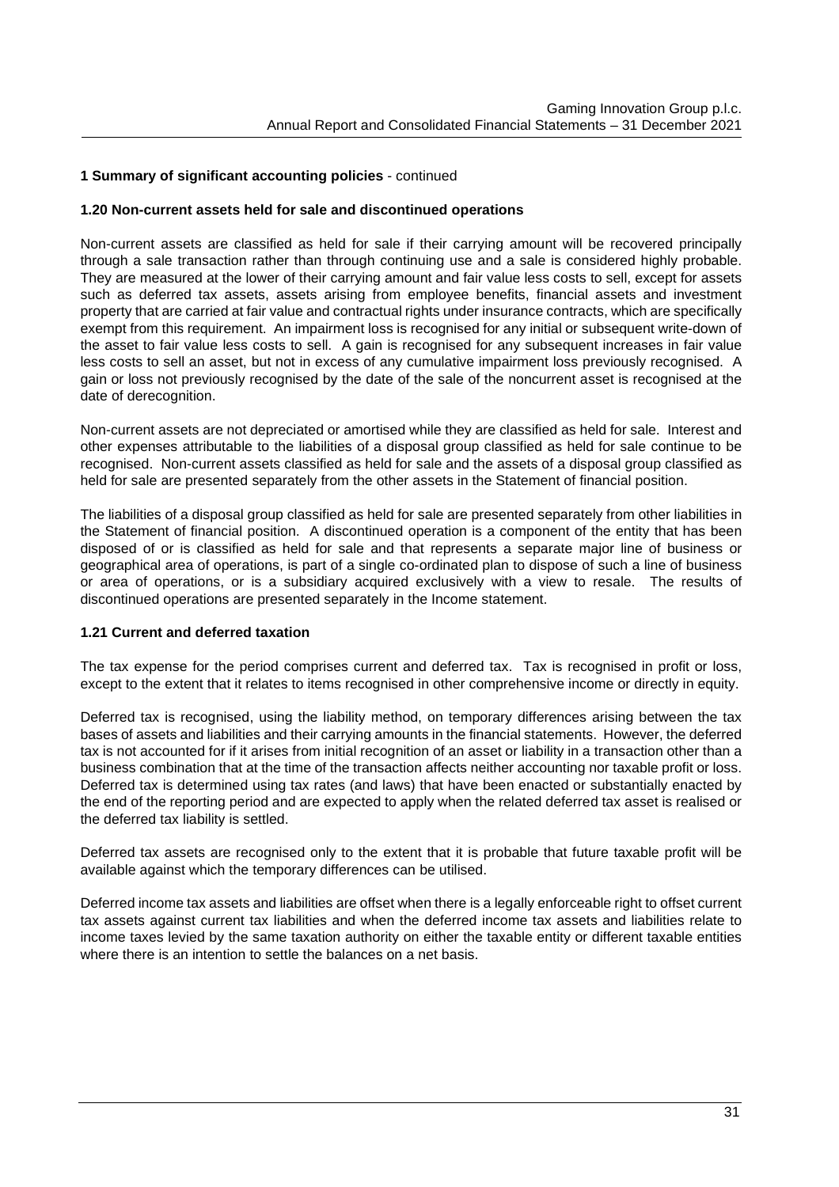**1 Summary of significant accounting policies** - continued

**1.20 Non-current assets held for sale and discontinued operations**

Non-current assets are classified as held for sale if their carrying amount will be recovered principally through a sale transaction rather than through continuing use and a sale is considered highly probable. They are measured at the lower of their carrying amount and fair value less costs to sell, except for assets such as deferred tax assets, assets arising from employee benefits, financial assets and investment property that are carried at fair value and contractual rights under insurance contracts, which are specifically exempt from this requirement. An impairment loss is recognised for any initial or subsequent write-down of the asset to fair value less costs to sell. A gain is recognised for any subsequent increases in fair value less costs to sell an asset, but not in excess of any cumulative impairment loss previously recognised. A gain or loss not previously recognised by the date of the sale of the noncurrent asset is recognised at the date of derecognition.

Non-current assets are not depreciated or amortised while they are classified as held for sale. Interest and other expenses attributable to the liabilities of a disposal group classified as held for sale continue to be recognised. Non-current assets classified as held for sale and the assets of a disposal group classified as held for sale are presented separately from the other assets in the Statement of financial position.

The liabilities of a disposal group classified as held for sale are presented separately from other liabilities in the Statement of financial position. A discontinued operation is a component of the entity that has been disposed of or is classified as held for sale and that represents a separate major line of business or geographical area of operations, is part of a single co-ordinated plan to dispose of such a line of business or area of operations, or is a subsidiary acquired exclusively with a view to resale. The results of discontinued operations are presented separately in the Income statement.

**1.21 Current and deferred taxation**

The tax expense for the period comprises current and deferred tax. Tax is recognised in profit or loss, except to the extent that it relates to items recognised in other comprehensive income or directly in equity.

Deferred tax is recognised, using the liability method, on temporary differences arising between the tax bases of assets and liabilities and their carrying amounts in the financial statements. However, the deferred tax is not accounted for if it arises from initial recognition of an asset or liability in a transaction other than a business combination that at the time of the transaction affects neither accounting nor taxable profit or loss. Deferred tax is determined using tax rates (and laws) that have been enacted or substantially enacted by the end of the reporting period and are expected to apply when the related deferred tax asset is realised or the deferred tax liability is settled.

Deferred tax assets are recognised only to the extent that it is probable that future taxable profit will be available against which the temporary differences can be utilised.

Deferred income tax assets and liabilities are offset when there is a legally enforceable right to offset current tax assets against current tax liabilities and when the deferred income tax assets and liabilities relate to income taxes levied by the same taxation authority on either the taxable entity or different taxable entities where there is an intention to settle the balances on a net basis.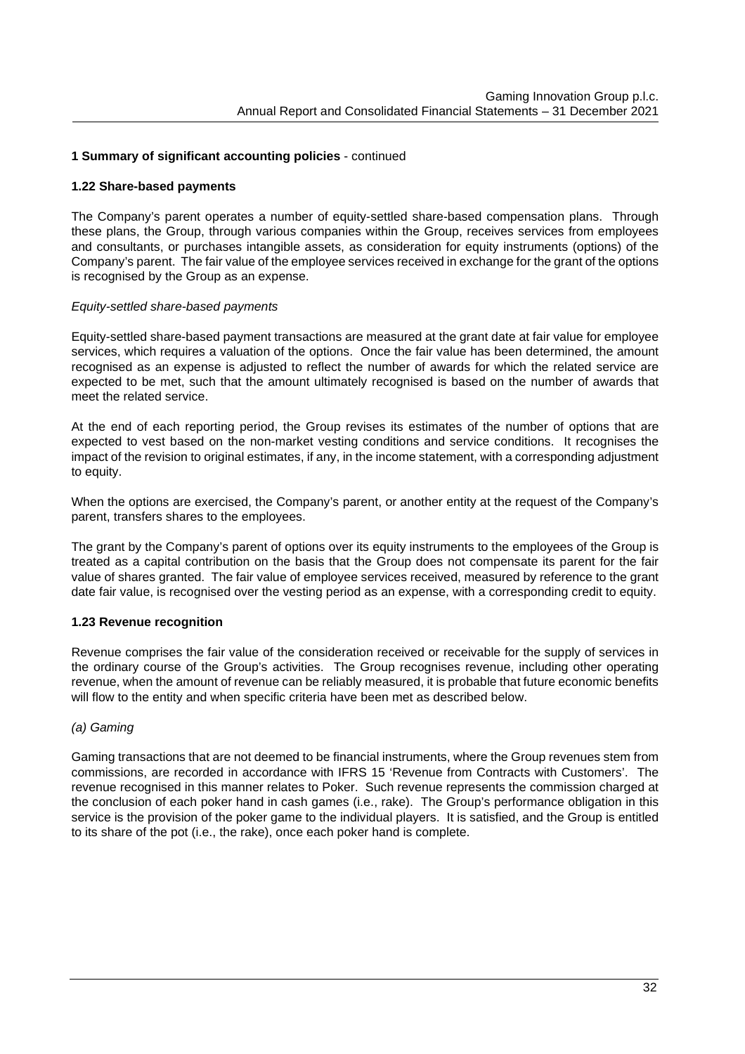**1 Summary of significant accounting policies** - continued

**1.22 Share-based payments**

The Company's parent operates a number of equity-settled share-based compensation plans. Through these plans, the Group, through various companies within the Group, receives services from employees and consultants, or purchases intangible assets, as consideration for equity instruments (options) of the Company's parent. The fair value of the employee services received in exchange for the grant of the options is recognised by the Group as an expense.

*Equity-settled share-based payments*

Equity-settled share-based payment transactions are measured at the grant date at fair value for employee services, which requires a valuation of the options. Once the fair value has been determined, the amount recognised as an expense is adjusted to reflect the number of awards for which the related service are expected to be met, such that the amount ultimately recognised is based on the number of awards that meet the related service.

At the end of each reporting period, the Group revises its estimates of the number of options that are expected to vest based on the non-market vesting conditions and service conditions. It recognises the impact of the revision to original estimates, if any, in the income statement, with a corresponding adjustment to equity.

When the options are exercised, the Company's parent, or another entity at the request of the Company's parent, transfers shares to the employees.

The grant by the Company's parent of options over its equity instruments to the employees of the Group is treated as a capital contribution on the basis that the Group does not compensate its parent for the fair value of shares granted. The fair value of employee services received, measured by reference to the grant date fair value, is recognised over the vesting period as an expense, with a corresponding credit to equity.

**1.23 Revenue recognition**

Revenue comprises the fair value of the consideration received or receivable for the supply of services in the ordinary course of the Group's activities. The Group recognises revenue, including other operating revenue, when the amount of revenue can be reliably measured, it is probable that future economic benefits will flow to the entity and when specific criteria have been met as described below.

*(a) Gaming*

Gaming transactions that are not deemed to be financial instruments, where the Group revenues stem from commissions, are recorded in accordance with IFRS 15 'Revenue from Contracts with Customers'. The revenue recognised in this manner relates to Poker. Such revenue represents the commission charged at the conclusion of each poker hand in cash games (i.e., rake). The Group's performance obligation in this service is the provision of the poker game to the individual players. It is satisfied, and the Group is entitled to its share of the pot (i.e., the rake), once each poker hand is complete.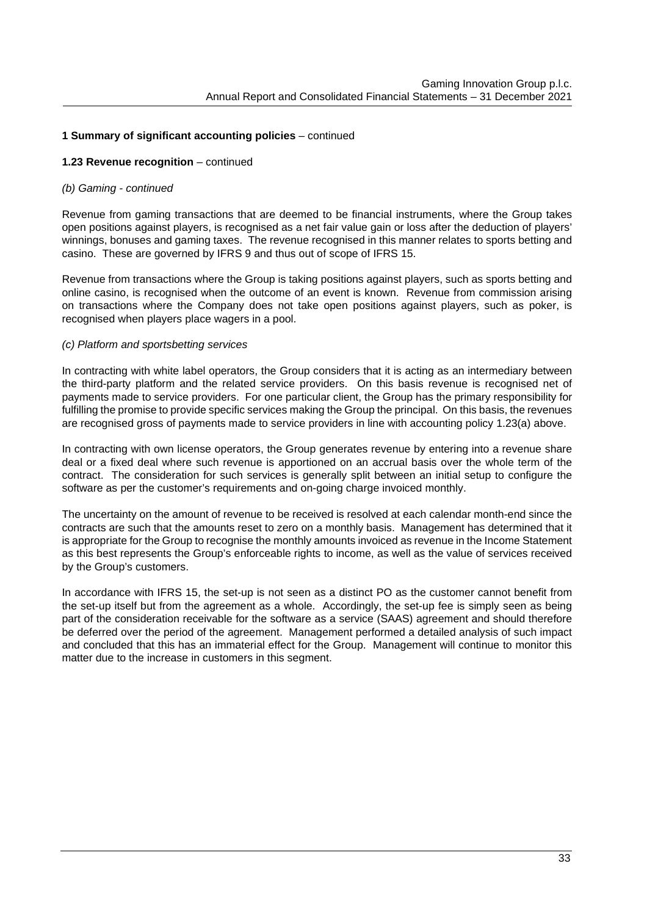**1 Summary of significant accounting policies** – continued

**1.23 Revenue recognition** – continued

*(b) Gaming - continued*

Revenue from gaming transactions that are deemed to be financial instruments, where the Group takes open positions against players, is recognised as a net fair value gain or loss after the deduction of players' winnings, bonuses and gaming taxes. The revenue recognised in this manner relates to sports betting and casino. These are governed by IFRS 9 and thus out of scope of IFRS 15.

Revenue from transactions where the Group is taking positions against players, such as sports betting and online casino, is recognised when the outcome of an event is known. Revenue from commission arising on transactions where the Company does not take open positions against players, such as poker, is recognised when players place wagers in a pool.

*(c) Platform and sportsbetting services*

In contracting with white label operators, the Group considers that it is acting as an intermediary between the third-party platform and the related service providers. On this basis revenue is recognised net of payments made to service providers. For one particular client, the Group has the primary responsibility for fulfilling the promise to provide specific services making the Group the principal. On this basis, the revenues are recognised gross of payments made to service providers in line with accounting policy 1.23(a) above.

In contracting with own license operators, the Group generates revenue by entering into a revenue share deal or a fixed deal where such revenue is apportioned on an accrual basis over the whole term of the contract. The consideration for such services is generally split between an initial setup to configure the software as per the customer's requirements and on-going charge invoiced monthly.

The uncertainty on the amount of revenue to be received is resolved at each calendar month-end since the contracts are such that the amounts reset to zero on a monthly basis. Management has determined that it is appropriate for the Group to recognise the monthly amounts invoiced as revenue in the Income Statement as this best represents the Group's enforceable rights to income, as well as the value of services received by the Group's customers.

In accordance with IFRS 15, the set-up is not seen as a distinct PO as the customer cannot benefit from the set-up itself but from the agreement as a whole. Accordingly, the set-up fee is simply seen as being part of the consideration receivable for the software as a service (SAAS) agreement and should therefore be deferred over the period of the agreement. Management performed a detailed analysis of such impact and concluded that this has an immaterial effect for the Group. Management will continue to monitor this matter due to the increase in customers in this segment.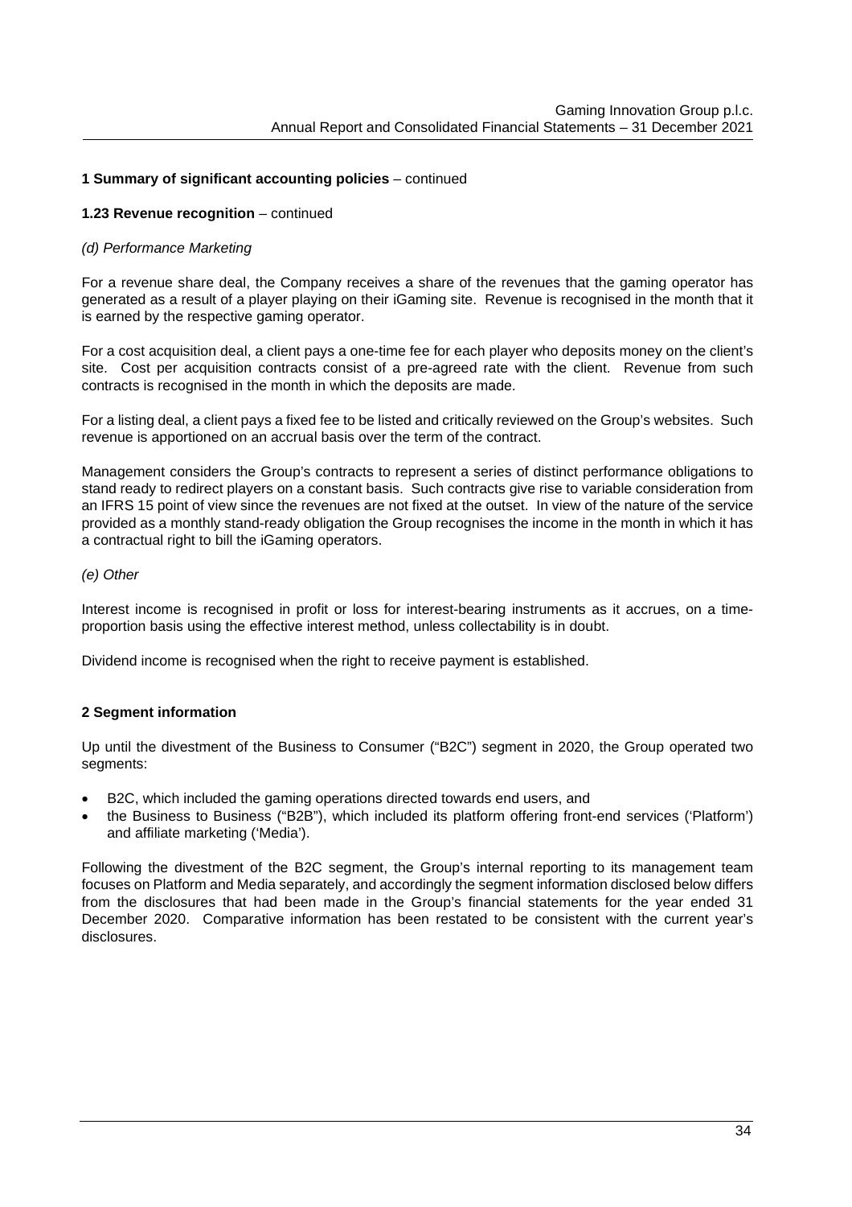**1 Summary of significant accounting policies** – continued

**1.23 Revenue recognition** – continued

*(d) Performance Marketing*

For a revenue share deal, the Company receives a share of the revenues that the gaming operator has generated as a result of a player playing on their iGaming site. Revenue is recognised in the month that it is earned by the respective gaming operator.

For a cost acquisition deal, a client pays a one-time fee for each player who deposits money on the client's site. Cost per acquisition contracts consist of a pre-agreed rate with the client. Revenue from such contracts is recognised in the month in which the deposits are made.

For a listing deal, a client pays a fixed fee to be listed and critically reviewed on the Group's websites. Such revenue is apportioned on an accrual basis over the term of the contract.

Management considers the Group's contracts to represent a series of distinct performance obligations to stand ready to redirect players on a constant basis. Such contracts give rise to variable consideration from an IFRS 15 point of view since the revenues are not fixed at the outset. In view of the nature of the service provided as a monthly stand-ready obligation the Group recognises the income in the month in which it has a contractual right to bill the iGaming operators.

*(e) Other*

Interest income is recognised in profit or loss for interest-bearing instruments as it accrues, on a time-proportion basis using the effective interest method, unless collectability is in doubt.

Dividend income is recognised when the right to receive payment is established.

**2 Segment information**

Up until the divestment of the Business to Consumer ("B2C") segment in 2020, the Group operated two segments:

- B2C, which included the gaming operations directed towards end users, and
- the Business to Business ("B2B"), which included its platform offering front-end services ('Platform') and affiliate marketing ('Media').

Following the divestment of the B2C segment, the Group's internal reporting to its management team focuses on Platform and Media separately, and accordingly the segment information disclosed below differs from the disclosures that had been made in the Group's financial statements for the year ended 31 December 2020. Comparative information has been restated to be consistent with the current year's disclosures.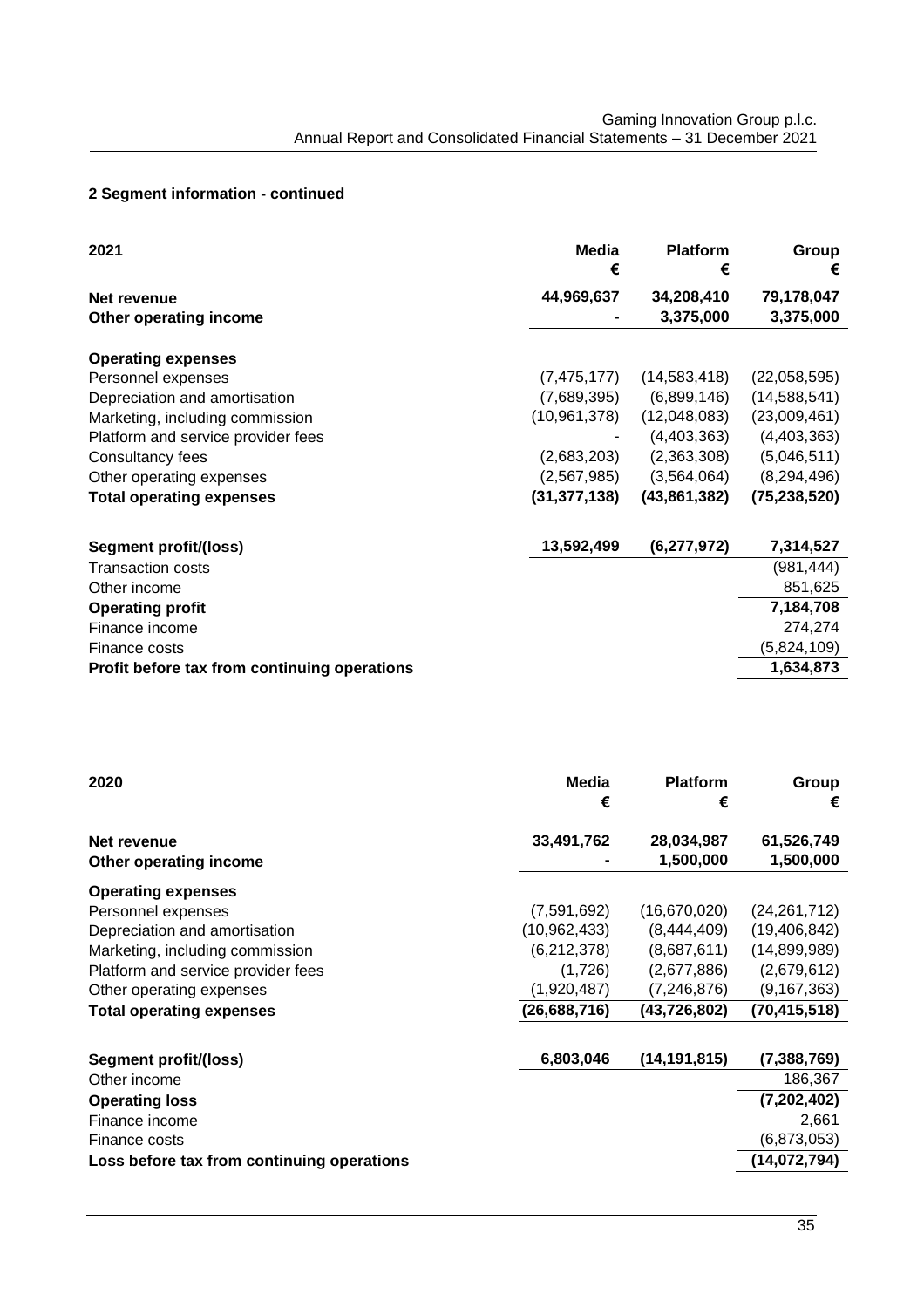## 2 Segment information - continued

| 2021 | Media<br>€ | Platform<br>€ | Group<br>€ |
|---|---|---|---|
| **Net revenue** | **44,969,637** | **34,208,410** | **79,178,047** |
| **Other operating income** | **-** | **3,375,000** | **3,375,000** |
| **Operating expenses** | | | |
| Personnel expenses | (7,475,177) | (14,583,418) | (22,058,595) |
| Depreciation and amortisation | (7,689,395) | (6,899,146) | (14,588,541) |
| Marketing, including commission | (10,961,378) | (12,048,083) | (23,009,461) |
| Platform and service provider fees | - | (4,403,363) | (4,403,363) |
| Consultancy fees | (2,683,203) | (2,363,308) | (5,046,511) |
| Other operating expenses | (2,567,985) | (3,564,064) | (8,294,496) |
| **Total operating expenses** | **(31,377,138)** | **(43,861,382)** | **(75,238,520)** |
| **Segment profit/(loss)** | **13,592,499** | **(6,277,972)** | **7,314,527** |
| Transaction costs | | | (981,444) |
| Other income | | | 851,625 |
| **Operating profit** | | | **7,184,708** |
| Finance income | | | 274,274 |
| Finance costs | | | (5,824,109) |
| **Profit before tax from continuing operations** | | | **1,634,873** |

| 2020 | Media<br>€ | Platform<br>€ | Group<br>€ |
|---|---|---|---|
| **Net revenue** | **33,491,762** | **28,034,987** | **61,526,749** |
| **Other operating income** | **-** | **1,500,000** | **1,500,000** |
| **Operating expenses** | | | |
| Personnel expenses | (7,591,692) | (16,670,020) | (24,261,712) |
| Depreciation and amortisation | (10,962,433) | (8,444,409) | (19,406,842) |
| Marketing, including commission | (6,212,378) | (8,687,611) | (14,899,989) |
| Platform and service provider fees | (1,726) | (2,677,886) | (2,679,612) |
| Other operating expenses | (1,920,487) | (7,246,876) | (9,167,363) |
| **Total operating expenses** | **(26,688,716)** | **(43,726,802)** | **(70,415,518)** |
| **Segment profit/(loss)** | **6,803,046** | **(14,191,815)** | **(7,388,769)** |
| Other income | | | 186,367 |
| **Operating loss** | | | **(7,202,402)** |
| Finance income | | | 2,661 |
| Finance costs | | | (6,873,053) |
| **Loss before tax from continuing operations** | | | **(14,072,794)** |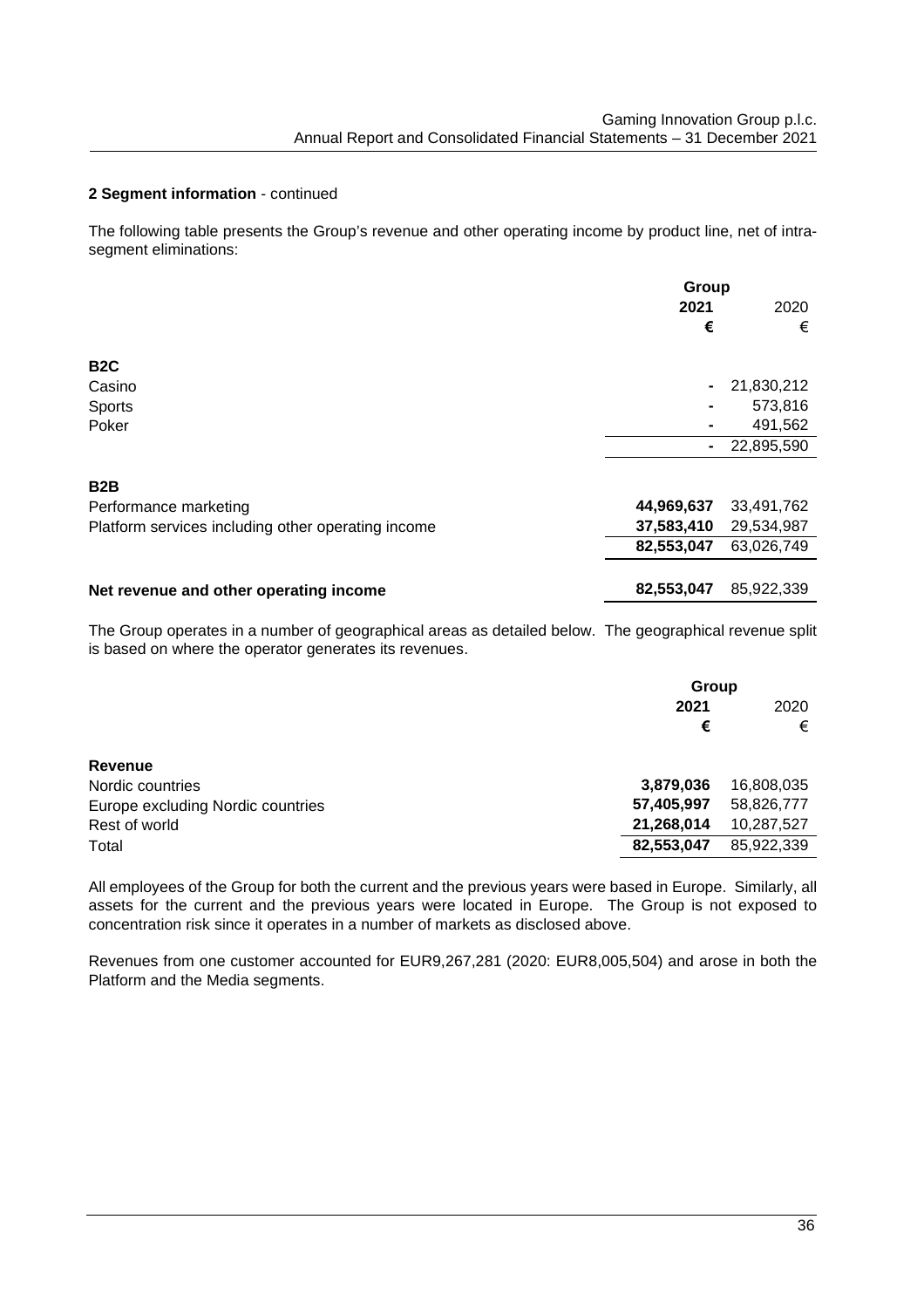**2 Segment information** - continued

The following table presents the Group's revenue and other operating income by product line, net of intra-segment eliminations:

| | Group | |
|---|---|---|
| | **2021** | 2020 |
| | **€** | € |
| **B2C** | | |
| Casino | **-** | 21,830,212 |
| Sports | **-** | 573,816 |
| Poker | **-** | 491,562 |
| | **-** | 22,895,590 |
| **B2B** | | |
| Performance marketing | **44,969,637** | 33,491,762 |
| Platform services including other operating income | **37,583,410** | 29,534,987 |
| | **82,553,047** | 63,026,749 |
| **Net revenue and other operating income** | **82,553,047** | 85,922,339 |

The Group operates in a number of geographical areas as detailed below. The geographical revenue split is based on where the operator generates its revenues.

| | Group | |
|---|---|---|
| | **2021** | 2020 |
| | **€** | € |
| **Revenue** | | |
| Nordic countries | **3,879,036** | 16,808,035 |
| Europe excluding Nordic countries | **57,405,997** | 58,826,777 |
| Rest of world | **21,268,014** | 10,287,527 |
| Total | **82,553,047** | 85,922,339 |

All employees of the Group for both the current and the previous years were based in Europe. Similarly, all assets for the current and the previous years were located in Europe. The Group is not exposed to concentration risk since it operates in a number of markets as disclosed above.

Revenues from one customer accounted for EUR9,267,281 (2020: EUR8,005,504) and arose in both the Platform and the Media segments.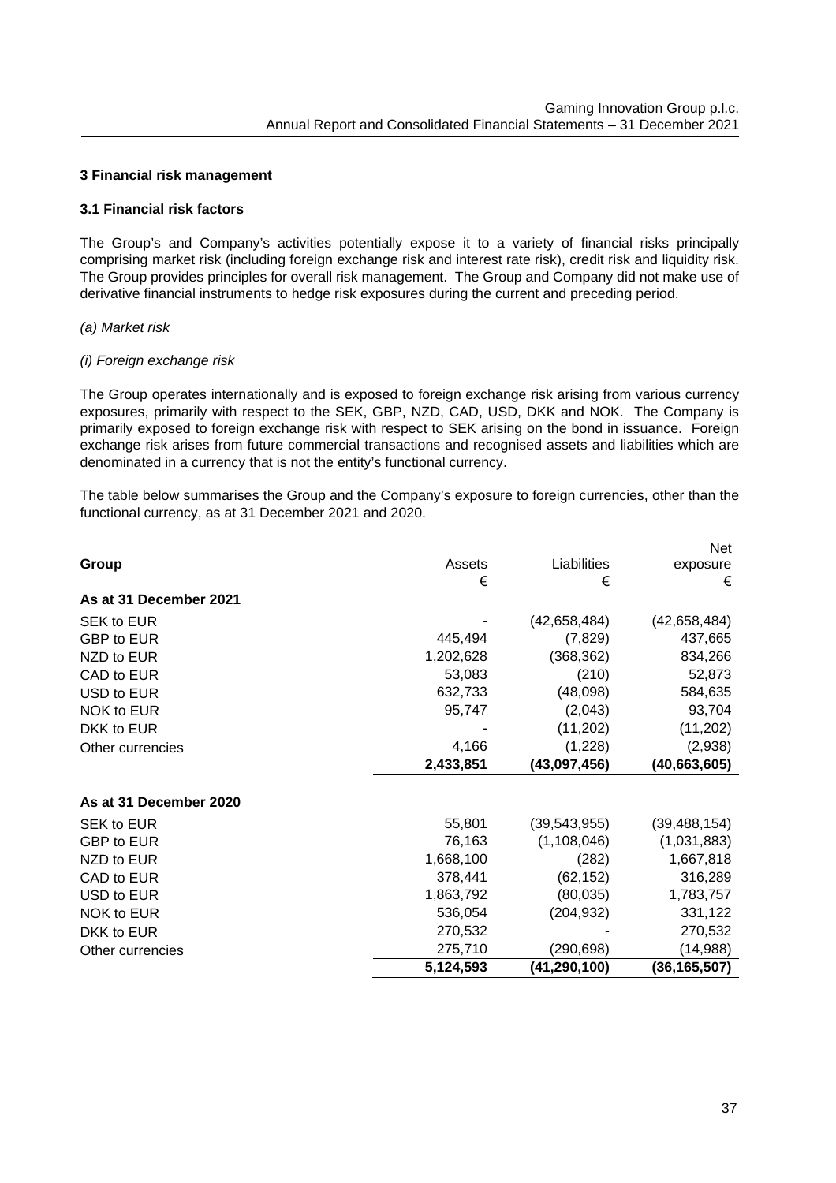## 3 Financial risk management

### 3.1 Financial risk factors

The Group's and Company's activities potentially expose it to a variety of financial risks principally comprising market risk (including foreign exchange risk and interest rate risk), credit risk and liquidity risk. The Group provides principles for overall risk management. The Group and Company did not make use of derivative financial instruments to hedge risk exposures during the current and preceding period.

*(a) Market risk*

*(i) Foreign exchange risk*

The Group operates internationally and is exposed to foreign exchange risk arising from various currency exposures, primarily with respect to the SEK, GBP, NZD, CAD, USD, DKK and NOK. The Company is primarily exposed to foreign exchange risk with respect to SEK arising on the bond in issuance. Foreign exchange risk arises from future commercial transactions and recognised assets and liabilities which are denominated in a currency that is not the entity's functional currency.

The table below summarises the Group and the Company's exposure to foreign currencies, other than the functional currency, as at 31 December 2021 and 2020.

| **Group** | Assets<br>€ | Liabilities<br>€ | Net exposure<br>€ |
|---|---|---|---|
| **As at 31 December 2021** | | | |
| SEK to EUR | - | (42,658,484) | (42,658,484) |
| GBP to EUR | 445,494 | (7,829) | 437,665 |
| NZD to EUR | 1,202,628 | (368,362) | 834,266 |
| CAD to EUR | 53,083 | (210) | 52,873 |
| USD to EUR | 632,733 | (48,098) | 584,635 |
| NOK to EUR | 95,747 | (2,043) | 93,704 |
| DKK to EUR | - | (11,202) | (11,202) |
| Other currencies | 4,166 | (1,228) | (2,938) |
| | **2,433,851** | **(43,097,456)** | **(40,663,605)** |
| **As at 31 December 2020** | | | |
| SEK to EUR | 55,801 | (39,543,955) | (39,488,154) |
| GBP to EUR | 76,163 | (1,108,046) | (1,031,883) |
| NZD to EUR | 1,668,100 | (282) | 1,667,818 |
| CAD to EUR | 378,441 | (62,152) | 316,289 |
| USD to EUR | 1,863,792 | (80,035) | 1,783,757 |
| NOK to EUR | 536,054 | (204,932) | 331,122 |
| DKK to EUR | 270,532 | - | 270,532 |
| Other currencies | 275,710 | (290,698) | (14,988) |
| | **5,124,593** | **(41,290,100)** | **(36,165,507)** |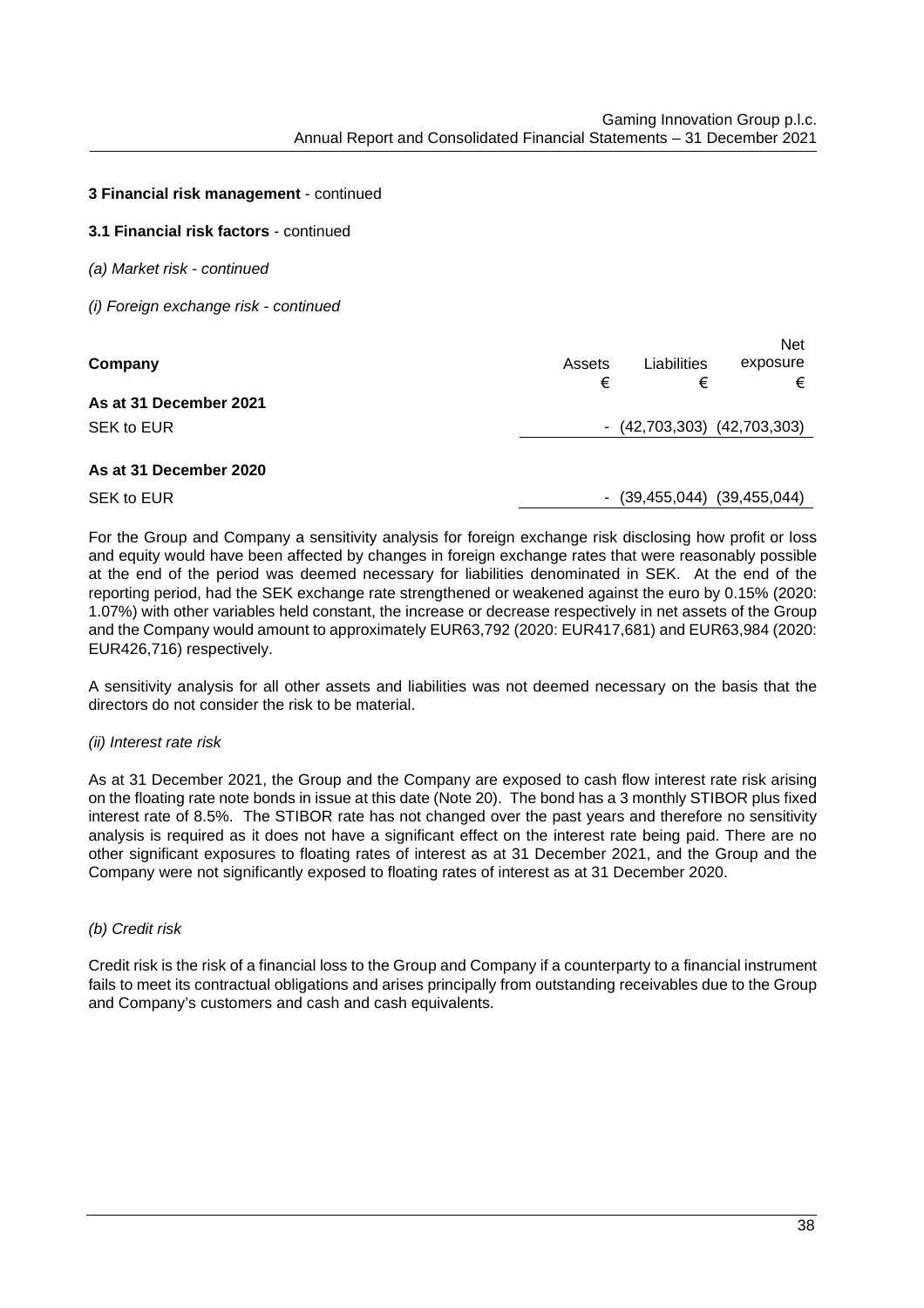**3 Financial risk management** - continued

**3.1 Financial risk factors** - continued

*(a) Market risk - continued*

*(i) Foreign exchange risk - continued*

| **Company** | Assets | Liabilities | Net exposure |
|---|---|---|---|
| | € | € | € |
| **As at 31 December 2021** | | | |
| SEK to EUR | - | (42,703,303) | (42,703,303) |
| **As at 31 December 2020** | | | |
| SEK to EUR | - | (39,455,044) | (39,455,044) |

For the Group and Company a sensitivity analysis for foreign exchange risk disclosing how profit or loss and equity would have been affected by changes in foreign exchange rates that were reasonably possible at the end of the period was deemed necessary for liabilities denominated in SEK. At the end of the reporting period, had the SEK exchange rate strengthened or weakened against the euro by 0.15% (2020: 1.07%) with other variables held constant, the increase or decrease respectively in net assets of the Group and the Company would amount to approximately EUR63,792 (2020: EUR417,681) and EUR63,984 (2020: EUR426,716) respectively.

A sensitivity analysis for all other assets and liabilities was not deemed necessary on the basis that the directors do not consider the risk to be material.

*(ii) Interest rate risk*

As at 31 December 2021, the Group and the Company are exposed to cash flow interest rate risk arising on the floating rate note bonds in issue at this date (Note 20). The bond has a 3 monthly STIBOR plus fixed interest rate of 8.5%. The STIBOR rate has not changed over the past years and therefore no sensitivity analysis is required as it does not have a significant effect on the interest rate being paid. There are no other significant exposures to floating rates of interest as at 31 December 2021, and the Group and the Company were not significantly exposed to floating rates of interest as at 31 December 2020.

*(b) Credit risk*

Credit risk is the risk of a financial loss to the Group and Company if a counterparty to a financial instrument fails to meet its contractual obligations and arises principally from outstanding receivables due to the Group and Company's customers and cash and cash equivalents.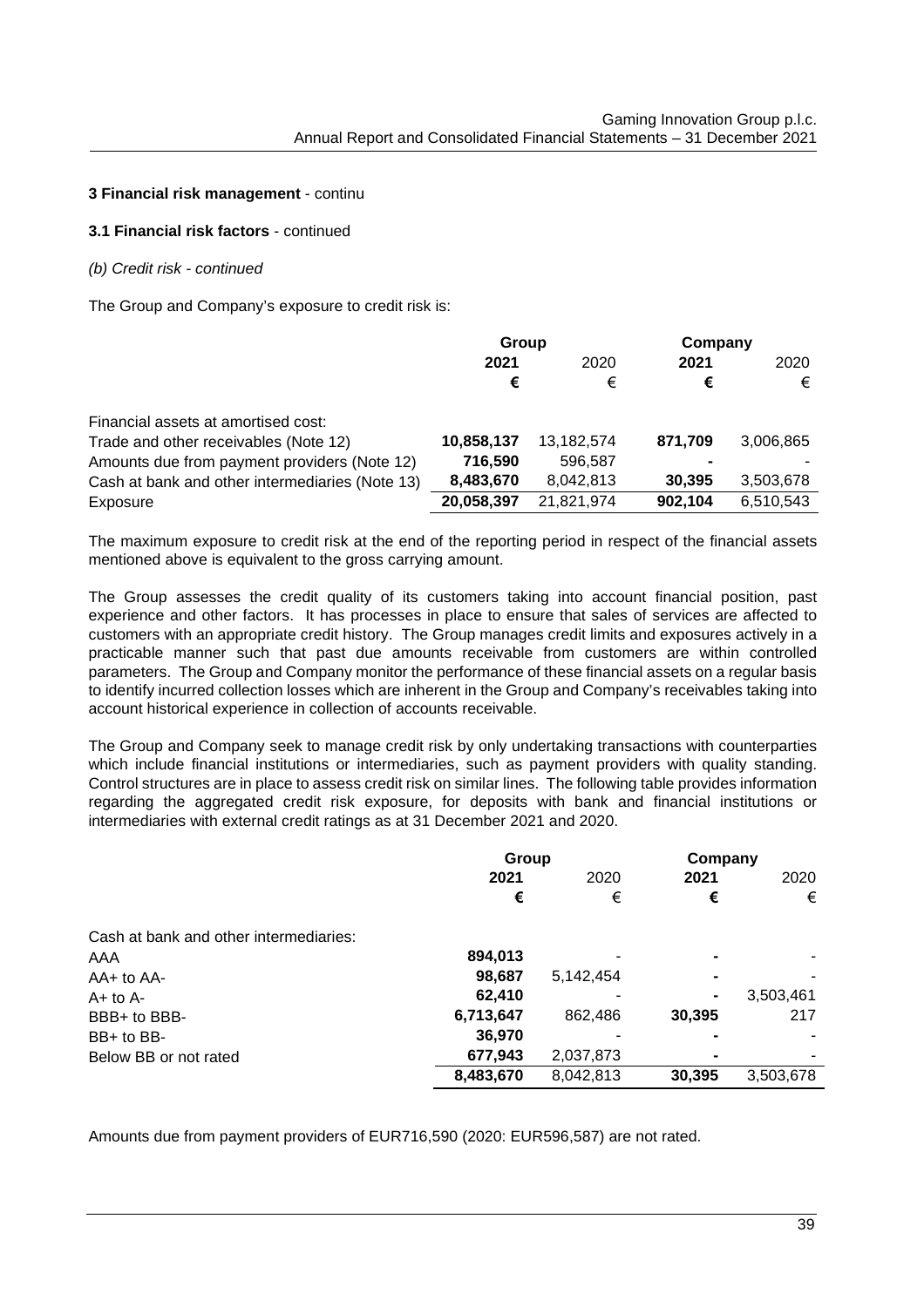**3 Financial risk management** - continu

**3.1 Financial risk factors** - continued

*(b) Credit risk - continued*

The Group and Company's exposure to credit risk is:

| | Group | | Company | |
|---|---|---|---|---|
| | **2021** | 2020 | **2021** | 2020 |
| | **€** | € | **€** | € |
| Financial assets at amortised cost: | | | | |
| Trade and other receivables (Note 12) | **10,858,137** | 13,182,574 | **871,709** | 3,006,865 |
| Amounts due from payment providers (Note 12) | **716,590** | 596,587 | **-** | - |
| Cash at bank and other intermediaries (Note 13) | **8,483,670** | 8,042,813 | **30,395** | 3,503,678 |
| Exposure | **20,058,397** | 21,821,974 | **902,104** | 6,510,543 |

The maximum exposure to credit risk at the end of the reporting period in respect of the financial assets mentioned above is equivalent to the gross carrying amount.

The Group assesses the credit quality of its customers taking into account financial position, past experience and other factors. It has processes in place to ensure that sales of services are affected to customers with an appropriate credit history. The Group manages credit limits and exposures actively in a practicable manner such that past due amounts receivable from customers are within controlled parameters. The Group and Company monitor the performance of these financial assets on a regular basis to identify incurred collection losses which are inherent in the Group and Company's receivables taking into account historical experience in collection of accounts receivable.

The Group and Company seek to manage credit risk by only undertaking transactions with counterparties which include financial institutions or intermediaries, such as payment providers with quality standing. Control structures are in place to assess credit risk on similar lines. The following table provides information regarding the aggregated credit risk exposure, for deposits with bank and financial institutions or intermediaries with external credit ratings as at 31 December 2021 and 2020.

| | Group | | Company | |
|---|---|---|---|---|
| | **2021** | 2020 | **2021** | 2020 |
| | **€** | € | **€** | € |
| Cash at bank and other intermediaries: | | | | |
| AAA | **894,013** | - | **-** | - |
| AA+ to AA- | **98,687** | 5,142,454 | **-** | - |
| A+ to A- | **62,410** | - | **-** | 3,503,461 |
| BBB+ to BBB- | **6,713,647** | 862,486 | **30,395** | 217 |
| BB+ to BB- | **36,970** | - | **-** | - |
| Below BB or not rated | **677,943** | 2,037,873 | **-** | - |
| | **8,483,670** | 8,042,813 | **30,395** | 3,503,678 |

Amounts due from payment providers of EUR716,590 (2020: EUR596,587) are not rated.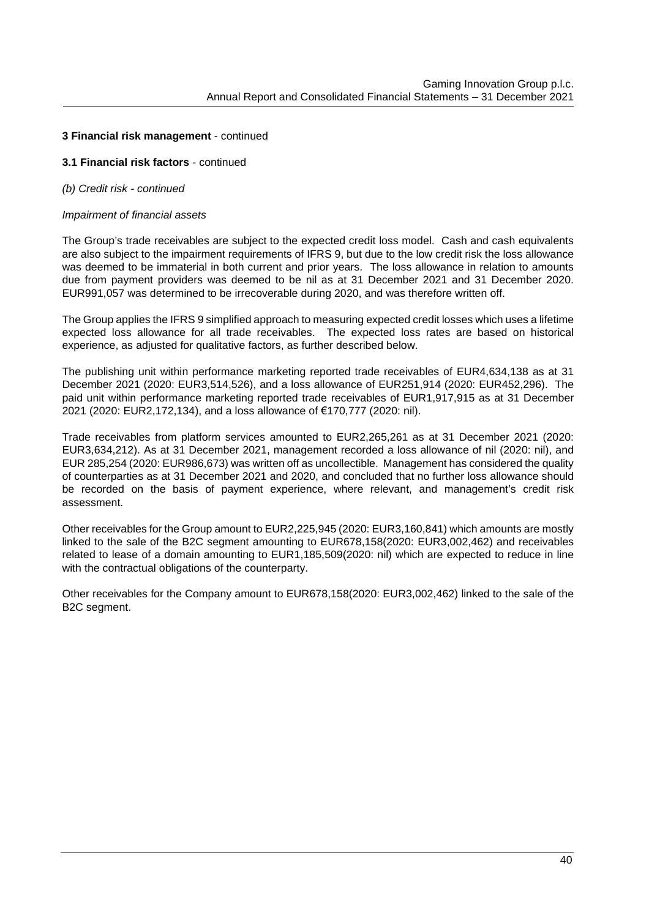**3 Financial risk management** - continued

**3.1 Financial risk factors** - continued

*(b) Credit risk - continued*

*Impairment of financial assets*

The Group's trade receivables are subject to the expected credit loss model. Cash and cash equivalents are also subject to the impairment requirements of IFRS 9, but due to the low credit risk the loss allowance was deemed to be immaterial in both current and prior years. The loss allowance in relation to amounts due from payment providers was deemed to be nil as at 31 December 2021 and 31 December 2020. EUR991,057 was determined to be irrecoverable during 2020, and was therefore written off.

The Group applies the IFRS 9 simplified approach to measuring expected credit losses which uses a lifetime expected loss allowance for all trade receivables. The expected loss rates are based on historical experience, as adjusted for qualitative factors, as further described below.

The publishing unit within performance marketing reported trade receivables of EUR4,634,138 as at 31 December 2021 (2020: EUR3,514,526), and a loss allowance of EUR251,914 (2020: EUR452,296). The paid unit within performance marketing reported trade receivables of EUR1,917,915 as at 31 December 2021 (2020: EUR2,172,134), and a loss allowance of €170,777 (2020: nil).

Trade receivables from platform services amounted to EUR2,265,261 as at 31 December 2021 (2020: EUR3,634,212). As at 31 December 2021, management recorded a loss allowance of nil (2020: nil), and EUR 285,254 (2020: EUR986,673) was written off as uncollectible. Management has considered the quality of counterparties as at 31 December 2021 and 2020, and concluded that no further loss allowance should be recorded on the basis of payment experience, where relevant, and management's credit risk assessment.

Other receivables for the Group amount to EUR2,225,945 (2020: EUR3,160,841) which amounts are mostly linked to the sale of the B2C segment amounting to EUR678,158(2020: EUR3,002,462) and receivables related to lease of a domain amounting to EUR1,185,509(2020: nil) which are expected to reduce in line with the contractual obligations of the counterparty.

Other receivables for the Company amount to EUR678,158(2020: EUR3,002,462) linked to the sale of the B2C segment.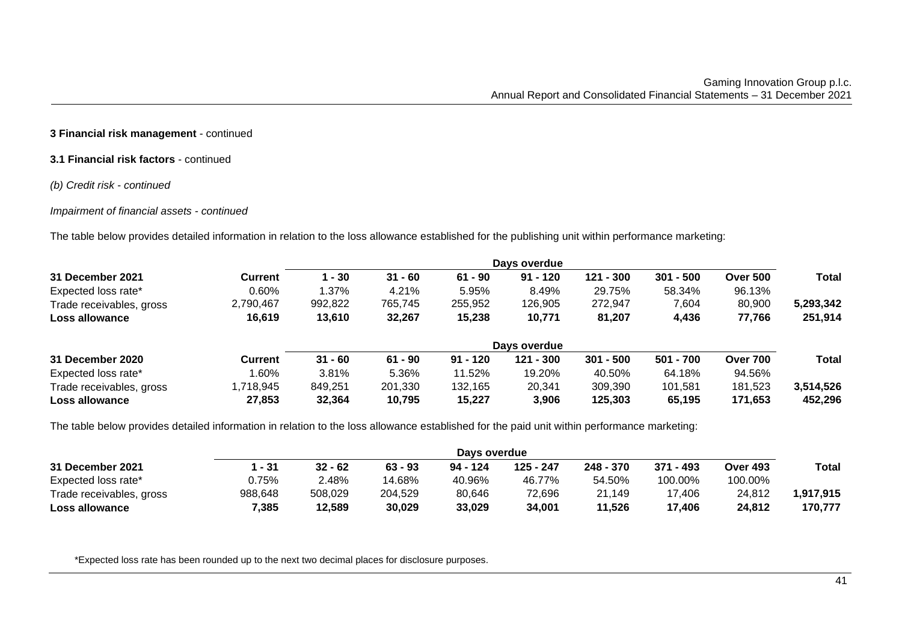**3 Financial risk management** - continued

**3.1 Financial risk factors** - continued

*(b) Credit risk - continued*

*Impairment of financial assets - continued*

The table below provides detailed information in relation to the loss allowance established for the publishing unit within performance marketing:

| | | Days overdue | | | | | | | |
|---|---|---|---|---|---|---|---|---|---|
| **31 December 2021** | **Current** | **1 - 30** | **31 - 60** | **61 - 90** | **91 - 120** | **121 - 300** | **301 - 500** | **Over 500** | **Total** |
| Expected loss rate* | 0.60% | 1.37% | 4.21% | 5.95% | 8.49% | 29.75% | 58.34% | 96.13% | |
| Trade receivables, gross | 2,790,467 | 992,822 | 765,745 | 255,952 | 126,905 | 272,947 | 7,604 | 80,900 | **5,293,342** |
| **Loss allowance** | **16,619** | **13,610** | **32,267** | **15,238** | **10,771** | **81,207** | **4,436** | **77,766** | **251,914** |

| | | Days overdue | | | | | | | |
|---|---|---|---|---|---|---|---|---|---|
| **31 December 2020** | **Current** | **31 - 60** | **61 - 90** | **91 - 120** | **121 - 300** | **301 - 500** | **501 - 700** | **Over 700** | **Total** |
| Expected loss rate* | 1.60% | 3.81% | 5.36% | 11.52% | 19.20% | 40.50% | 64.18% | 94.56% | |
| Trade receivables, gross | 1,718,945 | 849,251 | 201,330 | 132,165 | 20,341 | 309,390 | 101,581 | 181,523 | **3,514,526** |
| **Loss allowance** | **27,853** | **32,364** | **10,795** | **15,227** | **3,906** | **125,303** | **65,195** | **171,653** | **452,296** |

The table below provides detailed information in relation to the loss allowance established for the paid unit within performance marketing:

| | Days overdue | | | | | | | | |
|---|---|---|---|---|---|---|---|---|---|
| **31 December 2021** | **1 - 31** | **32 - 62** | **63 - 93** | **94 - 124** | **125 - 247** | **248 - 370** | **371 - 493** | **Over 493** | **Total** |
| Expected loss rate* | 0.75% | 2.48% | 14.68% | 40.96% | 46.77% | 54.50% | 100.00% | 100.00% | |
| Trade receivables, gross | 988,648 | 508,029 | 204,529 | 80,646 | 72,696 | 21,149 | 17,406 | 24,812 | **1,917,915** |
| **Loss allowance** | **7,385** | **12,589** | **30,029** | **33,029** | **34,001** | **11,526** | **17,406** | **24,812** | **170,777** |

*Expected loss rate has been rounded up to the next two decimal places for disclosure purposes.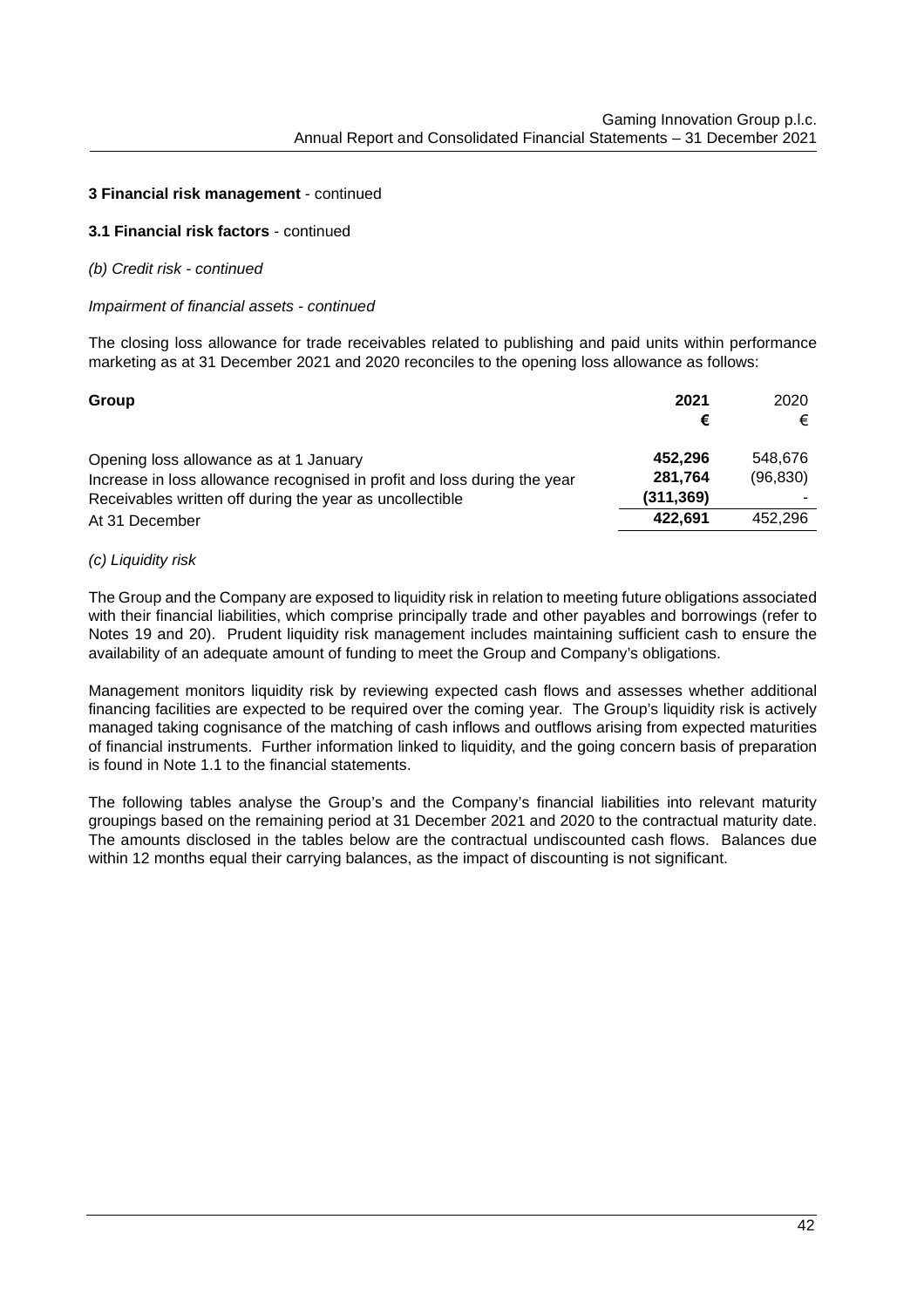**3 Financial risk management** - continued

**3.1 Financial risk factors** - continued

*(b) Credit risk - continued*

*Impairment of financial assets - continued*

The closing loss allowance for trade receivables related to publishing and paid units within performance marketing as at 31 December 2021 and 2020 reconciles to the opening loss allowance as follows:

| **Group** | **2021** | 2020 |
|---|---|---|
| | **€** | € |
| Opening loss allowance as at 1 January | **452,296** | 548,676 |
| Increase in loss allowance recognised in profit and loss during the year | **281,764** | (96,830) |
| Receivables written off during the year as uncollectible | **(311,369)** | - |
| At 31 December | **422,691** | 452,296 |

*(c) Liquidity risk*

The Group and the Company are exposed to liquidity risk in relation to meeting future obligations associated with their financial liabilities, which comprise principally trade and other payables and borrowings (refer to Notes 19 and 20). Prudent liquidity risk management includes maintaining sufficient cash to ensure the availability of an adequate amount of funding to meet the Group and Company's obligations.

Management monitors liquidity risk by reviewing expected cash flows and assesses whether additional financing facilities are expected to be required over the coming year. The Group's liquidity risk is actively managed taking cognisance of the matching of cash inflows and outflows arising from expected maturities of financial instruments. Further information linked to liquidity, and the going concern basis of preparation is found in Note 1.1 to the financial statements.

The following tables analyse the Group's and the Company's financial liabilities into relevant maturity groupings based on the remaining period at 31 December 2021 and 2020 to the contractual maturity date. The amounts disclosed in the tables below are the contractual undiscounted cash flows. Balances due within 12 months equal their carrying balances, as the impact of discounting is not significant.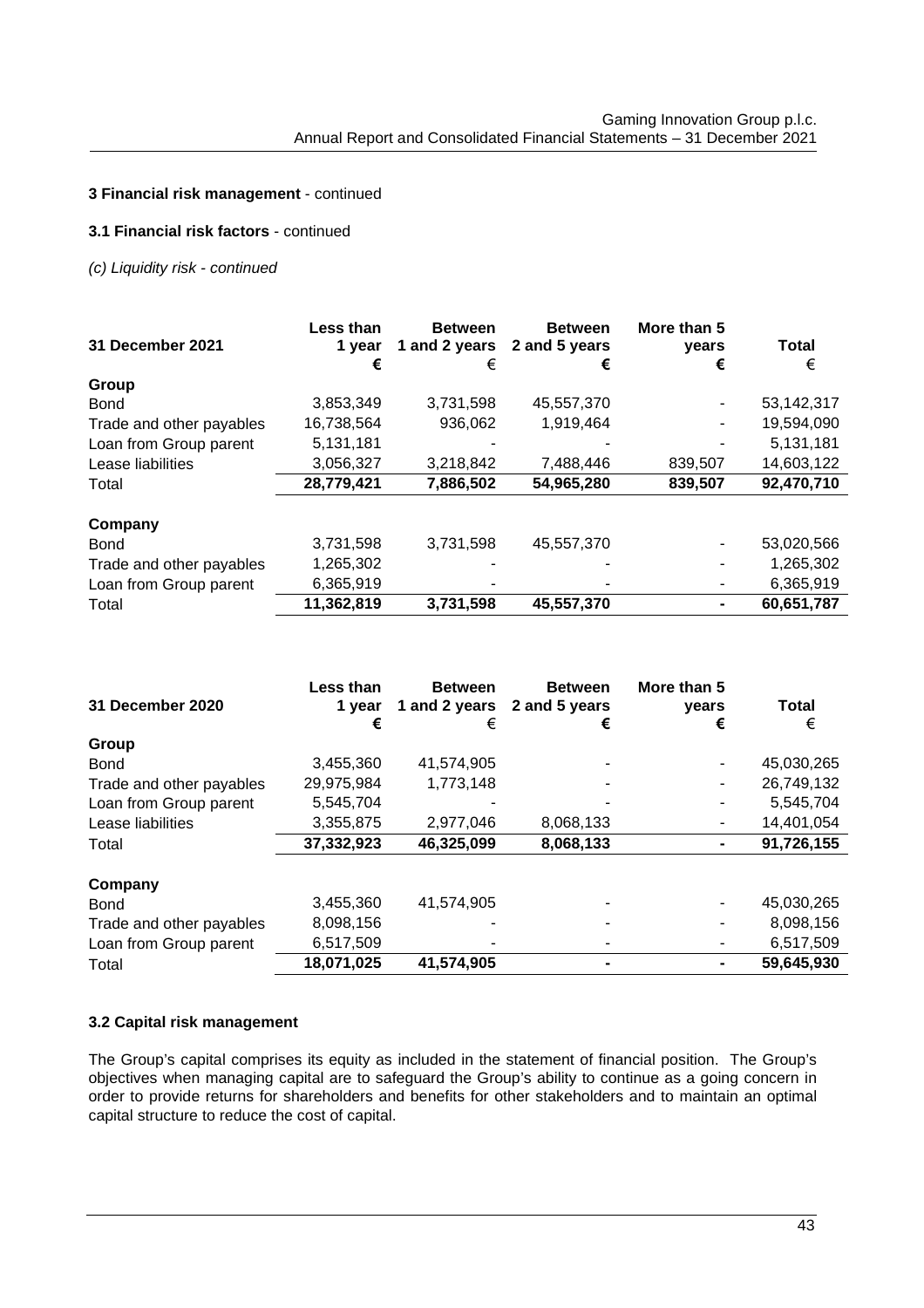### 3 Financial risk management - continued

#### 3.1 Financial risk factors - continued

*(c) Liquidity risk - continued*

| 31 December 2021 | Less than 1 year € | Between 1 and 2 years € | Between 2 and 5 years € | More than 5 years € | Total € |
|---|---|---|---|---|---|
| **Group** | | | | | |
| Bond | 3,853,349 | 3,731,598 | 45,557,370 | - | 53,142,317 |
| Trade and other payables | 16,738,564 | 936,062 | 1,919,464 | - | 19,594,090 |
| Loan from Group parent | 5,131,181 | - | - | - | 5,131,181 |
| Lease liabilities | 3,056,327 | 3,218,842 | 7,488,446 | 839,507 | 14,603,122 |
| Total | **28,779,421** | **7,886,502** | **54,965,280** | **839,507** | **92,470,710** |
| **Company** | | | | | |
| Bond | 3,731,598 | 3,731,598 | 45,557,370 | - | 53,020,566 |
| Trade and other payables | 1,265,302 | - | - | - | 1,265,302 |
| Loan from Group parent | 6,365,919 | - | - | - | 6,365,919 |
| Total | **11,362,819** | **3,731,598** | **45,557,370** | **-** | **60,651,787** |

| 31 December 2020 | Less than 1 year € | Between 1 and 2 years € | Between 2 and 5 years € | More than 5 years € | Total € |
|---|---|---|---|---|---|
| **Group** | | | | | |
| Bond | 3,455,360 | 41,574,905 | - | - | 45,030,265 |
| Trade and other payables | 29,975,984 | 1,773,148 | - | - | 26,749,132 |
| Loan from Group parent | 5,545,704 | - | - | - | 5,545,704 |
| Lease liabilities | 3,355,875 | 2,977,046 | 8,068,133 | - | 14,401,054 |
| Total | **37,332,923** | **46,325,099** | **8,068,133** | **-** | **91,726,155** |
| **Company** | | | | | |
| Bond | 3,455,360 | 41,574,905 | - | - | 45,030,265 |
| Trade and other payables | 8,098,156 | - | - | - | 8,098,156 |
| Loan from Group parent | 6,517,509 | - | - | - | 6,517,509 |
| Total | **18,071,025** | **41,574,905** | **-** | **-** | **59,645,930** |

#### 3.2 Capital risk management

The Group's capital comprises its equity as included in the statement of financial position. The Group's objectives when managing capital are to safeguard the Group's ability to continue as a going concern in order to provide returns for shareholders and benefits for other stakeholders and to maintain an optimal capital structure to reduce the cost of capital.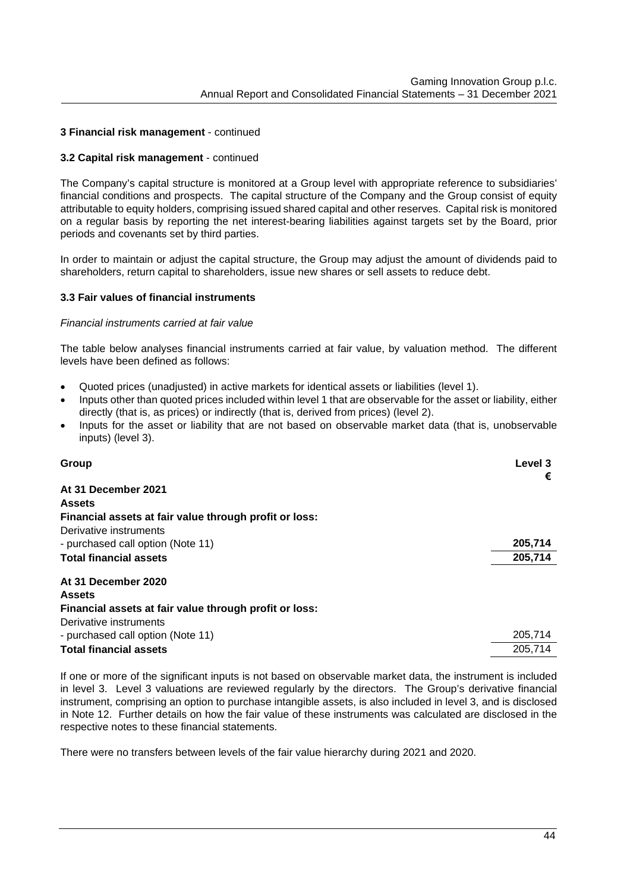**3 Financial risk management** - continued

**3.2 Capital risk management** - continued

The Company's capital structure is monitored at a Group level with appropriate reference to subsidiaries' financial conditions and prospects. The capital structure of the Company and the Group consist of equity attributable to equity holders, comprising issued shared capital and other reserves. Capital risk is monitored on a regular basis by reporting the net interest-bearing liabilities against targets set by the Board, prior periods and covenants set by third parties.

In order to maintain or adjust the capital structure, the Group may adjust the amount of dividends paid to shareholders, return capital to shareholders, issue new shares or sell assets to reduce debt.

**3.3 Fair values of financial instruments**

*Financial instruments carried at fair value*

The table below analyses financial instruments carried at fair value, by valuation method. The different levels have been defined as follows:

- Quoted prices (unadjusted) in active markets for identical assets or liabilities (level 1).
- Inputs other than quoted prices included within level 1 that are observable for the asset or liability, either directly (that is, as prices) or indirectly (that is, derived from prices) (level 2).
- Inputs for the asset or liability that are not based on observable market data (that is, unobservable inputs) (level 3).

| **Group** | **Level 3**<br>**€** |
|---|---|
| **At 31 December 2021** | |
| **Assets** | |
| **Financial assets at fair value through profit or loss:** | |
| Derivative instruments | |
| - purchased call option (Note 11) | **205,714** |
| **Total financial assets** | **205,714** |
| **At 31 December 2020** | |
| **Assets** | |
| **Financial assets at fair value through profit or loss:** | |
| Derivative instruments | |
| - purchased call option (Note 11) | 205,714 |
| **Total financial assets** | 205,714 |

If one or more of the significant inputs is not based on observable market data, the instrument is included in level 3. Level 3 valuations are reviewed regularly by the directors. The Group's derivative financial instrument, comprising an option to purchase intangible assets, is also included in level 3, and is disclosed in Note 12. Further details on how the fair value of these instruments was calculated are disclosed in the respective notes to these financial statements.

There were no transfers between levels of the fair value hierarchy during 2021 and 2020.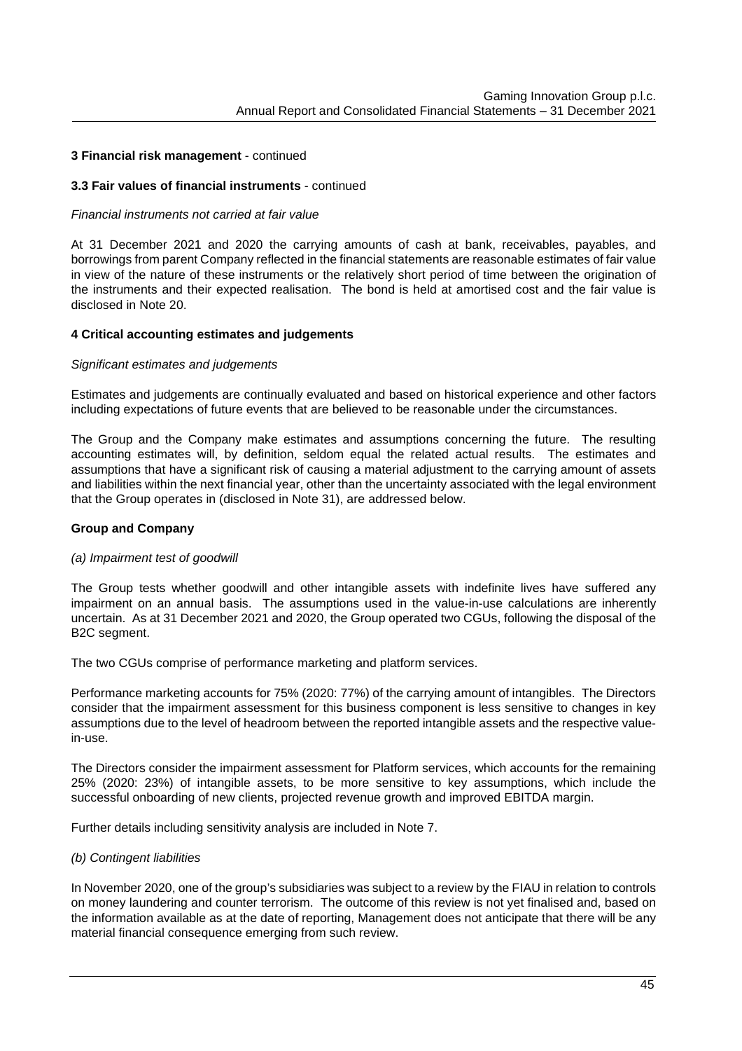**3 Financial risk management** - continued

**3.3 Fair values of financial instruments** - continued

*Financial instruments not carried at fair value*

At 31 December 2021 and 2020 the carrying amounts of cash at bank, receivables, payables, and borrowings from parent Company reflected in the financial statements are reasonable estimates of fair value in view of the nature of these instruments or the relatively short period of time between the origination of the instruments and their expected realisation. The bond is held at amortised cost and the fair value is disclosed in Note 20.

**4 Critical accounting estimates and judgements**

*Significant estimates and judgements*

Estimates and judgements are continually evaluated and based on historical experience and other factors including expectations of future events that are believed to be reasonable under the circumstances.

The Group and the Company make estimates and assumptions concerning the future. The resulting accounting estimates will, by definition, seldom equal the related actual results. The estimates and assumptions that have a significant risk of causing a material adjustment to the carrying amount of assets and liabilities within the next financial year, other than the uncertainty associated with the legal environment that the Group operates in (disclosed in Note 31), are addressed below.

**Group and Company**

*(a) Impairment test of goodwill*

The Group tests whether goodwill and other intangible assets with indefinite lives have suffered any impairment on an annual basis. The assumptions used in the value-in-use calculations are inherently uncertain. As at 31 December 2021 and 2020, the Group operated two CGUs, following the disposal of the B2C segment.

The two CGUs comprise of performance marketing and platform services.

Performance marketing accounts for 75% (2020: 77%) of the carrying amount of intangibles. The Directors consider that the impairment assessment for this business component is less sensitive to changes in key assumptions due to the level of headroom between the reported intangible assets and the respective value-in-use.

The Directors consider the impairment assessment for Platform services, which accounts for the remaining 25% (2020: 23%) of intangible assets, to be more sensitive to key assumptions, which include the successful onboarding of new clients, projected revenue growth and improved EBITDA margin.

Further details including sensitivity analysis are included in Note 7.

*(b) Contingent liabilities*

In November 2020, one of the group's subsidiaries was subject to a review by the FIAU in relation to controls on money laundering and counter terrorism. The outcome of this review is not yet finalised and, based on the information available as at the date of reporting, Management does not anticipate that there will be any material financial consequence emerging from such review.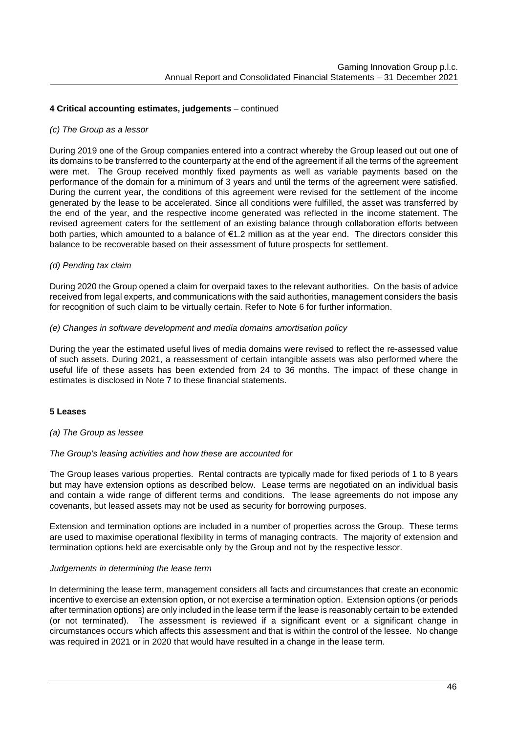## 4 Critical accounting estimates, judgements – continued

*(c) The Group as a lessor*

During 2019 one of the Group companies entered into a contract whereby the Group leased out out one of its domains to be transferred to the counterparty at the end of the agreement if all the terms of the agreement were met. The Group received monthly fixed payments as well as variable payments based on the performance of the domain for a minimum of 3 years and until the terms of the agreement were satisfied. During the current year, the conditions of this agreement were revised for the settlement of the income generated by the lease to be accelerated. Since all conditions were fulfilled, the asset was transferred by the end of the year, and the respective income generated was reflected in the income statement. The revised agreement caters for the settlement of an existing balance through collaboration efforts between both parties, which amounted to a balance of €1.2 million as at the year end. The directors consider this balance to be recoverable based on their assessment of future prospects for settlement.

*(d) Pending tax claim*

During 2020 the Group opened a claim for overpaid taxes to the relevant authorities. On the basis of advice received from legal experts, and communications with the said authorities, management considers the basis for recognition of such claim to be virtually certain. Refer to Note 6 for further information.

*(e) Changes in software development and media domains amortisation policy*

During the year the estimated useful lives of media domains were revised to reflect the re-assessed value of such assets. During 2021, a reassessment of certain intangible assets was also performed where the useful life of these assets has been extended from 24 to 36 months. The impact of these change in estimates is disclosed in Note 7 to these financial statements.

## 5 Leases

*(a) The Group as lessee*

*The Group's leasing activities and how these are accounted for*

The Group leases various properties. Rental contracts are typically made for fixed periods of 1 to 8 years but may have extension options as described below. Lease terms are negotiated on an individual basis and contain a wide range of different terms and conditions. The lease agreements do not impose any covenants, but leased assets may not be used as security for borrowing purposes.

Extension and termination options are included in a number of properties across the Group. These terms are used to maximise operational flexibility in terms of managing contracts. The majority of extension and termination options held are exercisable only by the Group and not by the respective lessor.

*Judgements in determining the lease term*

In determining the lease term, management considers all facts and circumstances that create an economic incentive to exercise an extension option, or not exercise a termination option. Extension options (or periods after termination options) are only included in the lease term if the lease is reasonably certain to be extended (or not terminated). The assessment is reviewed if a significant event or a significant change in circumstances occurs which affects this assessment and that is within the control of the lessee. No change was required in 2021 or in 2020 that would have resulted in a change in the lease term.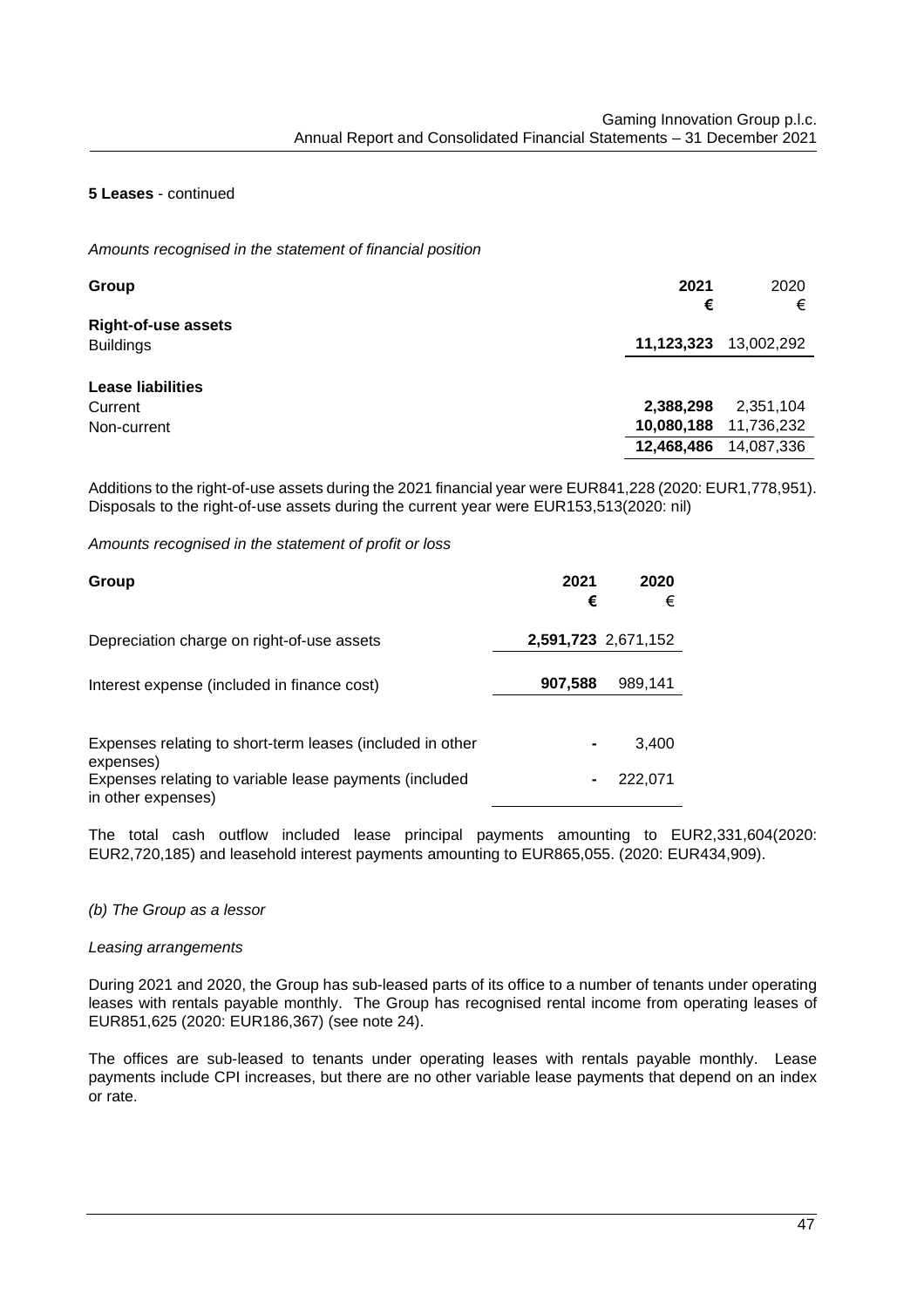**5 Leases** - continued

*Amounts recognised in the statement of financial position*

| Group | 2021 € | 2020 € |
|---|---|---|
| **Right-of-use assets** | | |
| Buildings | **11,123,323** | 13,002,292 |
| | | |
| **Lease liabilities** | | |
| Current | **2,388,298** | 2,351,104 |
| Non-current | **10,080,188** | 11,736,232 |
| | **12,468,486** | 14,087,336 |

Additions to the right-of-use assets during the 2021 financial year were EUR841,228 (2020: EUR1,778,951). Disposals to the right-of-use assets during the current year were EUR153,513(2020: nil)

*Amounts recognised in the statement of profit or loss*

| Group | 2021 € | 2020 € |
|---|---|---|
| Depreciation charge on right-of-use assets | **2,591,723** | 2,671,152 |
| Interest expense (included in finance cost) | **907,588** | 989,141 |
| | | |
| Expenses relating to short-term leases (included in other expenses) | **-** | 3,400 |
| Expenses relating to variable lease payments (included in other expenses) | **-** | 222,071 |

The total cash outflow included lease principal payments amounting to EUR2,331,604(2020: EUR2,720,185) and leasehold interest payments amounting to EUR865,055. (2020: EUR434,909).

*(b) The Group as a lessor*

*Leasing arrangements*

During 2021 and 2020, the Group has sub-leased parts of its office to a number of tenants under operating leases with rentals payable monthly. The Group has recognised rental income from operating leases of EUR851,625 (2020: EUR186,367) (see note 24).

The offices are sub-leased to tenants under operating leases with rentals payable monthly. Lease payments include CPI increases, but there are no other variable lease payments that depend on an index or rate.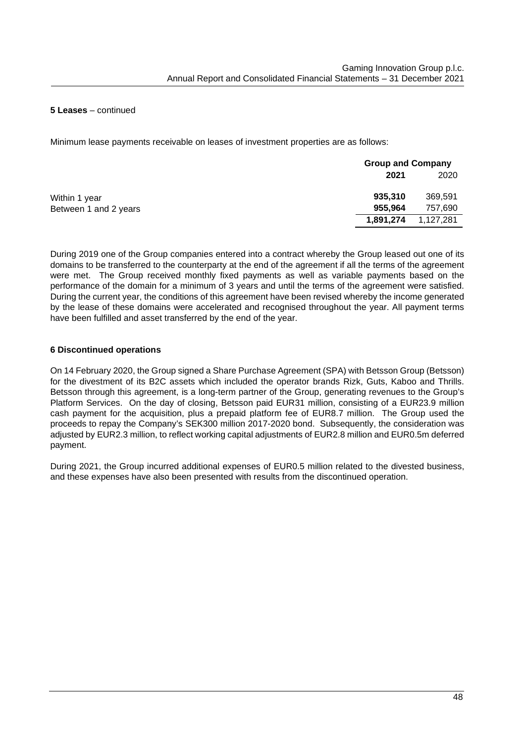**5 Leases** – continued

Minimum lease payments receivable on leases of investment properties are as follows:

| | Group and Company | |
|---|---|---|
| | **2021** | 2020 |
| Within 1 year | **935,310** | 369,591 |
| Between 1 and 2 years | **955,964** | 757,690 |
| | **1,891,274** | 1,127,281 |

During 2019 one of the Group companies entered into a contract whereby the Group leased out one of its domains to be transferred to the counterparty at the end of the agreement if all the terms of the agreement were met. The Group received monthly fixed payments as well as variable payments based on the performance of the domain for a minimum of 3 years and until the terms of the agreement were satisfied. During the current year, the conditions of this agreement have been revised whereby the income generated by the lease of these domains were accelerated and recognised throughout the year. All payment terms have been fulfilled and asset transferred by the end of the year.

## 6 Discontinued operations

On 14 February 2020, the Group signed a Share Purchase Agreement (SPA) with Betsson Group (Betsson) for the divestment of its B2C assets which included the operator brands Rizk, Guts, Kaboo and Thrills. Betsson through this agreement, is a long-term partner of the Group, generating revenues to the Group's Platform Services. On the day of closing, Betsson paid EUR31 million, consisting of a EUR23.9 million cash payment for the acquisition, plus a prepaid platform fee of EUR8.7 million. The Group used the proceeds to repay the Company's SEK300 million 2017-2020 bond. Subsequently, the consideration was adjusted by EUR2.3 million, to reflect working capital adjustments of EUR2.8 million and EUR0.5m deferred payment.

During 2021, the Group incurred additional expenses of EUR0.5 million related to the divested business, and these expenses have also been presented with results from the discontinued operation.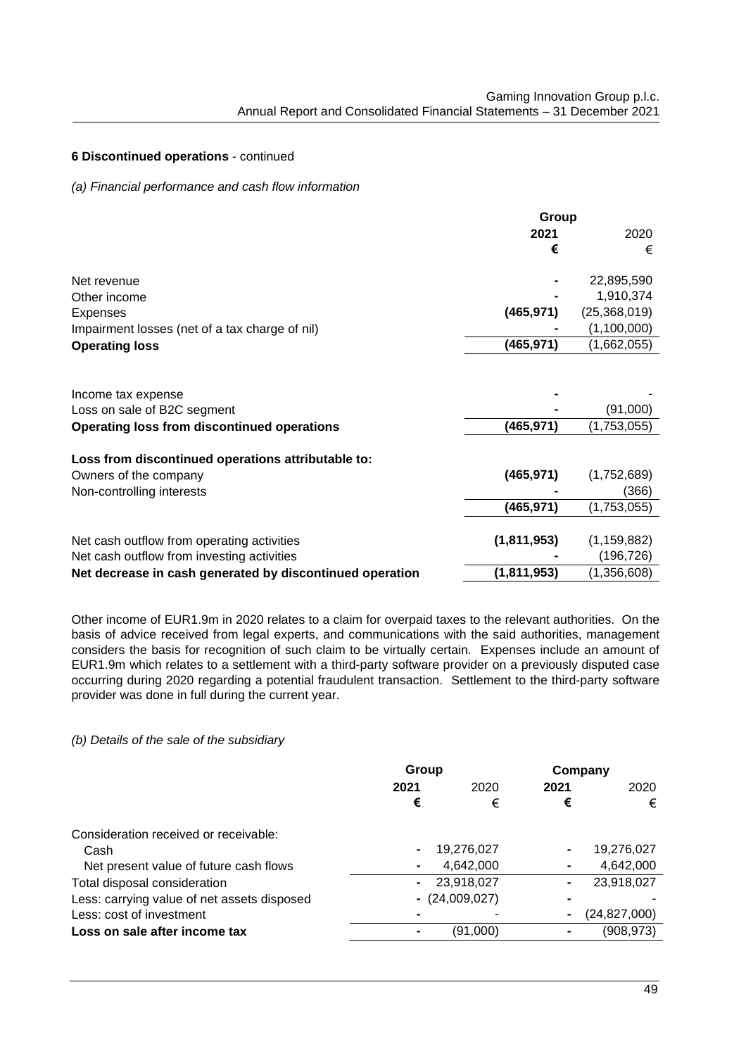**6 Discontinued operations** - continued

*(a) Financial performance and cash flow information*

| | Group | |
|---|---|---|
| | **2021** | 2020 |
| | **€** | € |
| Net revenue | **-** | 22,895,590 |
| Other income | **-** | 1,910,374 |
| Expenses | **(465,971)** | (25,368,019) |
| Impairment losses (net of a tax charge of nil) | **-** | (1,100,000) |
| **Operating loss** | **(465,971)** | (1,662,055) |
| | | |
| Income tax expense | **-** | - |
| Loss on sale of B2C segment | **-** | (91,000) |
| **Operating loss from discontinued operations** | **(465,971)** | (1,753,055) |
| | | |
| **Loss from discontinued operations attributable to:** | | |
| Owners of the company | **(465,971)** | (1,752,689) |
| Non-controlling interests | **-** | (366) |
| | **(465,971)** | (1,753,055) |
| | | |
| Net cash outflow from operating activities | **(1,811,953)** | (1,159,882) |
| Net cash outflow from investing activities | **-** | (196,726) |
| **Net decrease in cash generated by discontinued operation** | **(1,811,953)** | (1,356,608) |

Other income of EUR1.9m in 2020 relates to a claim for overpaid taxes to the relevant authorities. On the basis of advice received from legal experts, and communications with the said authorities, management considers the basis for recognition of such claim to be virtually certain. Expenses include an amount of EUR1.9m which relates to a settlement with a third-party software provider on a previously disputed case occurring during 2020 regarding a potential fraudulent transaction. Settlement to the third-party software provider was done in full during the current year.

*(b) Details of the sale of the subsidiary*

| | Group | | Company | |
|---|---|---|---|---|
| | **2021** | 2020 | **2021** | 2020 |
| | **€** | € | **€** | € |
| Consideration received or receivable: | | | | |
| Cash | **-** | 19,276,027 | **-** | 19,276,027 |
| Net present value of future cash flows | **-** | 4,642,000 | **-** | 4,642,000 |
| Total disposal consideration | **-** | 23,918,027 | **-** | 23,918,027 |
| Less: carrying value of net assets disposed | **-** | (24,009,027) | **-** | - |
| Less: cost of investment | **-** | - | **-** | (24,827,000) |
| **Loss on sale after income tax** | **-** | (91,000) | **-** | (908,973) |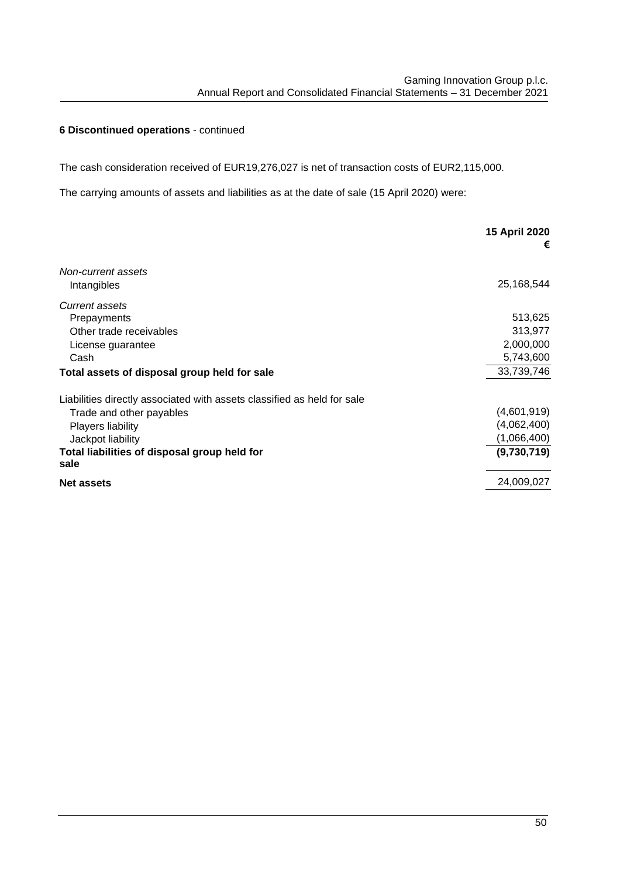**6 Discontinued operations** - continued

The cash consideration received of EUR19,276,027 is net of transaction costs of EUR2,115,000.

The carrying amounts of assets and liabilities as at the date of sale (15 April 2020) were:

| | **15 April 2020 €** |
|---|---|
| *Non-current assets* | |
| Intangibles | 25,168,544 |
| *Current assets* | |
| Prepayments | 513,625 |
| Other trade receivables | 313,977 |
| License guarantee | 2,000,000 |
| Cash | 5,743,600 |
| **Total assets of disposal group held for sale** | 33,739,746 |
| Liabilities directly associated with assets classified as held for sale | |
| Trade and other payables | (4,601,919) |
| Players liability | (4,062,400) |
| Jackpot liability | (1,066,400) |
| **Total liabilities of disposal group held for sale** | **(9,730,719)** |
| **Net assets** | 24,009,027 |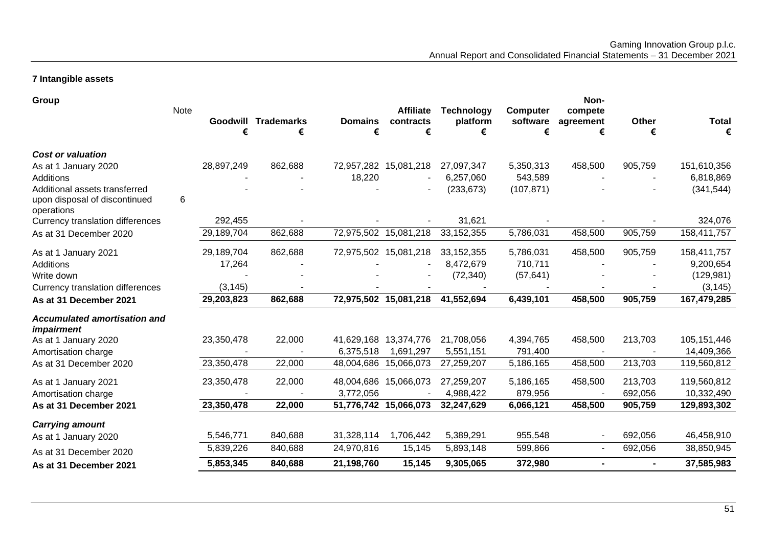## 7 Intangible assets

**Group**

| | Note | Goodwill € | Trademarks € | Domains € | Affiliate contracts € | Technology platform € | Computer software € | Non-compete agreement € | Other € | Total € |
|---|---|---|---|---|---|---|---|---|---|---|
| ***Cost or valuation*** | | | | | | | | | | |
| As at 1 January 2020 | | 28,897,249 | 862,688 | 72,957,282 | 15,081,218 | 27,097,347 | 5,350,313 | 458,500 | 905,759 | 151,610,356 |
| Additions | | - | - | 18,220 | - | 6,257,060 | 543,589 | - | - | 6,818,869 |
| Additional assets transferred upon disposal of discontinued operations | 6 | - | - | - | - | (233,673) | (107,871) | - | - | (341,544) |
| Currency translation differences | | 292,455 | - | - | - | 31,621 | - | - | - | 324,076 |
| As at 31 December 2020 | | 29,189,704 | 862,688 | 72,975,502 | 15,081,218 | 33,152,355 | 5,786,031 | 458,500 | 905,759 | 158,411,757 |
| As at 1 January 2021 | | 29,189,704 | 862,688 | 72,975,502 | 15,081,218 | 33,152,355 | 5,786,031 | 458,500 | 905,759 | 158,411,757 |
| Additions | | 17,264 | - | - | - | 8,472,679 | 710,711 | - | - | 9,200,654 |
| Write down | | - | - | - | - | (72,340) | (57,641) | - | - | (129,981) |
| Currency translation differences | | (3,145) | - | - | - | - | - | - | - | (3,145) |
| **As at 31 December 2021** | | **29,203,823** | **862,688** | **72,975,502** | **15,081,218** | **41,552,694** | **6,439,101** | **458,500** | **905,759** | **167,479,285** |
| ***Accumulated amortisation and impairment*** | | | | | | | | | | |
| As at 1 January 2020 | | 23,350,478 | 22,000 | 41,629,168 | 13,374,776 | 21,708,056 | 4,394,765 | 458,500 | 213,703 | 105,151,446 |
| Amortisation charge | | - | - | 6,375,518 | 1,691,297 | 5,551,151 | 791,400 | - | - | 14,409,366 |
| As at 31 December 2020 | | 23,350,478 | 22,000 | 48,004,686 | 15,066,073 | 27,259,207 | 5,186,165 | 458,500 | 213,703 | 119,560,812 |
| As at 1 January 2021 | | 23,350,478 | 22,000 | 48,004,686 | 15,066,073 | 27,259,207 | 5,186,165 | 458,500 | 213,703 | 119,560,812 |
| Amortisation charge | | - | - | 3,772,056 | - | 4,988,422 | 879,956 | - | 692,056 | 10,332,490 |
| **As at 31 December 2021** | | **23,350,478** | **22,000** | **51,776,742** | **15,066,073** | **32,247,629** | **6,066,121** | **458,500** | **905,759** | **129,893,302** |
| ***Carrying amount*** | | | | | | | | | | |
| As at 1 January 2020 | | 5,546,771 | 840,688 | 31,328,114 | 1,706,442 | 5,389,291 | 955,548 | - | 692,056 | 46,458,910 |
| As at 31 December 2020 | | 5,839,226 | 840,688 | 24,970,816 | 15,145 | 5,893,148 | 599,866 | - | 692,056 | 38,850,945 |
| **As at 31 December 2021** | | **5,853,345** | **840,688** | **21,198,760** | **15,145** | **9,305,065** | **372,980** | **-** | **-** | **37,585,983** |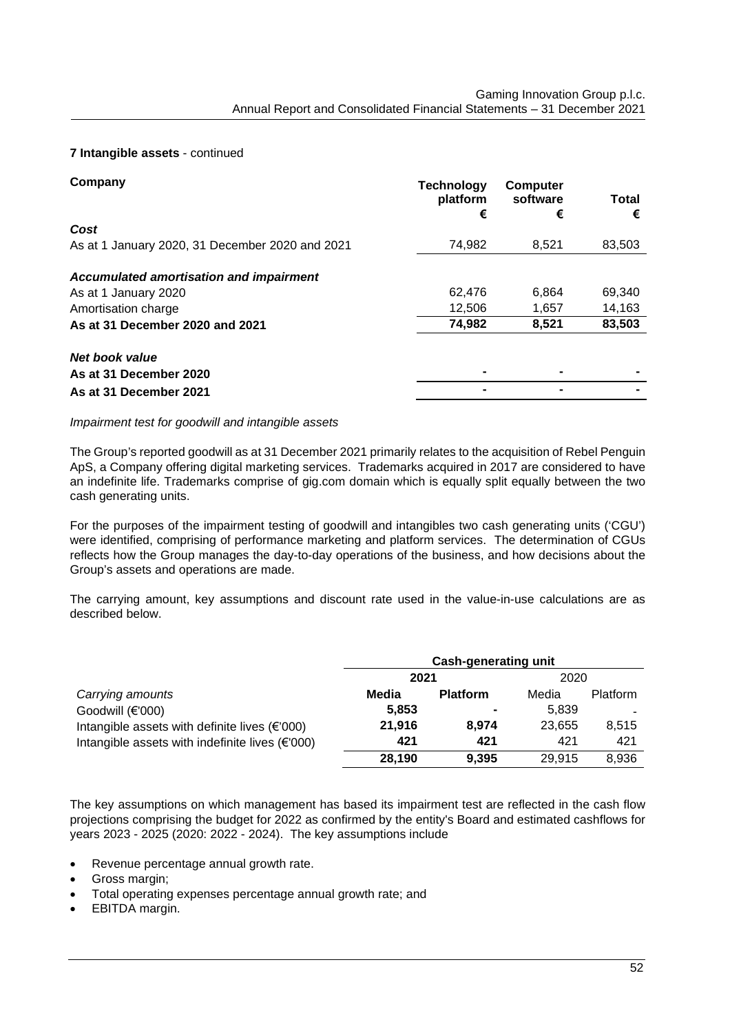**7 Intangible assets** - continued

| Company | Technology platform € | Computer software € | Total € |
|---|---|---|---|
| ***Cost*** | | | |
| As at 1 January 2020, 31 December 2020 and 2021 | 74,982 | 8,521 | 83,503 |
| ***Accumulated amortisation and impairment*** | | | |
| As at 1 January 2020 | 62,476 | 6,864 | 69,340 |
| Amortisation charge | 12,506 | 1,657 | 14,163 |
| **As at 31 December 2020 and 2021** | **74,982** | **8,521** | **83,503** |
| ***Net book value*** | | | |
| **As at 31 December 2020** | - | - | - |
| **As at 31 December 2021** | - | - | - |

*Impairment test for goodwill and intangible assets*

The Group's reported goodwill as at 31 December 2021 primarily relates to the acquisition of Rebel Penguin ApS, a Company offering digital marketing services. Trademarks acquired in 2017 are considered to have an indefinite life. Trademarks comprise of gig.com domain which is equally split equally between the two cash generating units.

For the purposes of the impairment testing of goodwill and intangibles two cash generating units ('CGU') were identified, comprising of performance marketing and platform services. The determination of CGUs reflects how the Group manages the day-to-day operations of the business, and how decisions about the Group's assets and operations are made.

The carrying amount, key assumptions and discount rate used in the value-in-use calculations are as described below.

| | **Cash-generating unit** | | | |
|---|---|---|---|---|
| | **2021** | | 2020 | |
| *Carrying amounts* | **Media** | **Platform** | Media | Platform |
| Goodwill (€'000) | **5,853** | **-** | 5,839 | - |
| Intangible assets with definite lives (€'000) | **21,916** | **8,974** | 23,655 | 8,515 |
| Intangible assets with indefinite lives (€'000) | **421** | **421** | 421 | 421 |
| | **28,190** | **9,395** | 29,915 | 8,936 |

The key assumptions on which management has based its impairment test are reflected in the cash flow projections comprising the budget for 2022 as confirmed by the entity's Board and estimated cashflows for years 2023 - 2025 (2020: 2022 - 2024). The key assumptions include

- Revenue percentage annual growth rate.
- Gross margin;
- Total operating expenses percentage annual growth rate; and
- EBITDA margin.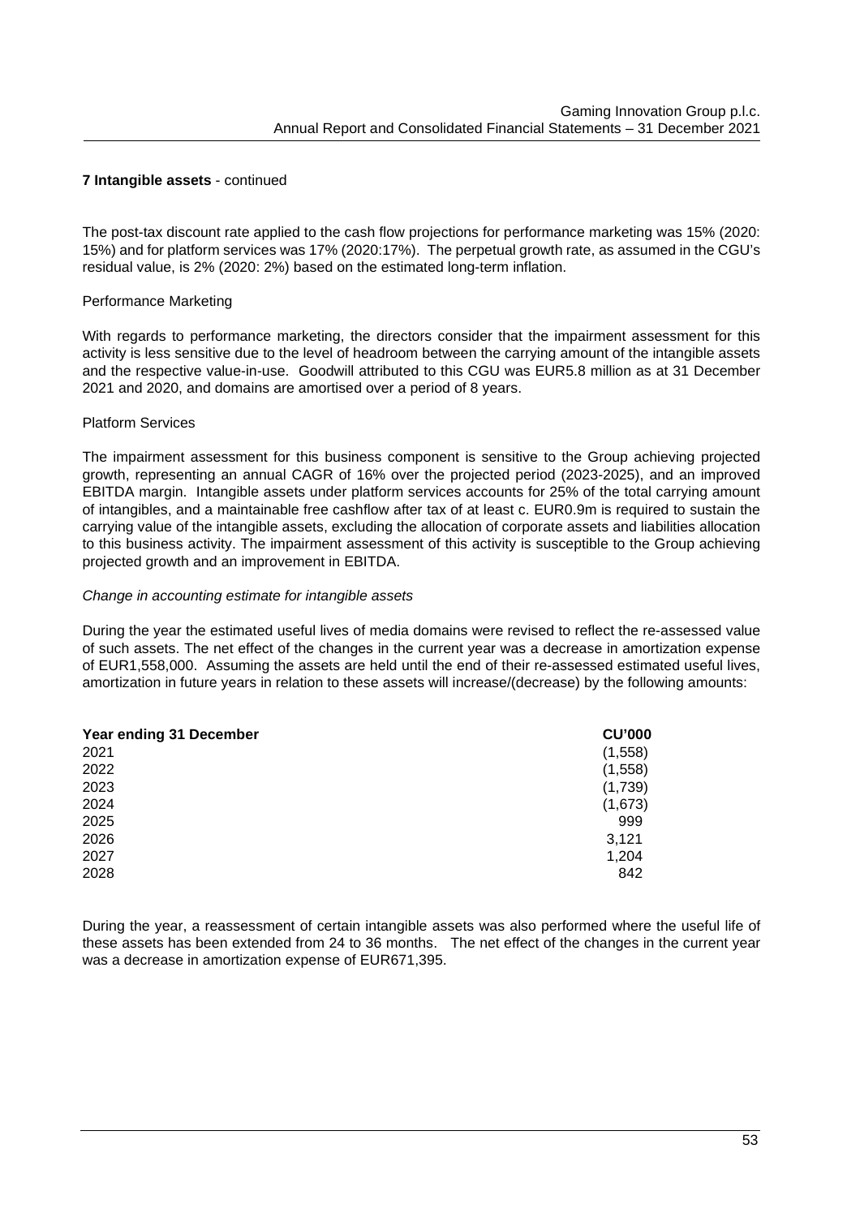**7 Intangible assets** - continued

The post-tax discount rate applied to the cash flow projections for performance marketing was 15% (2020: 15%) and for platform services was 17% (2020:17%). The perpetual growth rate, as assumed in the CGU's residual value, is 2% (2020: 2%) based on the estimated long-term inflation.

Performance Marketing

With regards to performance marketing, the directors consider that the impairment assessment for this activity is less sensitive due to the level of headroom between the carrying amount of the intangible assets and the respective value-in-use. Goodwill attributed to this CGU was EUR5.8 million as at 31 December 2021 and 2020, and domains are amortised over a period of 8 years.

Platform Services

The impairment assessment for this business component is sensitive to the Group achieving projected growth, representing an annual CAGR of 16% over the projected period (2023-2025), and an improved EBITDA margin. Intangible assets under platform services accounts for 25% of the total carrying amount of intangibles, and a maintainable free cashflow after tax of at least c. EUR0.9m is required to sustain the carrying value of the intangible assets, excluding the allocation of corporate assets and liabilities allocation to this business activity. The impairment assessment of this activity is susceptible to the Group achieving projected growth and an improvement in EBITDA.

*Change in accounting estimate for intangible assets*

During the year the estimated useful lives of media domains were revised to reflect the re-assessed value of such assets. The net effect of the changes in the current year was a decrease in amortization expense of EUR1,558,000. Assuming the assets are held until the end of their re-assessed estimated useful lives, amortization in future years in relation to these assets will increase/(decrease) by the following amounts:

| **Year ending 31 December** | **CU'000** |
|---|---|
| 2021 | (1,558) |
| 2022 | (1,558) |
| 2023 | (1,739) |
| 2024 | (1,673) |
| 2025 | 999 |
| 2026 | 3,121 |
| 2027 | 1,204 |
| 2028 | 842 |

During the year, a reassessment of certain intangible assets was also performed where the useful life of these assets has been extended from 24 to 36 months. The net effect of the changes in the current year was a decrease in amortization expense of EUR671,395.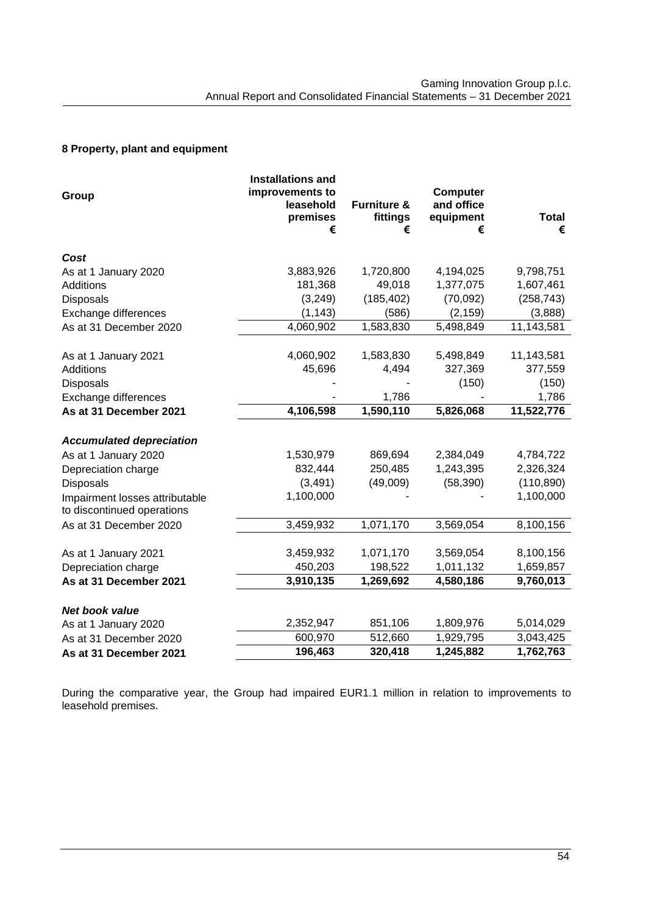## 8 Property, plant and equipment

| Group | Installations and improvements to leasehold premises € | Furniture & fittings € | Computer and office equipment € | Total € |
|---|---|---|---|---|
| ***Cost*** | | | | |
| As at 1 January 2020 | 3,883,926 | 1,720,800 | 4,194,025 | 9,798,751 |
| Additions | 181,368 | 49,018 | 1,377,075 | 1,607,461 |
| Disposals | (3,249) | (185,402) | (70,092) | (258,743) |
| Exchange differences | (1,143) | (586) | (2,159) | (3,888) |
| As at 31 December 2020 | 4,060,902 | 1,583,830 | 5,498,849 | 11,143,581 |
| | | | | |
| As at 1 January 2021 | 4,060,902 | 1,583,830 | 5,498,849 | 11,143,581 |
| Additions | 45,696 | 4,494 | 327,369 | 377,559 |
| Disposals | - | - | (150) | (150) |
| Exchange differences | - | 1,786 | - | 1,786 |
| **As at 31 December 2021** | **4,106,598** | **1,590,110** | **5,826,068** | **11,522,776** |
| | | | | |
| ***Accumulated depreciation*** | | | | |
| As at 1 January 2020 | 1,530,979 | 869,694 | 2,384,049 | 4,784,722 |
| Depreciation charge | 832,444 | 250,485 | 1,243,395 | 2,326,324 |
| Disposals | (3,491) | (49,009) | (58,390) | (110,890) |
| Impairment losses attributable to discontinued operations | 1,100,000 | - | - | 1,100,000 |
| As at 31 December 2020 | 3,459,932 | 1,071,170 | 3,569,054 | 8,100,156 |
| | | | | |
| As at 1 January 2021 | 3,459,932 | 1,071,170 | 3,569,054 | 8,100,156 |
| Depreciation charge | 450,203 | 198,522 | 1,011,132 | 1,659,857 |
| **As at 31 December 2021** | **3,910,135** | **1,269,692** | **4,580,186** | **9,760,013** |
| | | | | |
| ***Net book value*** | | | | |
| As at 1 January 2020 | 2,352,947 | 851,106 | 1,809,976 | 5,014,029 |
| As at 31 December 2020 | 600,970 | 512,660 | 1,929,795 | 3,043,425 |
| **As at 31 December 2021** | **196,463** | **320,418** | **1,245,882** | **1,762,763** |

During the comparative year, the Group had impaired EUR1.1 million in relation to improvements to leasehold premises.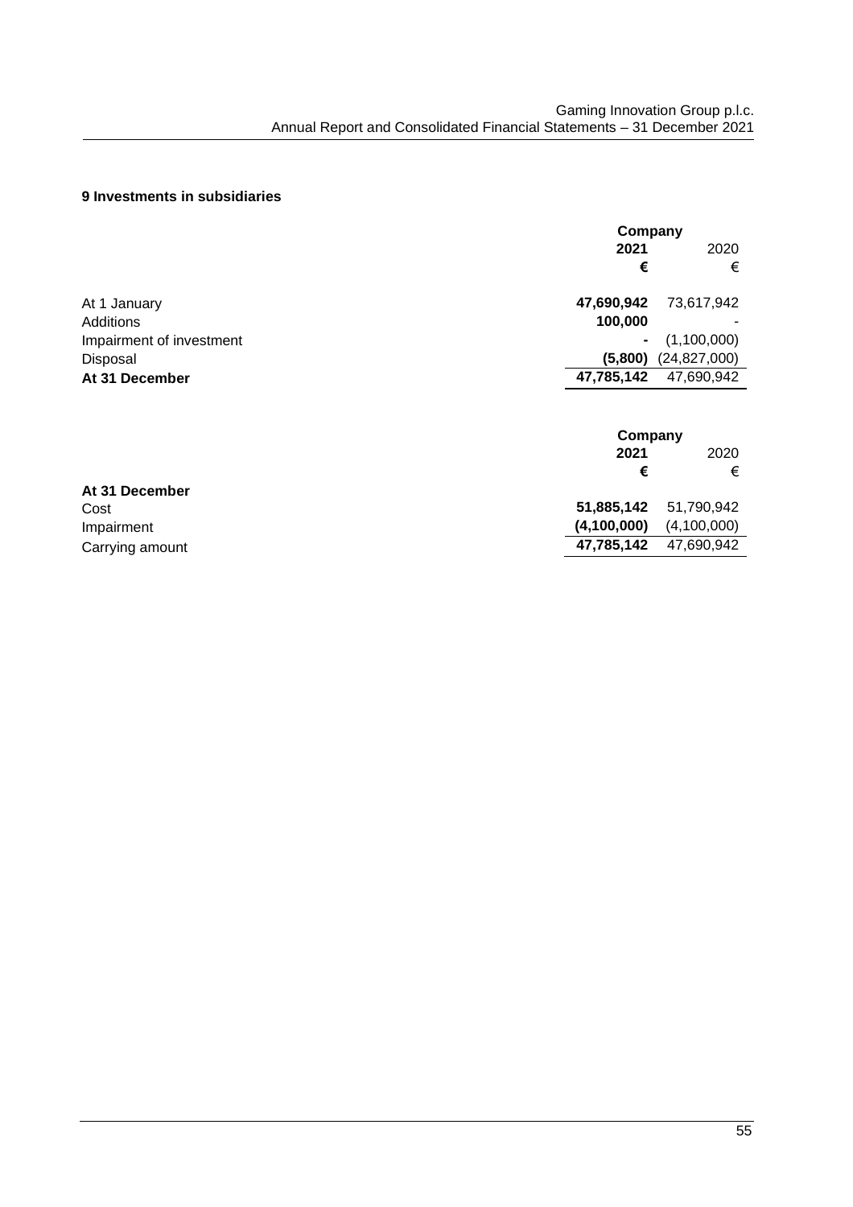## 9 Investments in subsidiaries

| | Company | |
|---|---|---|
| | **2021** | 2020 |
| | **€** | € |
| At 1 January | **47,690,942** | 73,617,942 |
| Additions | **100,000** | - |
| Impairment of investment | **-** | (1,100,000) |
| Disposal | **(5,800)** | (24,827,000) |
| **At 31 December** | **47,785,142** | 47,690,942 |

| | Company | |
|---|---|---|
| | **2021** | 2020 |
| | **€** | € |
| **At 31 December** | | |
| Cost | **51,885,142** | 51,790,942 |
| Impairment | **(4,100,000)** | (4,100,000) |
| Carrying amount | **47,785,142** | 47,690,942 |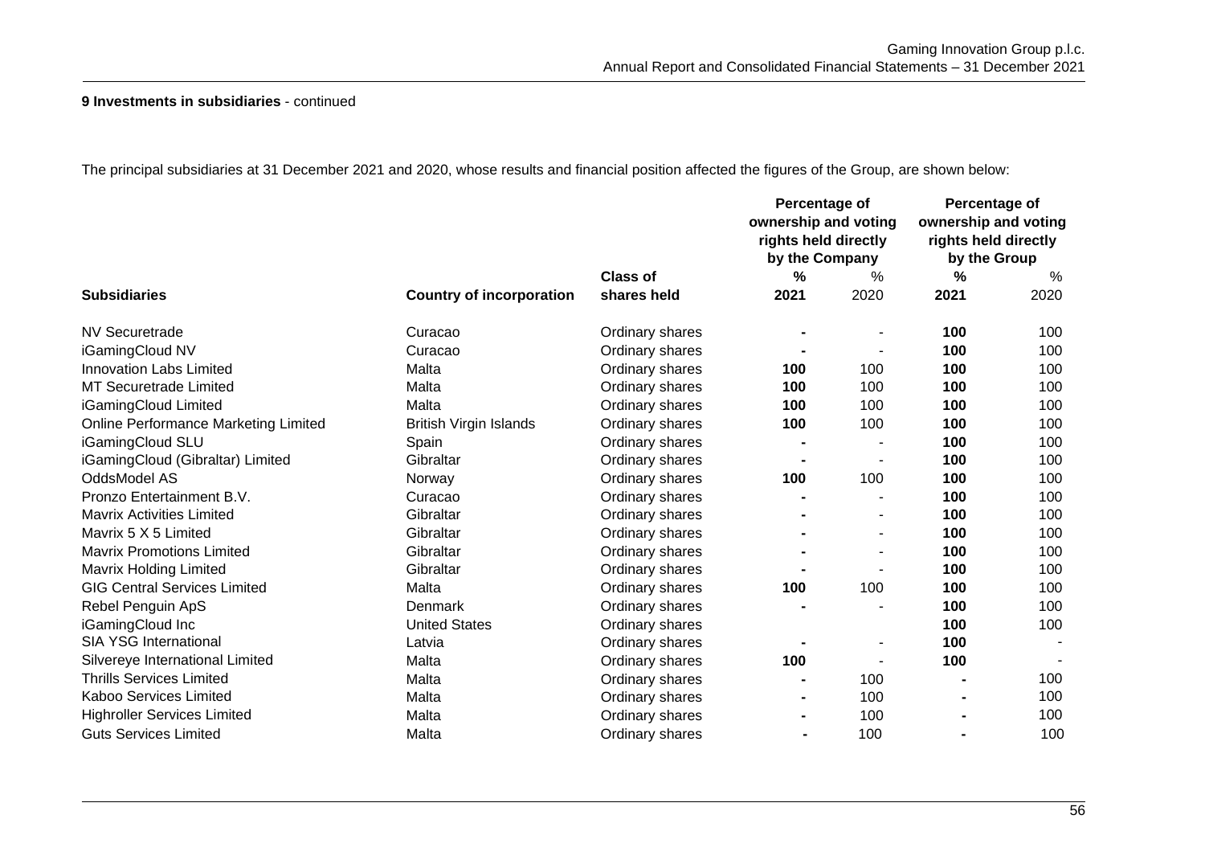**9 Investments in subsidiaries** - continued

The principal subsidiaries at 31 December 2021 and 2020, whose results and financial position affected the figures of the Group, are shown below:

| | | | Percentage of ownership and voting rights held directly by the Company | | Percentage of ownership and voting rights held directly by the Group | |
|---|---|---|---|---|---|---|
| | | **Class of** | **%** | % | **%** | % |
| **Subsidiaries** | **Country of incorporation** | **shares held** | **2021** | 2020 | **2021** | 2020 |
| NV Securetrade | Curacao | Ordinary shares | **-** | - | **100** | 100 |
| iGamingCloud NV | Curacao | Ordinary shares | **-** | - | **100** | 100 |
| Innovation Labs Limited | Malta | Ordinary shares | **100** | 100 | **100** | 100 |
| MT Securetrade Limited | Malta | Ordinary shares | **100** | 100 | **100** | 100 |
| iGamingCloud Limited | Malta | Ordinary shares | **100** | 100 | **100** | 100 |
| Online Performance Marketing Limited | British Virgin Islands | Ordinary shares | **100** | 100 | **100** | 100 |
| iGamingCloud SLU | Spain | Ordinary shares | **-** | - | **100** | 100 |
| iGamingCloud (Gibraltar) Limited | Gibraltar | Ordinary shares | **-** | - | **100** | 100 |
| OddsModel AS | Norway | Ordinary shares | **100** | 100 | **100** | 100 |
| Pronzo Entertainment B.V. | Curacao | Ordinary shares | **-** | - | **100** | 100 |
| Mavrix Activities Limited | Gibraltar | Ordinary shares | **-** | - | **100** | 100 |
| Mavrix 5 X 5 Limited | Gibraltar | Ordinary shares | **-** | - | **100** | 100 |
| Mavrix Promotions Limited | Gibraltar | Ordinary shares | **-** | - | **100** | 100 |
| Mavrix Holding Limited | Gibraltar | Ordinary shares | **-** | - | **100** | 100 |
| GIG Central Services Limited | Malta | Ordinary shares | **100** | 100 | **100** | 100 |
| Rebel Penguin ApS | Denmark | Ordinary shares | **-** | - | **100** | 100 |
| iGamingCloud Inc | United States | Ordinary shares | | | **100** | 100 |
| SIA YSG International | Latvia | Ordinary shares | **-** | - | **100** | - |
| Silvereye International Limited | Malta | Ordinary shares | **100** | - | **100** | - |
| Thrills Services Limited | Malta | Ordinary shares | **-** | 100 | **-** | 100 |
| Kaboo Services Limited | Malta | Ordinary shares | **-** | 100 | **-** | 100 |
| Highroller Services Limited | Malta | Ordinary shares | **-** | 100 | **-** | 100 |
| Guts Services Limited | Malta | Ordinary shares | **-** | 100 | **-** | 100 |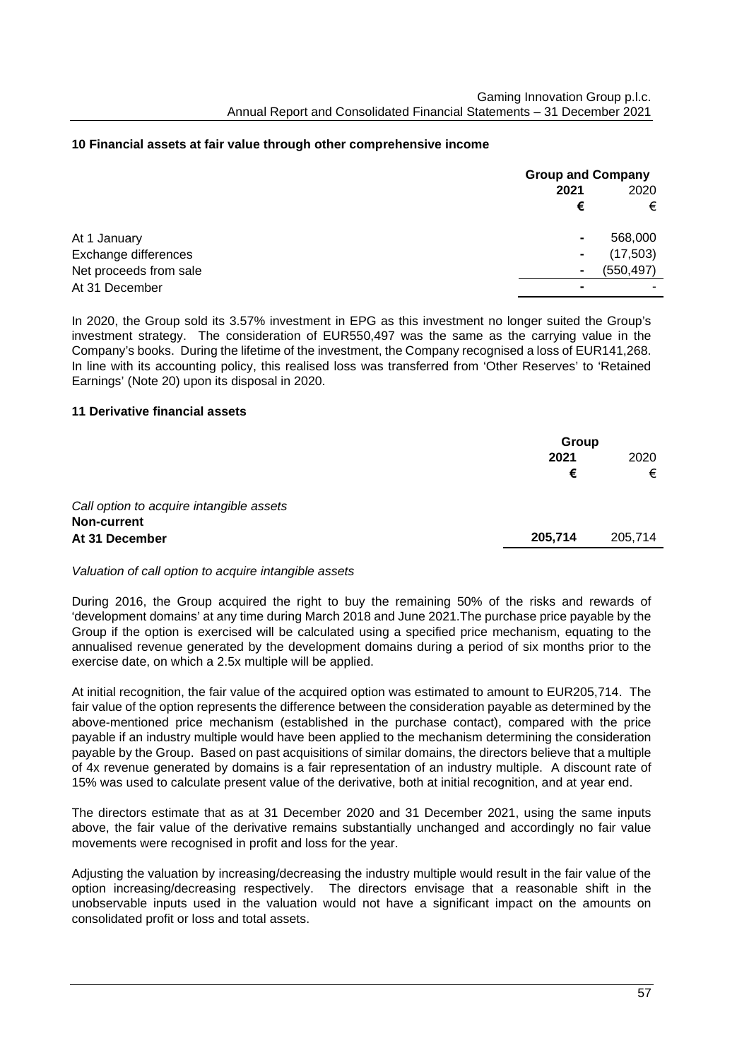## 10 Financial assets at fair value through other comprehensive income

| | Group and Company | |
|---|---|---|
| | **2021** | 2020 |
| | **€** | € |
| At 1 January | **-** | 568,000 |
| Exchange differences | **-** | (17,503) |
| Net proceeds from sale | **-** | (550,497) |
| At 31 December | **-** | - |

In 2020, the Group sold its 3.57% investment in EPG as this investment no longer suited the Group's investment strategy. The consideration of EUR550,497 was the same as the carrying value in the Company's books. During the lifetime of the investment, the Company recognised a loss of EUR141,268. In line with its accounting policy, this realised loss was transferred from 'Other Reserves' to 'Retained Earnings' (Note 20) upon its disposal in 2020.

## 11 Derivative financial assets

| | Group | |
|---|---|---|
| | **2021** | 2020 |
| | **€** | € |
| *Call option to acquire intangible assets* | | |
| **Non-current** | | |
| **At 31 December** | **205,714** | 205,714 |

*Valuation of call option to acquire intangible assets*

During 2016, the Group acquired the right to buy the remaining 50% of the risks and rewards of 'development domains' at any time during March 2018 and June 2021.The purchase price payable by the Group if the option is exercised will be calculated using a specified price mechanism, equating to the annualised revenue generated by the development domains during a period of six months prior to the exercise date, on which a 2.5x multiple will be applied.

At initial recognition, the fair value of the acquired option was estimated to amount to EUR205,714. The fair value of the option represents the difference between the consideration payable as determined by the above-mentioned price mechanism (established in the purchase contact), compared with the price payable if an industry multiple would have been applied to the mechanism determining the consideration payable by the Group. Based on past acquisitions of similar domains, the directors believe that a multiple of 4x revenue generated by domains is a fair representation of an industry multiple. A discount rate of 15% was used to calculate present value of the derivative, both at initial recognition, and at year end.

The directors estimate that as at 31 December 2020 and 31 December 2021, using the same inputs above, the fair value of the derivative remains substantially unchanged and accordingly no fair value movements were recognised in profit and loss for the year.

Adjusting the valuation by increasing/decreasing the industry multiple would result in the fair value of the option increasing/decreasing respectively. The directors envisage that a reasonable shift in the unobservable inputs used in the valuation would not have a significant impact on the amounts on consolidated profit or loss and total assets.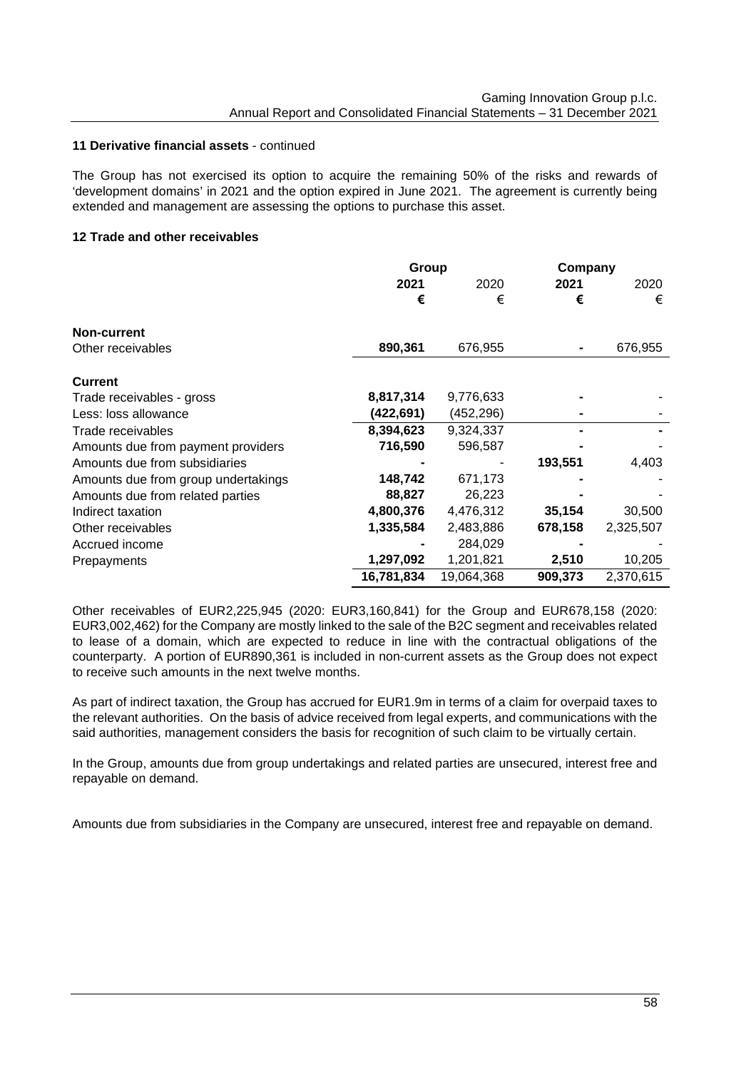**11 Derivative financial assets** - continued

The Group has not exercised its option to acquire the remaining 50% of the risks and rewards of 'development domains' in 2021 and the option expired in June 2021. The agreement is currently being extended and management are assessing the options to purchase this asset.

**12 Trade and other receivables**

| | Group | | Company | |
|---|---|---|---|---|
| | **2021** | 2020 | **2021** | 2020 |
| | **€** | € | **€** | € |
| **Non-current** | | | | |
| Other receivables | **890,361** | 676,955 | **-** | 676,955 |
| **Current** | | | | |
| Trade receivables - gross | **8,817,314** | 9,776,633 | **-** | - |
| Less: loss allowance | **(422,691)** | (452,296) | **-** | - |
| Trade receivables | **8,394,623** | 9,324,337 | **-** | **-** |
| Amounts due from payment providers | **716,590** | 596,587 | **-** | - |
| Amounts due from subsidiaries | **-** | - | **193,551** | 4,403 |
| Amounts due from group undertakings | **148,742** | 671,173 | **-** | - |
| Amounts due from related parties | **88,827** | 26,223 | **-** | - |
| Indirect taxation | **4,800,376** | 4,476,312 | **35,154** | 30,500 |
| Other receivables | **1,335,584** | 2,483,886 | **678,158** | 2,325,507 |
| Accrued income | **-** | 284,029 | **-** | - |
| Prepayments | **1,297,092** | 1,201,821 | **2,510** | 10,205 |
| | **16,781,834** | 19,064,368 | **909,373** | 2,370,615 |

Other receivables of EUR2,225,945 (2020: EUR3,160,841) for the Group and EUR678,158 (2020: EUR3,002,462) for the Company are mostly linked to the sale of the B2C segment and receivables related to lease of a domain, which are expected to reduce in line with the contractual obligations of the counterparty. A portion of EUR890,361 is included in non-current assets as the Group does not expect to receive such amounts in the next twelve months.

As part of indirect taxation, the Group has accrued for EUR1.9m in terms of a claim for overpaid taxes to the relevant authorities. On the basis of advice received from legal experts, and communications with the said authorities, management considers the basis for recognition of such claim to be virtually certain.

In the Group, amounts due from group undertakings and related parties are unsecured, interest free and repayable on demand.

Amounts due from subsidiaries in the Company are unsecured, interest free and repayable on demand.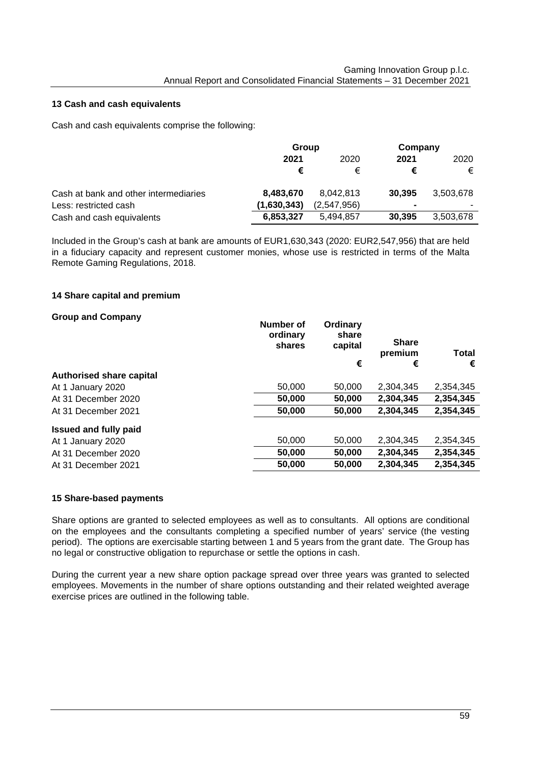## 13 Cash and cash equivalents

Cash and cash equivalents comprise the following:

| | Group | | Company | |
|---|---|---|---|---|
| | **2021** | 2020 | **2021** | 2020 |
| | **€** | € | **€** | € |
| Cash at bank and other intermediaries | **8,483,670** | 8,042,813 | **30,395** | 3,503,678 |
| Less: restricted cash | **(1,630,343)** | (2,547,956) | **-** | - |
| Cash and cash equivalents | **6,853,327** | 5,494,857 | **30,395** | 3,503,678 |

Included in the Group's cash at bank are amounts of EUR1,630,343 (2020: EUR2,547,956) that are held in a fiduciary capacity and represent customer monies, whose use is restricted in terms of the Malta Remote Gaming Regulations, 2018.

## 14 Share capital and premium

**Group and Company**

| | Number of ordinary shares | Ordinary share capital | Share premium | Total |
|---|---|---|---|---|
| | | € | € | € |
| **Authorised share capital** | | | | |
| At 1 January 2020 | 50,000 | 50,000 | 2,304,345 | 2,354,345 |
| At 31 December 2020 | **50,000** | **50,000** | **2,304,345** | **2,354,345** |
| At 31 December 2021 | **50,000** | **50,000** | **2,304,345** | **2,354,345** |
| **Issued and fully paid** | | | | |
| At 1 January 2020 | 50,000 | 50,000 | 2,304,345 | 2,354,345 |
| At 31 December 2020 | **50,000** | **50,000** | **2,304,345** | **2,354,345** |
| At 31 December 2021 | **50,000** | **50,000** | **2,304,345** | **2,354,345** |

## 15 Share-based payments

Share options are granted to selected employees as well as to consultants. All options are conditional on the employees and the consultants completing a specified number of years' service (the vesting period). The options are exercisable starting between 1 and 5 years from the grant date. The Group has no legal or constructive obligation to repurchase or settle the options in cash.

During the current year a new share option package spread over three years was granted to selected employees. Movements in the number of share options outstanding and their related weighted average exercise prices are outlined in the following table.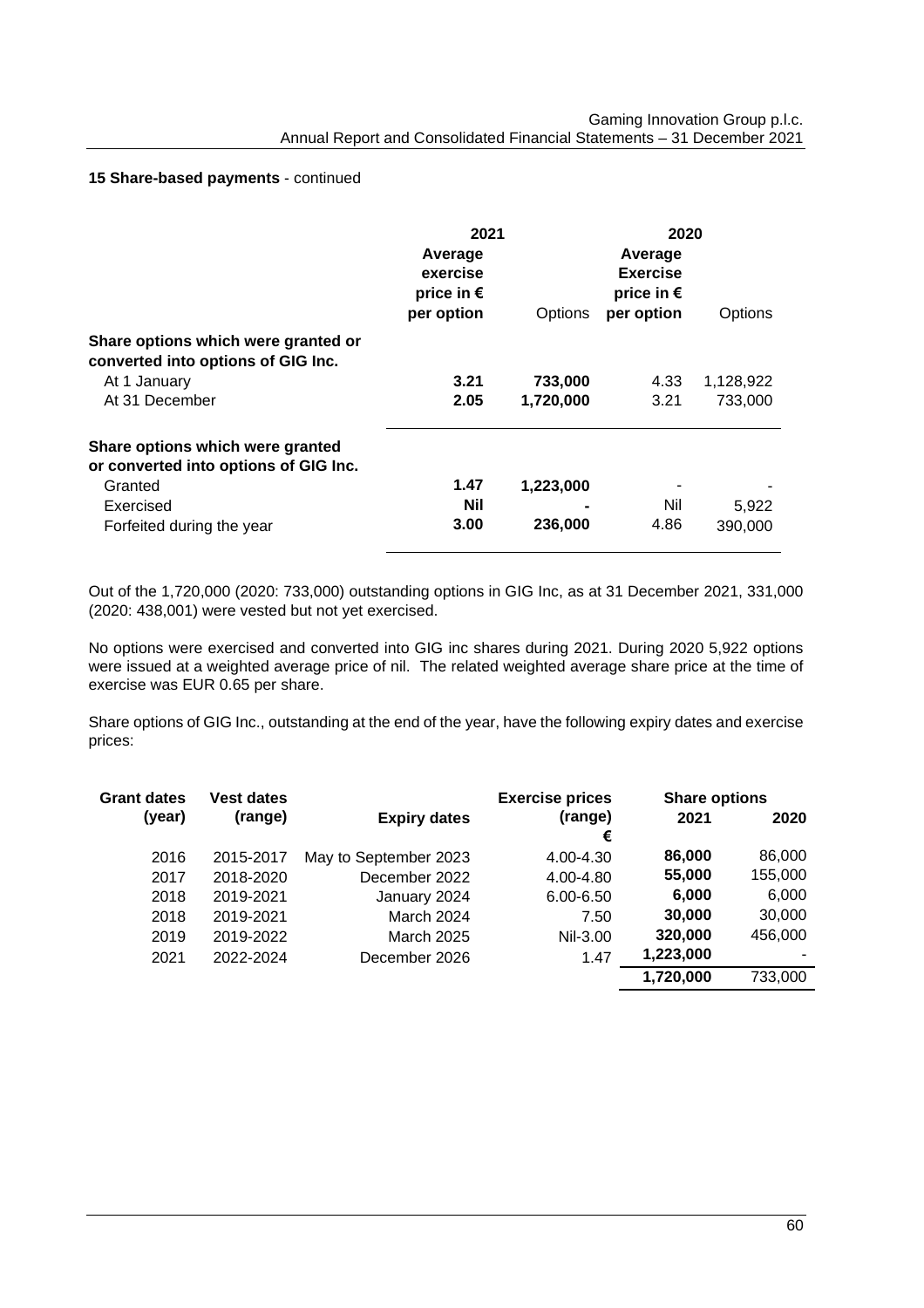**15 Share-based payments** - continued

| | 2021 | | 2020 | |
|---|---|---|---|---|
| | **Average exercise price in € per option** | Options | **Average Exercise price in € per option** | Options |
| **Share options which were granted or converted into options of GIG Inc.** | | | | |
| At 1 January | **3.21** | **733,000** | 4.33 | 1,128,922 |
| At 31 December | **2.05** | **1,720,000** | 3.21 | 733,000 |
| **Share options which were granted or converted into options of GIG Inc.** | | | | |
| Granted | **1.47** | **1,223,000** | - | - |
| Exercised | **Nil** | **-** | Nil | 5,922 |
| Forfeited during the year | **3.00** | **236,000** | 4.86 | 390,000 |

Out of the 1,720,000 (2020: 733,000) outstanding options in GIG Inc, as at 31 December 2021, 331,000 (2020: 438,001) were vested but not yet exercised.

No options were exercised and converted into GIG inc shares during 2021. During 2020 5,922 options were issued at a weighted average price of nil. The related weighted average share price at the time of exercise was EUR 0.65 per share.

Share options of GIG Inc., outstanding at the end of the year, have the following expiry dates and exercise prices:

| Grant dates (year) | Vest dates (range) | Expiry dates | Exercise prices (range) € | Share options 2021 | Share options 2020 |
|---|---|---|---|---|---|
| 2016 | 2015-2017 | May to September 2023 | 4.00-4.30 | **86,000** | 86,000 |
| 2017 | 2018-2020 | December 2022 | 4.00-4.80 | **55,000** | 155,000 |
| 2018 | 2019-2021 | January 2024 | 6.00-6.50 | **6,000** | 6,000 |
| 2018 | 2019-2021 | March 2024 | 7.50 | **30,000** | 30,000 |
| 2019 | 2019-2022 | March 2025 | Nil-3.00 | **320,000** | 456,000 |
| 2021 | 2022-2024 | December 2026 | 1.47 | **1,223,000** | - |
| | | | | **1,720,000** | 733,000 |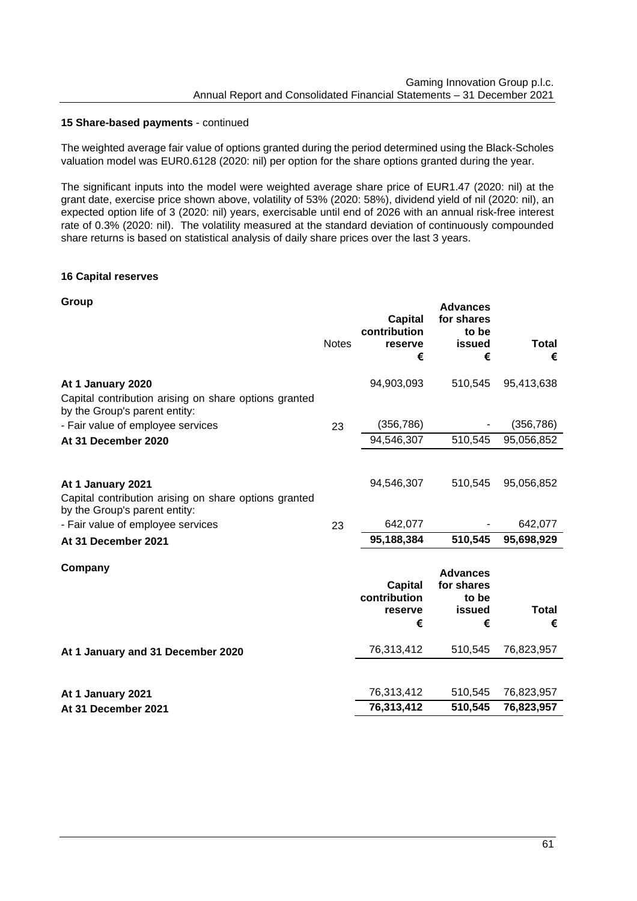**15 Share-based payments** - continued

The weighted average fair value of options granted during the period determined using the Black-Scholes valuation model was EUR0.6128 (2020: nil) per option for the share options granted during the year.

The significant inputs into the model were weighted average share price of EUR1.47 (2020: nil) at the grant date, exercise price shown above, volatility of 53% (2020: 58%), dividend yield of nil (2020: nil), an expected option life of 3 (2020: nil) years, exercisable until end of 2026 with an annual risk-free interest rate of 0.3% (2020: nil). The volatility measured at the standard deviation of continuously compounded share returns is based on statistical analysis of daily share prices over the last 3 years.

**16 Capital reserves**

**Group**

| | Notes | Capital contribution reserve € | Advances for shares to be issued € | Total € |
|---|---|---|---|---|
| **At 1 January 2020** | | 94,903,093 | 510,545 | 95,413,638 |
| Capital contribution arising on share options granted by the Group's parent entity: | | | | |
| - Fair value of employee services | 23 | (356,786) | - | (356,786) |
| **At 31 December 2020** | | 94,546,307 | 510,545 | 95,056,852 |
| | | | | |
| **At 1 January 2021** | | 94,546,307 | 510,545 | 95,056,852 |
| Capital contribution arising on share options granted by the Group's parent entity: | | | | |
| - Fair value of employee services | 23 | 642,077 | - | 642,077 |
| **At 31 December 2021** | | **95,188,384** | **510,545** | **95,698,929** |

**Company**

| | Capital contribution reserve € | Advances for shares to be issued € | Total € |
|---|---|---|---|
| **At 1 January and 31 December 2020** | 76,313,412 | 510,545 | 76,823,957 |
| | | | |
| **At 1 January 2021** | 76,313,412 | 510,545 | 76,823,957 |
| **At 31 December 2021** | **76,313,412** | **510,545** | **76,823,957** |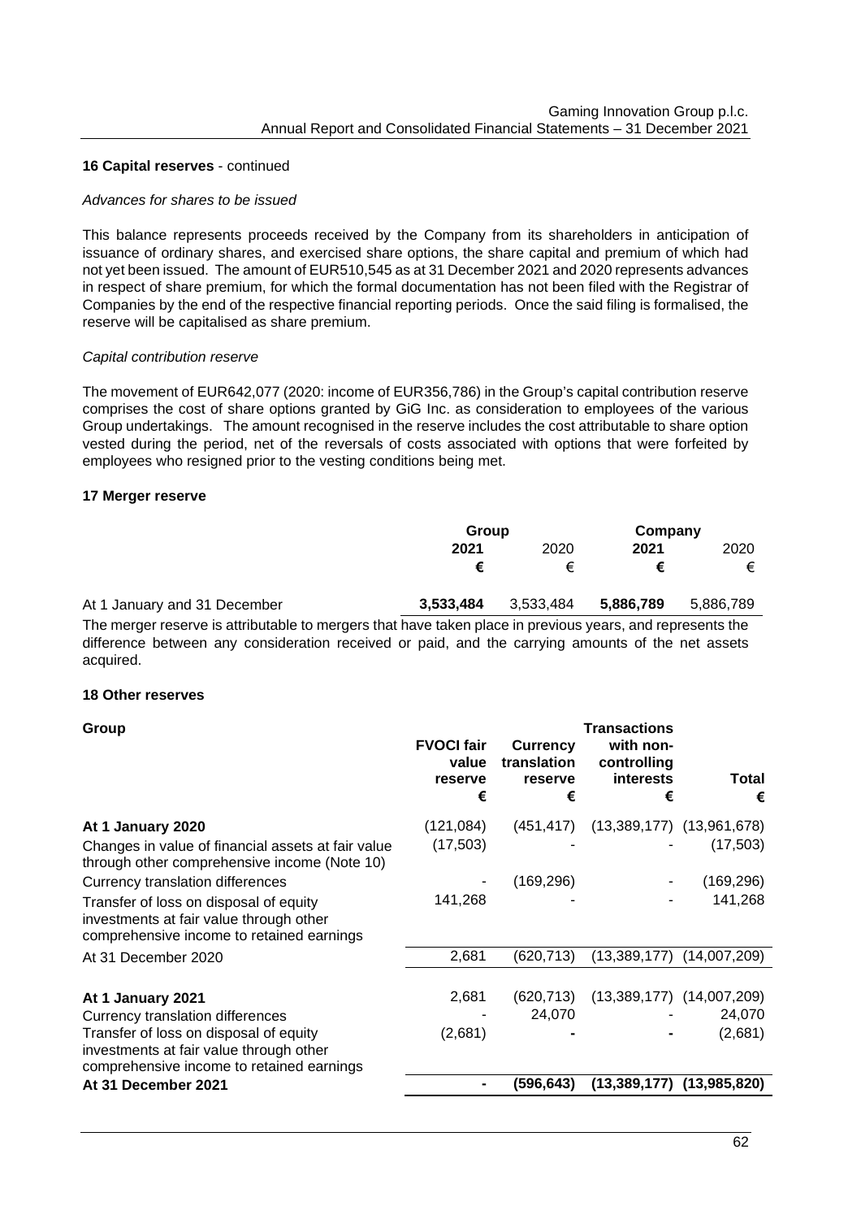**16 Capital reserves** - continued

*Advances for shares to be issued*

This balance represents proceeds received by the Company from its shareholders in anticipation of issuance of ordinary shares, and exercised share options, the share capital and premium of which had not yet been issued. The amount of EUR510,545 as at 31 December 2021 and 2020 represents advances in respect of share premium, for which the formal documentation has not been filed with the Registrar of Companies by the end of the respective financial reporting periods. Once the said filing is formalised, the reserve will be capitalised as share premium.

*Capital contribution reserve*

The movement of EUR642,077 (2020: income of EUR356,786) in the Group's capital contribution reserve comprises the cost of share options granted by GiG Inc. as consideration to employees of the various Group undertakings. The amount recognised in the reserve includes the cost attributable to share option vested during the period, net of the reversals of costs associated with options that were forfeited by employees who resigned prior to the vesting conditions being met.

**17 Merger reserve**

| | Group | | Company | |
|---|---|---|---|---|
| | **2021** | 2020 | **2021** | 2020 |
| | **€** | € | **€** | € |
| At 1 January and 31 December | **3,533,484** | 3,533,484 | **5,886,789** | 5,886,789 |

The merger reserve is attributable to mergers that have taken place in previous years, and represents the difference between any consideration received or paid, and the carrying amounts of the net assets acquired.

**18 Other reserves**

| **Group** | **FVOCI fair value reserve** | **Currency translation reserve** | **Transactions with non-controlling interests** | **Total** |
|---|---|---|---|---|
| | **€** | **€** | **€** | **€** |
| **At 1 January 2020** | (121,084) | (451,417) | (13,389,177) | (13,961,678) |
| Changes in value of financial assets at fair value through other comprehensive income (Note 10) | (17,503) | - | - | (17,503) |
| Currency translation differences | - | (169,296) | - | (169,296) |
| Transfer of loss on disposal of equity investments at fair value through other comprehensive income to retained earnings | 141,268 | - | - | 141,268 |
| At 31 December 2020 | 2,681 | (620,713) | (13,389,177) | (14,007,209) |
| | | | | |
| **At 1 January 2021** | 2,681 | (620,713) | (13,389,177) | (14,007,209) |
| Currency translation differences | - | 24,070 | - | 24,070 |
| Transfer of loss on disposal of equity investments at fair value through other comprehensive income to retained earnings | (2,681) | **-** | **-** | (2,681) |
| **At 31 December 2021** | **-** | **(596,643)** | **(13,389,177)** | **(13,985,820)** |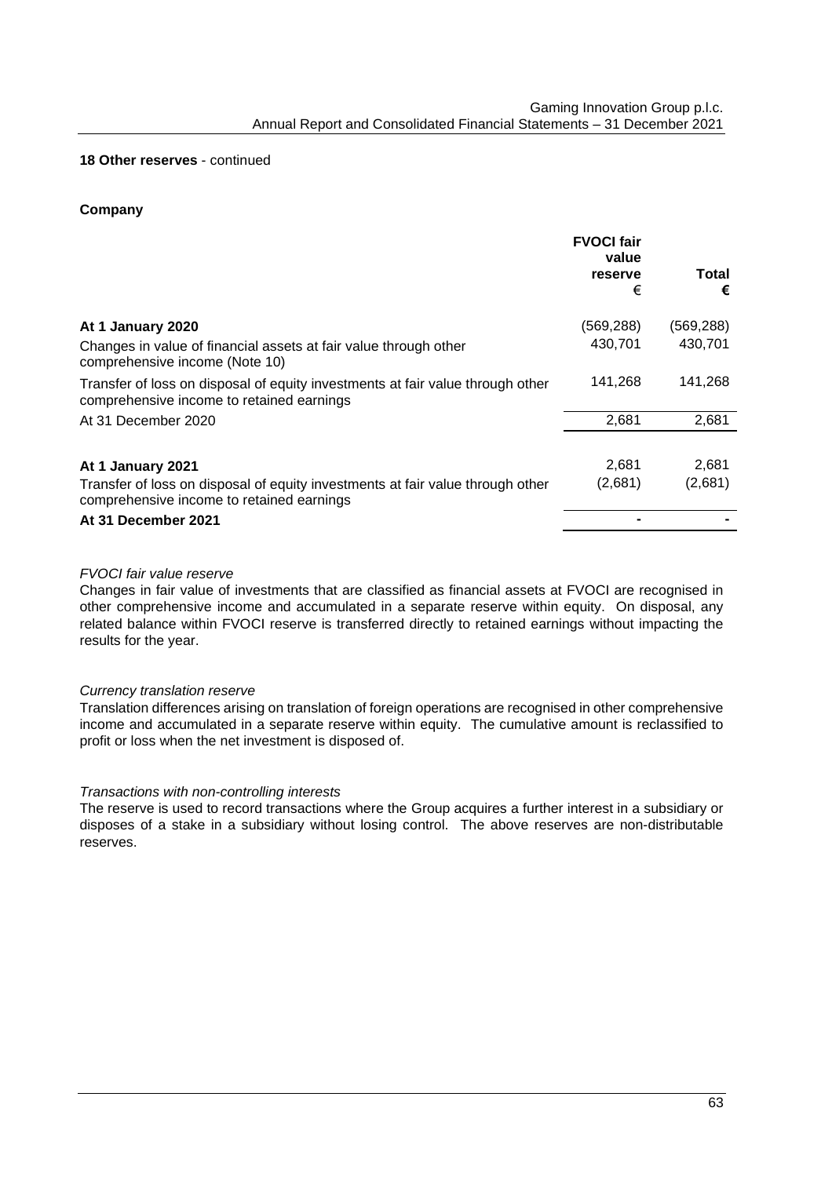**18 Other reserves** - continued

**Company**

| | FVOCI fair value reserve € | Total € |
|---|---|---|
| **At 1 January 2020** | (569,288) | (569,288) |
| Changes in value of financial assets at fair value through other comprehensive income (Note 10) | 430,701 | 430,701 |
| Transfer of loss on disposal of equity investments at fair value through other comprehensive income to retained earnings | 141,268 | 141,268 |
| At 31 December 2020 | 2,681 | 2,681 |
| | | |
| **At 1 January 2021** | 2,681 | 2,681 |
| Transfer of loss on disposal of equity investments at fair value through other comprehensive income to retained earnings | (2,681) | (2,681) |
| **At 31 December 2021** | - | - |

*FVOCI fair value reserve*

Changes in fair value of investments that are classified as financial assets at FVOCI are recognised in other comprehensive income and accumulated in a separate reserve within equity. On disposal, any related balance within FVOCI reserve is transferred directly to retained earnings without impacting the results for the year.

*Currency translation reserve*

Translation differences arising on translation of foreign operations are recognised in other comprehensive income and accumulated in a separate reserve within equity. The cumulative amount is reclassified to profit or loss when the net investment is disposed of.

*Transactions with non-controlling interests*

The reserve is used to record transactions where the Group acquires a further interest in a subsidiary or disposes of a stake in a subsidiary without losing control. The above reserves are non-distributable reserves.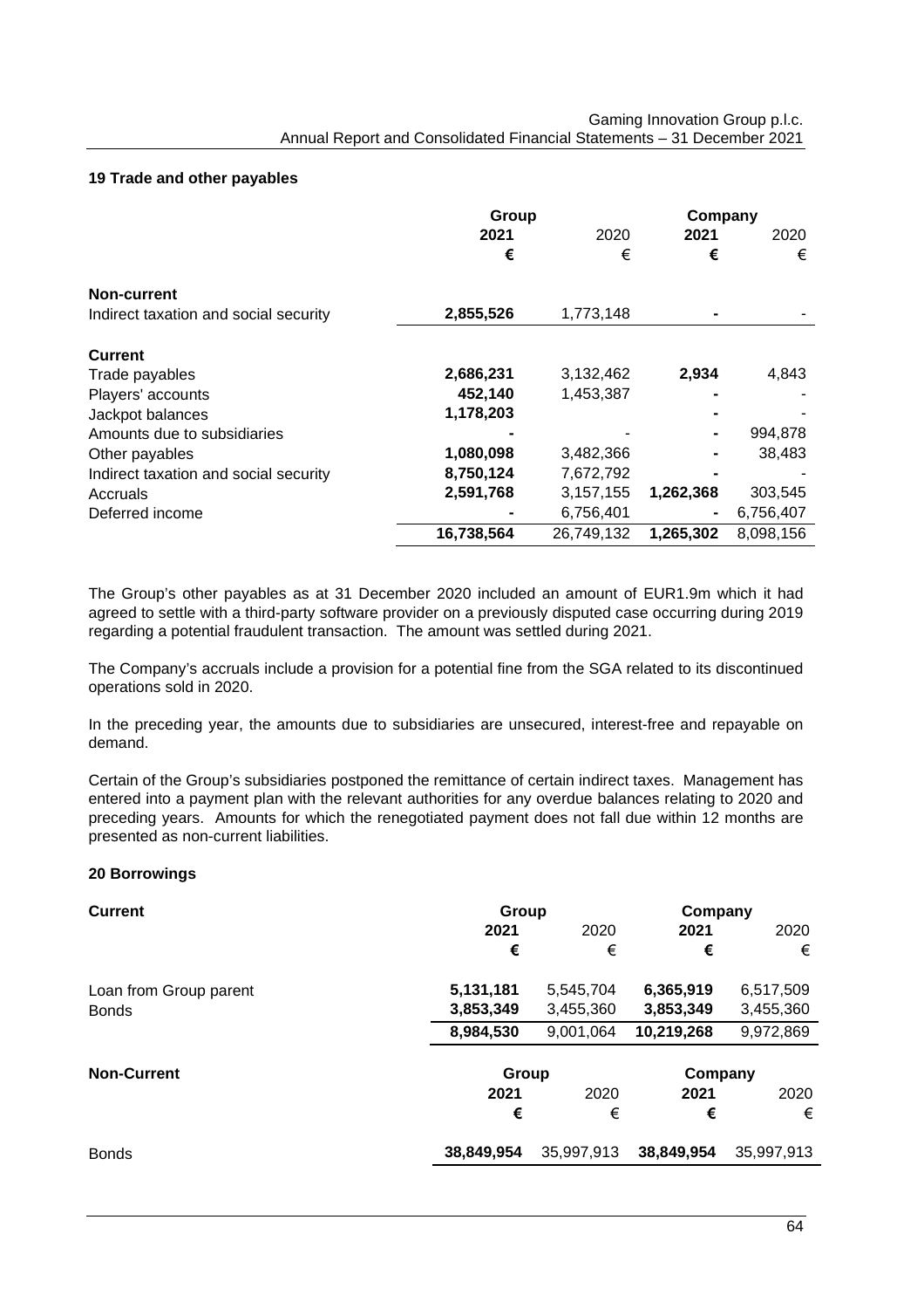## 19 Trade and other payables

| | Group | | Company | |
|---|---|---|---|---|
| | **2021** | 2020 | **2021** | 2020 |
| | **€** | € | **€** | € |
| **Non-current** | | | | |
| Indirect taxation and social security | **2,855,526** | 1,773,148 | **-** | - |
| **Current** | | | | |
| Trade payables | **2,686,231** | 3,132,462 | **2,934** | 4,843 |
| Players' accounts | **452,140** | 1,453,387 | **-** | - |
| Jackpot balances | **1,178,203** | | **-** | - |
| Amounts due to subsidiaries | **-** | - | **-** | 994,878 |
| Other payables | **1,080,098** | 3,482,366 | **-** | 38,483 |
| Indirect taxation and social security | **8,750,124** | 7,672,792 | **-** | - |
| Accruals | **2,591,768** | 3,157,155 | **1,262,368** | 303,545 |
| Deferred income | **-** | 6,756,401 | **-** | 6,756,407 |
| | **16,738,564** | 26,749,132 | **1,265,302** | 8,098,156 |

The Group's other payables as at 31 December 2020 included an amount of EUR1.9m which it had agreed to settle with a third-party software provider on a previously disputed case occurring during 2019 regarding a potential fraudulent transaction. The amount was settled during 2021.

The Company's accruals include a provision for a potential fine from the SGA related to its discontinued operations sold in 2020.

In the preceding year, the amounts due to subsidiaries are unsecured, interest-free and repayable on demand.

Certain of the Group's subsidiaries postponed the remittance of certain indirect taxes. Management has entered into a payment plan with the relevant authorities for any overdue balances relating to 2020 and preceding years. Amounts for which the renegotiated payment does not fall due within 12 months are presented as non-current liabilities.

## 20 Borrowings

| **Current** | Group | | Company | |
|---|---|---|---|---|
| | **2021** | 2020 | **2021** | 2020 |
| | **€** | € | **€** | € |
| Loan from Group parent | **5,131,181** | 5,545,704 | **6,365,919** | 6,517,509 |
| Bonds | **3,853,349** | 3,455,360 | **3,853,349** | 3,455,360 |
| | **8,984,530** | 9,001,064 | **10,219,268** | 9,972,869 |

| **Non-Current** | Group | | Company | |
|---|---|---|---|---|
| | **2021** | 2020 | **2021** | 2020 |
| | **€** | € | **€** | € |
| Bonds | **38,849,954** | 35,997,913 | **38,849,954** | 35,997,913 |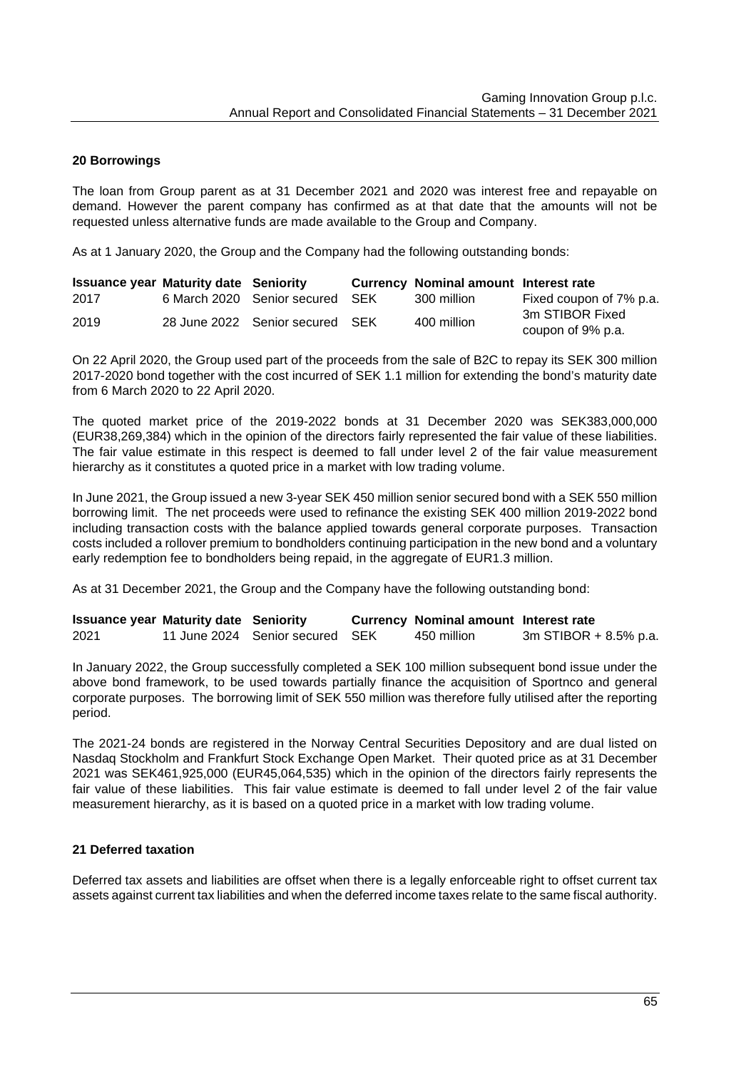## 20 Borrowings

The loan from Group parent as at 31 December 2021 and 2020 was interest free and repayable on demand. However the parent company has confirmed as at that date that the amounts will not be requested unless alternative funds are made available to the Group and Company.

As at 1 January 2020, the Group and the Company had the following outstanding bonds:

| Issuance year | Maturity date | Seniority | Currency | Nominal amount | Interest rate |
|---|---|---|---|---|---|
| 2017 | 6 March 2020 | Senior secured | SEK | 300 million | Fixed coupon of 7% p.a. |
| 2019 | 28 June 2022 | Senior secured | SEK | 400 million | 3m STIBOR Fixed coupon of 9% p.a. |

On 22 April 2020, the Group used part of the proceeds from the sale of B2C to repay its SEK 300 million 2017-2020 bond together with the cost incurred of SEK 1.1 million for extending the bond's maturity date from 6 March 2020 to 22 April 2020.

The quoted market price of the 2019-2022 bonds at 31 December 2020 was SEK383,000,000 (EUR38,269,384) which in the opinion of the directors fairly represented the fair value of these liabilities. The fair value estimate in this respect is deemed to fall under level 2 of the fair value measurement hierarchy as it constitutes a quoted price in a market with low trading volume.

In June 2021, the Group issued a new 3-year SEK 450 million senior secured bond with a SEK 550 million borrowing limit. The net proceeds were used to refinance the existing SEK 400 million 2019-2022 bond including transaction costs with the balance applied towards general corporate purposes. Transaction costs included a rollover premium to bondholders continuing participation in the new bond and a voluntary early redemption fee to bondholders being repaid, in the aggregate of EUR1.3 million.

As at 31 December 2021, the Group and the Company have the following outstanding bond:

| Issuance year | Maturity date | Seniority | Currency | Nominal amount | Interest rate |
|---|---|---|---|---|---|
| 2021 | 11 June 2024 | Senior secured | SEK | 450 million | 3m STIBOR + 8.5% p.a. |

In January 2022, the Group successfully completed a SEK 100 million subsequent bond issue under the above bond framework, to be used towards partially finance the acquisition of Sportnco and general corporate purposes. The borrowing limit of SEK 550 million was therefore fully utilised after the reporting period.

The 2021-24 bonds are registered in the Norway Central Securities Depository and are dual listed on Nasdaq Stockholm and Frankfurt Stock Exchange Open Market. Their quoted price as at 31 December 2021 was SEK461,925,000 (EUR45,064,535) which in the opinion of the directors fairly represents the fair value of these liabilities. This fair value estimate is deemed to fall under level 2 of the fair value measurement hierarchy, as it is based on a quoted price in a market with low trading volume.

## 21 Deferred taxation

Deferred tax assets and liabilities are offset when there is a legally enforceable right to offset current tax assets against current tax liabilities and when the deferred income taxes relate to the same fiscal authority.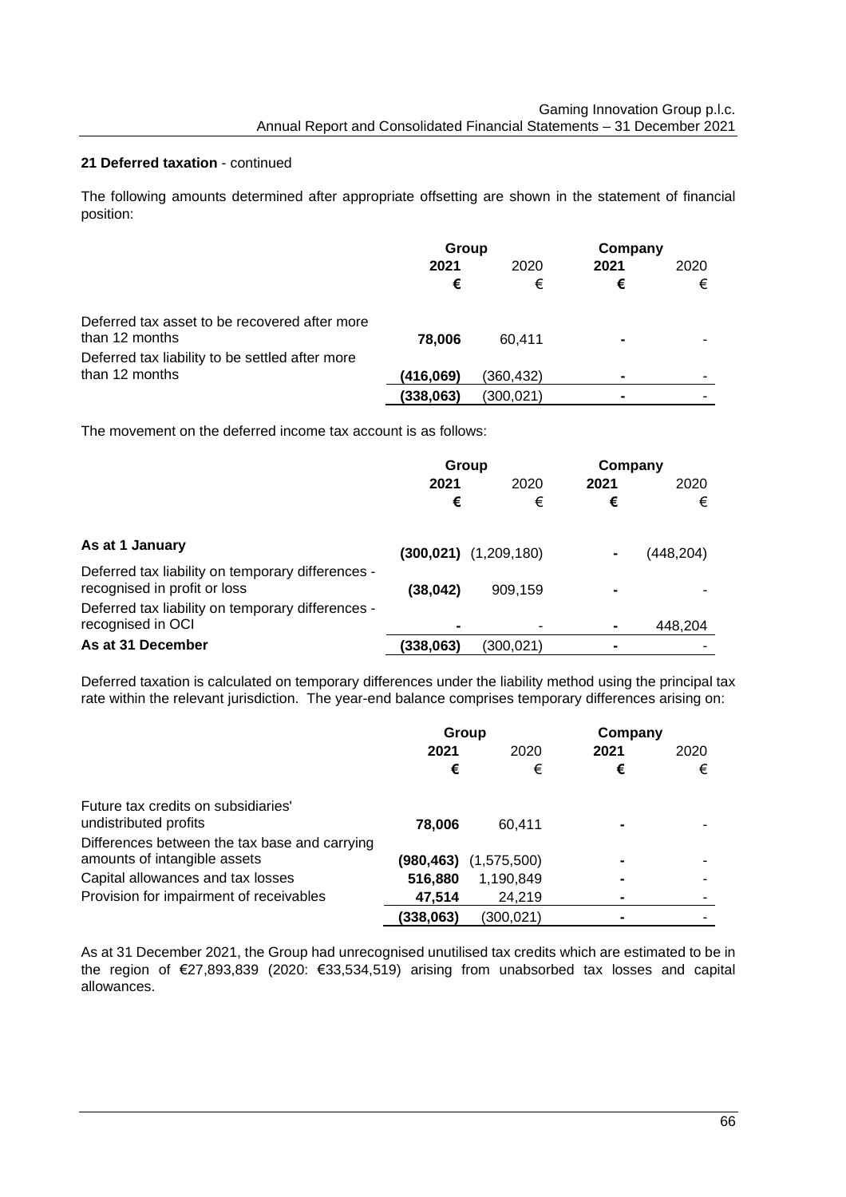**21 Deferred taxation** - continued

The following amounts determined after appropriate offsetting are shown in the statement of financial position:

| | Group | | Company | |
|---|---|---|---|---|
| | **2021** | 2020 | **2021** | 2020 |
| | **€** | € | **€** | € |
| Deferred tax asset to be recovered after more than 12 months | **78,006** | 60,411 | **-** | - |
| Deferred tax liability to be settled after more than 12 months | **(416,069)** | (360,432) | **-** | - |
| | **(338,063)** | (300,021) | **-** | - |

The movement on the deferred income tax account is as follows:

| | Group | | Company | |
|---|---|---|---|---|
| | **2021** | 2020 | **2021** | 2020 |
| | **€** | € | **€** | € |
| **As at 1 January** | **(300,021)** | (1,209,180) | **-** | (448,204) |
| Deferred tax liability on temporary differences - recognised in profit or loss | **(38,042)** | 909,159 | **-** | - |
| Deferred tax liability on temporary differences - recognised in OCI | **-** | - | **-** | 448,204 |
| **As at 31 December** | **(338,063)** | (300,021) | **-** | - |

Deferred taxation is calculated on temporary differences under the liability method using the principal tax rate within the relevant jurisdiction. The year-end balance comprises temporary differences arising on:

| | Group | | Company | |
|---|---|---|---|---|
| | **2021** | 2020 | **2021** | 2020 |
| | **€** | € | **€** | € |
| Future tax credits on subsidiaries' undistributed profits | **78,006** | 60,411 | **-** | - |
| Differences between the tax base and carrying amounts of intangible assets | **(980,463)** | (1,575,500) | **-** | - |
| Capital allowances and tax losses | **516,880** | 1,190,849 | **-** | - |
| Provision for impairment of receivables | **47,514** | 24,219 | **-** | - |
| | **(338,063)** | (300,021) | **-** | - |

As at 31 December 2021, the Group had unrecognised unutilised tax credits which are estimated to be in the region of €27,893,839 (2020: €33,534,519) arising from unabsorbed tax losses and capital allowances.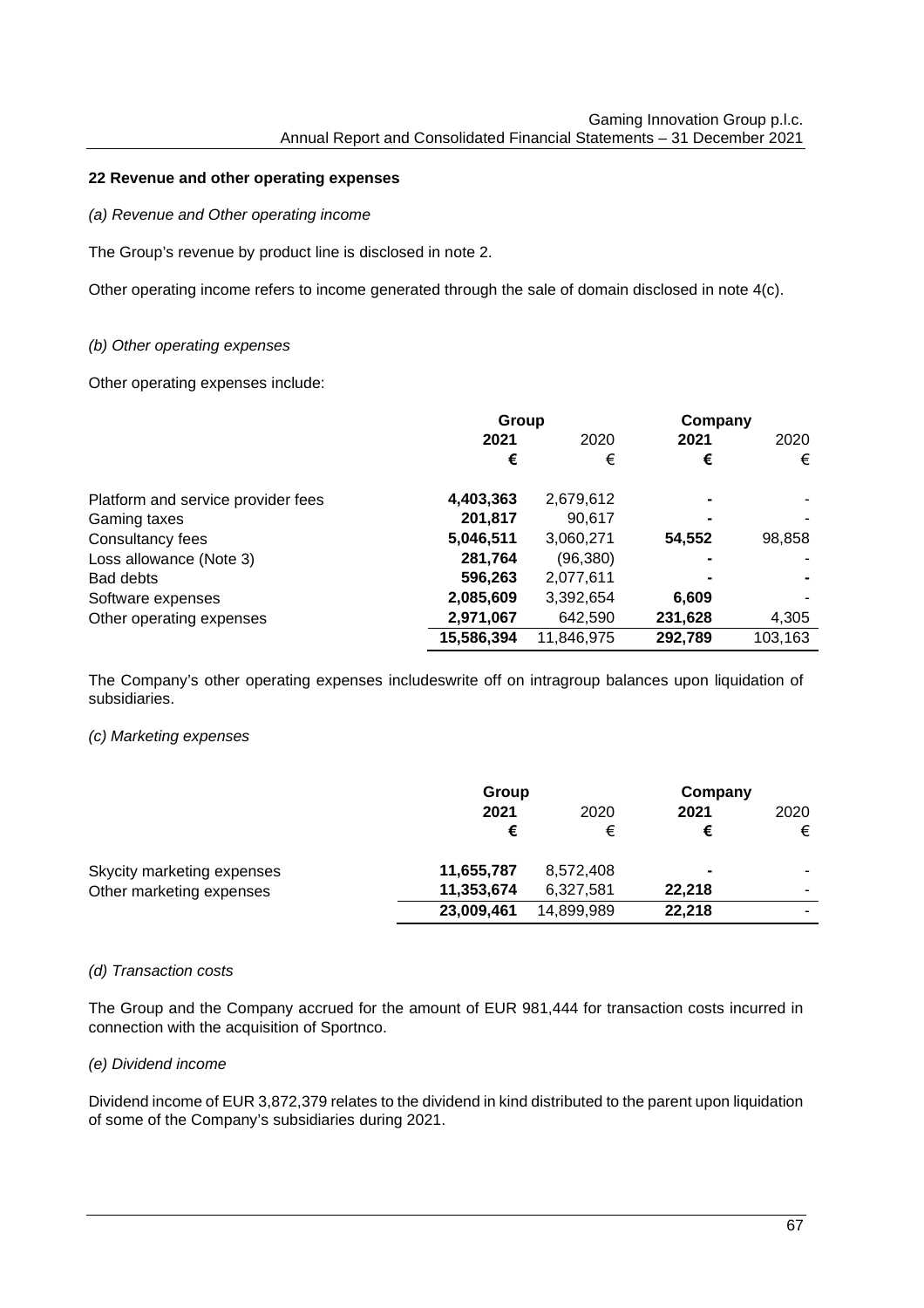## 22 Revenue and other operating expenses

*(a) Revenue and Other operating income*

The Group's revenue by product line is disclosed in note 2.

Other operating income refers to income generated through the sale of domain disclosed in note 4(c).

*(b) Other operating expenses*

Other operating expenses include:

| | Group | | Company | |
|---|---|---|---|---|
| | **2021** | 2020 | **2021** | 2020 |
| | **€** | € | **€** | € |
| Platform and service provider fees | **4,403,363** | 2,679,612 | **-** | - |
| Gaming taxes | **201,817** | 90,617 | **-** | - |
| Consultancy fees | **5,046,511** | 3,060,271 | **54,552** | 98,858 |
| Loss allowance (Note 3) | **281,764** | (96,380) | **-** | - |
| Bad debts | **596,263** | 2,077,611 | **-** | - |
| Software expenses | **2,085,609** | 3,392,654 | **6,609** | - |
| Other operating expenses | **2,971,067** | 642,590 | **231,628** | 4,305 |
| | **15,586,394** | 11,846,975 | **292,789** | 103,163 |

The Company's other operating expenses includeswrite off on intragroup balances upon liquidation of subsidiaries.

*(c) Marketing expenses*

| | Group | | Company | |
|---|---|---|---|---|
| | **2021** | 2020 | **2021** | 2020 |
| | **€** | € | **€** | € |
| Skycity marketing expenses | **11,655,787** | 8,572,408 | **-** | - |
| Other marketing expenses | **11,353,674** | 6,327,581 | **22,218** | - |
| | **23,009,461** | 14,899,989 | **22,218** | - |

*(d) Transaction costs*

The Group and the Company accrued for the amount of EUR 981,444 for transaction costs incurred in connection with the acquisition of Sportnco.

*(e) Dividend income*

Dividend income of EUR 3,872,379 relates to the dividend in kind distributed to the parent upon liquidation of some of the Company's subsidiaries during 2021.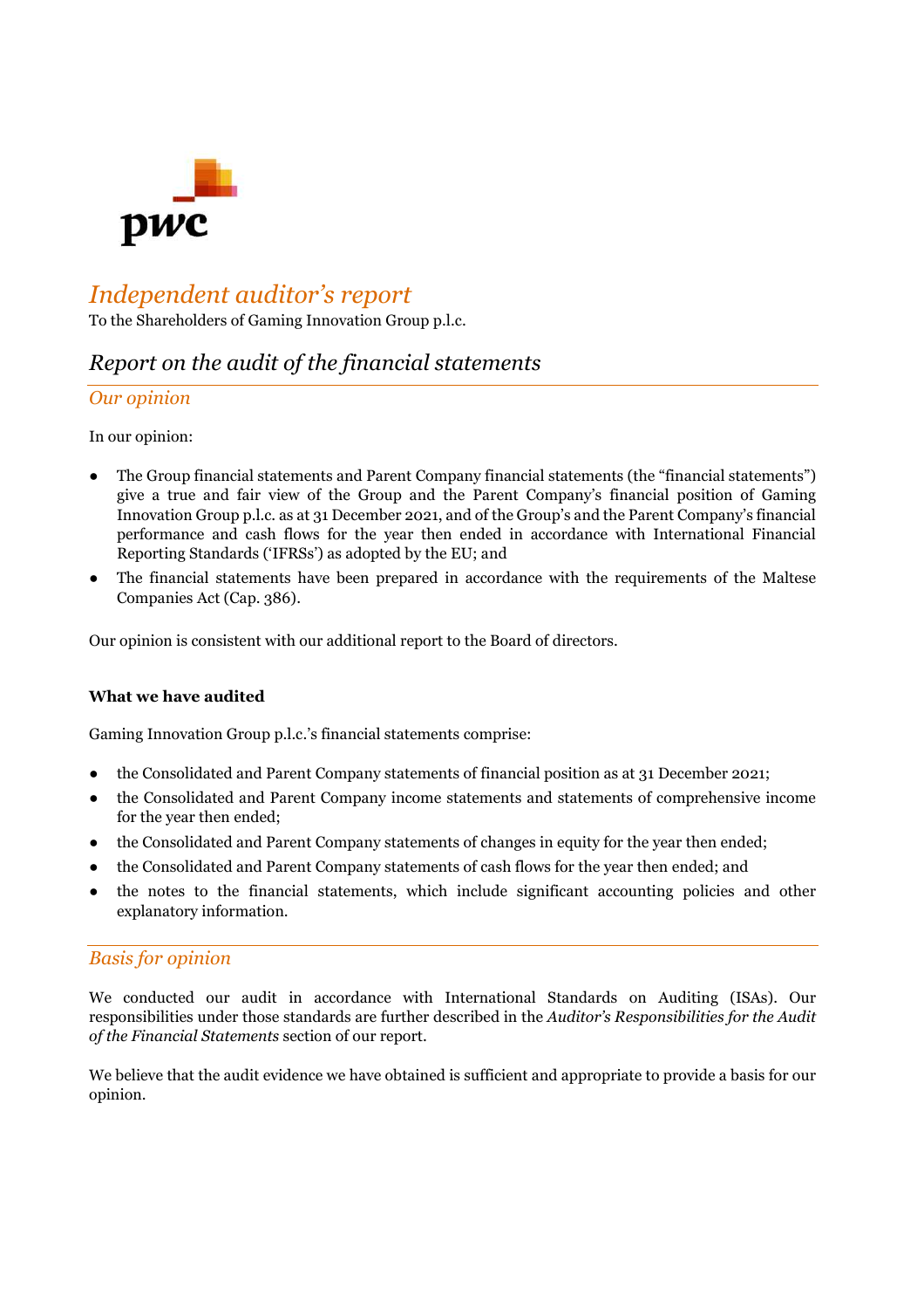# *Independent auditor's report*

To the Shareholders of Gaming Innovation Group p.l.c.

## *Report on the audit of the financial statements*

### *Our opinion*

In our opinion:

- The Group financial statements and Parent Company financial statements (the "financial statements") give a true and fair view of the Group and the Parent Company's financial position of Gaming Innovation Group p.l.c. as at 31 December 2021, and of the Group's and the Parent Company's financial performance and cash flows for the year then ended in accordance with International Financial Reporting Standards ('IFRSs') as adopted by the EU; and
- The financial statements have been prepared in accordance with the requirements of the Maltese Companies Act (Cap. 386).

Our opinion is consistent with our additional report to the Board of directors.

**What we have audited**

Gaming Innovation Group p.l.c.'s financial statements comprise:

- the Consolidated and Parent Company statements of financial position as at 31 December 2021;
- the Consolidated and Parent Company income statements and statements of comprehensive income for the year then ended;
- the Consolidated and Parent Company statements of changes in equity for the year then ended;
- the Consolidated and Parent Company statements of cash flows for the year then ended; and
- the notes to the financial statements, which include significant accounting policies and other explanatory information.

### *Basis for opinion*

We conducted our audit in accordance with International Standards on Auditing (ISAs). Our responsibilities under those standards are further described in the *Auditor's Responsibilities for the Audit of the Financial Statements* section of our report.

We believe that the audit evidence we have obtained is sufficient and appropriate to provide a basis for our opinion.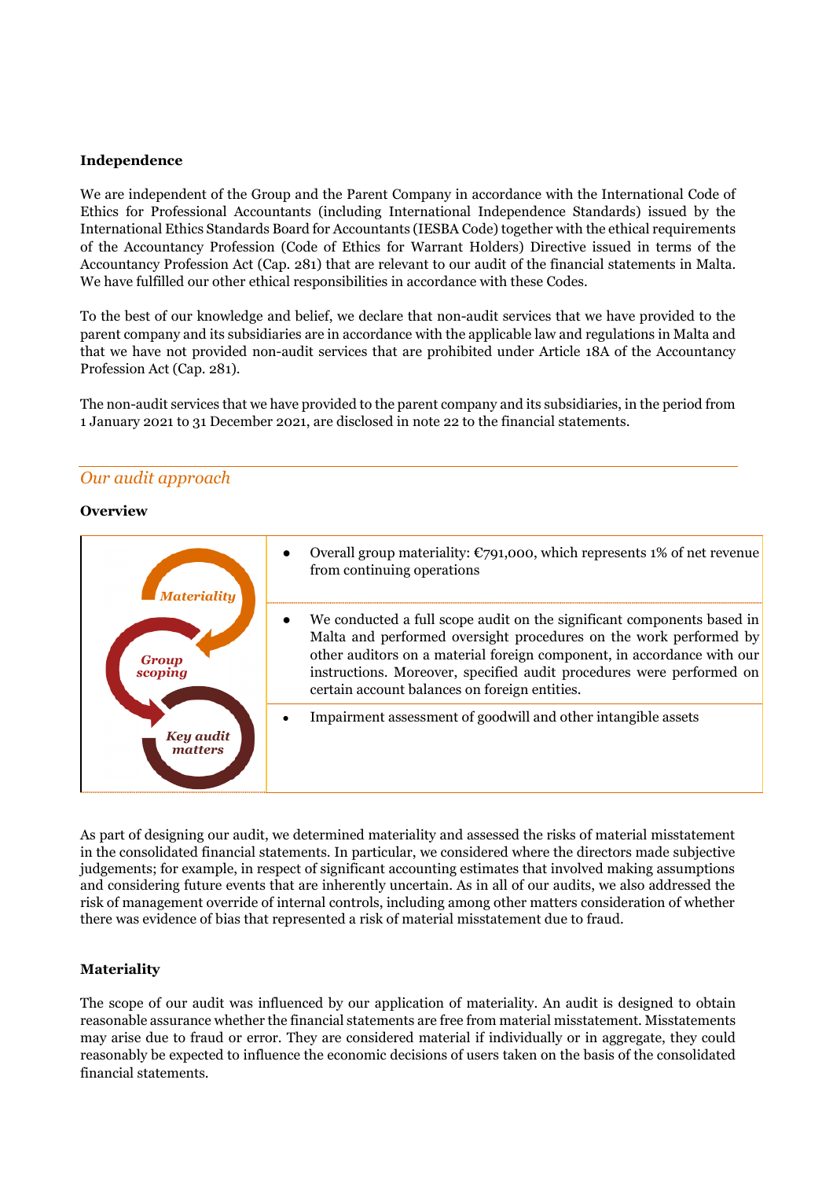**Independence**

We are independent of the Group and the Parent Company in accordance with the International Code of Ethics for Professional Accountants (including International Independence Standards) issued by the International Ethics Standards Board for Accountants (IESBA Code) together with the ethical requirements of the Accountancy Profession (Code of Ethics for Warrant Holders) Directive issued in terms of the Accountancy Profession Act (Cap. 281) that are relevant to our audit of the financial statements in Malta. We have fulfilled our other ethical responsibilities in accordance with these Codes.

To the best of our knowledge and belief, we declare that non-audit services that we have provided to the parent company and its subsidiaries are in accordance with the applicable law and regulations in Malta and that we have not provided non-audit services that are prohibited under Article 18A of the Accountancy Profession Act (Cap. 281).

The non-audit services that we have provided to the parent company and its subsidiaries, in the period from 1 January 2021 to 31 December 2021, are disclosed in note 22 to the financial statements.

## *Our audit approach*

**Overview**

| | |
|---|---|
| *Materiality* | • Overall group materiality: €791,000, which represents 1% of net revenue from continuing operations |
| *Group scoping* | • We conducted a full scope audit on the significant components based in Malta and performed oversight procedures on the work performed by other auditors on a material foreign component, in accordance with our instructions. Moreover, specified audit procedures were performed on certain account balances on foreign entities. |
| *Key audit matters* | • Impairment assessment of goodwill and other intangible assets |

As part of designing our audit, we determined materiality and assessed the risks of material misstatement in the consolidated financial statements. In particular, we considered where the directors made subjective judgements; for example, in respect of significant accounting estimates that involved making assumptions and considering future events that are inherently uncertain. As in all of our audits, we also addressed the risk of management override of internal controls, including among other matters consideration of whether there was evidence of bias that represented a risk of material misstatement due to fraud.

**Materiality**

The scope of our audit was influenced by our application of materiality. An audit is designed to obtain reasonable assurance whether the financial statements are free from material misstatement. Misstatements may arise due to fraud or error. They are considered material if individually or in aggregate, they could reasonably be expected to influence the economic decisions of users taken on the basis of the consolidated financial statements.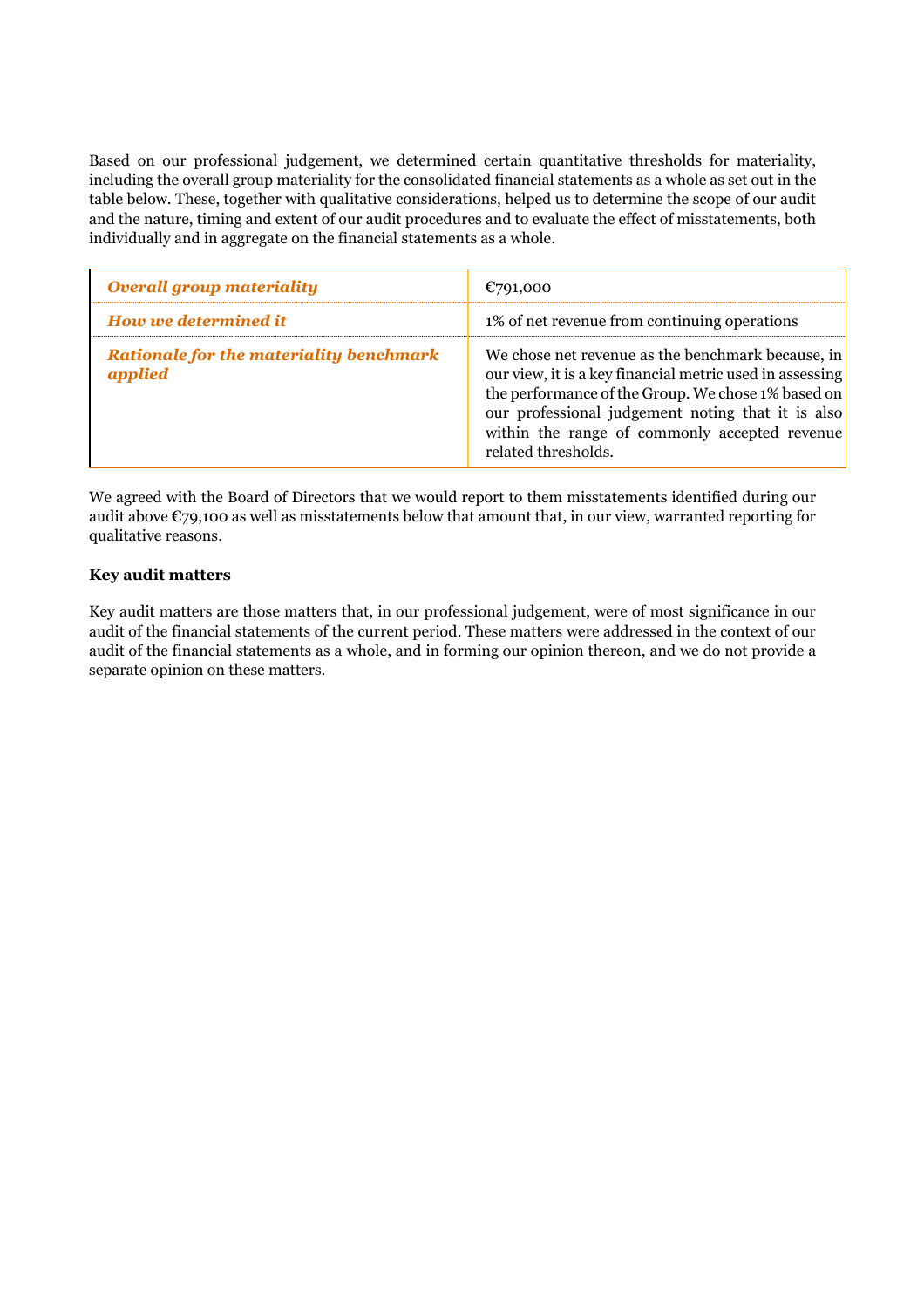Based on our professional judgement, we determined certain quantitative thresholds for materiality, including the overall group materiality for the consolidated financial statements as a whole as set out in the table below. These, together with qualitative considerations, helped us to determine the scope of our audit and the nature, timing and extent of our audit procedures and to evaluate the effect of misstatements, both individually and in aggregate on the financial statements as a whole.

| | |
|---|---|
| ***Overall group materiality*** | €791,000 |
| ***How we determined it*** | 1% of net revenue from continuing operations |
| ***Rationale for the materiality benchmark applied*** | We chose net revenue as the benchmark because, in our view, it is a key financial metric used in assessing the performance of the Group. We chose 1% based on our professional judgement noting that it is also within the range of commonly accepted revenue related thresholds. |

We agreed with the Board of Directors that we would report to them misstatements identified during our audit above €79,100 as well as misstatements below that amount that, in our view, warranted reporting for qualitative reasons.

**Key audit matters**

Key audit matters are those matters that, in our professional judgement, were of most significance in our audit of the financial statements of the current period. These matters were addressed in the context of our audit of the financial statements as a whole, and in forming our opinion thereon, and we do not provide a separate opinion on these matters.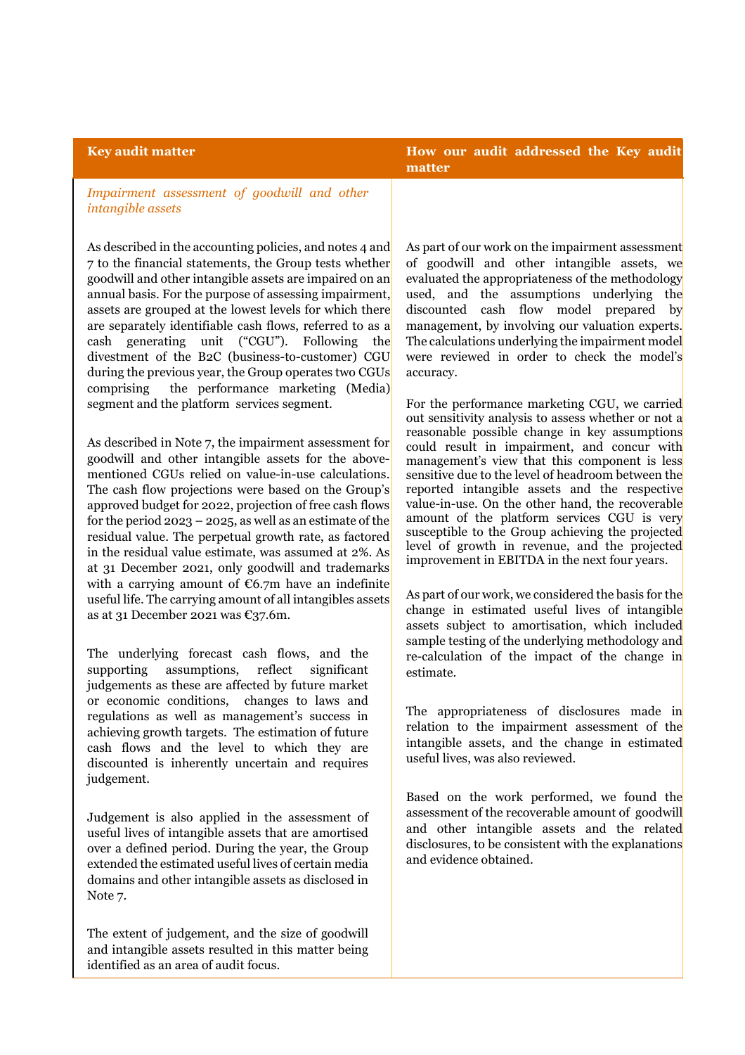| Key audit matter | How our audit addressed the Key audit matter |
|---|---|
| *Impairment assessment of goodwill and other intangible assets* | |
| As described in the accounting policies, and notes 4 and 7 to the financial statements, the Group tests whether goodwill and other intangible assets are impaired on an annual basis. For the purpose of assessing impairment, assets are grouped at the lowest levels for which there are separately identifiable cash flows, referred to as a cash generating unit ("CGU"). Following the divestment of the B2C (business-to-customer) CGU during the previous year, the Group operates two CGUs comprising the performance marketing (Media) segment and the platform services segment.<br><br>As described in Note 7, the impairment assessment for goodwill and other intangible assets for the above-mentioned CGUs relied on value-in-use calculations. The cash flow projections were based on the Group's approved budget for 2022, projection of free cash flows for the period 2023 – 2025, as well as an estimate of the residual value. The perpetual growth rate, as factored in the residual value estimate, was assumed at 2%. As at 31 December 2021, only goodwill and trademarks with a carrying amount of €6.7m have an indefinite useful life. The carrying amount of all intangibles assets as at 31 December 2021 was €37.6m.<br><br>The underlying forecast cash flows, and the supporting assumptions, reflect significant judgements as these are affected by future market or economic conditions, changes to laws and regulations as well as management's success in achieving growth targets. The estimation of future cash flows and the level to which they are discounted is inherently uncertain and requires judgement.<br><br>Judgement is also applied in the assessment of useful lives of intangible assets that are amortised over a defined period. During the year, the Group extended the estimated useful lives of certain media domains and other intangible assets as disclosed in Note 7.<br><br>The extent of judgement, and the size of goodwill and intangible assets resulted in this matter being identified as an area of audit focus. | As part of our work on the impairment assessment of goodwill and other intangible assets, we evaluated the appropriateness of the methodology used, and the assumptions underlying the discounted cash flow model prepared by management, by involving our valuation experts. The calculations underlying the impairment model were reviewed in order to check the model's accuracy.<br><br>For the performance marketing CGU, we carried out sensitivity analysis to assess whether or not a reasonable possible change in key assumptions could result in impairment, and concur with management's view that this component is less sensitive due to the level of headroom between the reported intangible assets and the respective value-in-use. On the other hand, the recoverable amount of the platform services CGU is very susceptible to the Group achieving the projected level of growth in revenue, and the projected improvement in EBITDA in the next four years.<br><br>As part of our work, we considered the basis for the change in estimated useful lives of intangible assets subject to amortisation, which included sample testing of the underlying methodology and re-calculation of the impact of the change in estimate.<br><br>The appropriateness of disclosures made in relation to the impairment assessment of the intangible assets, and the change in estimated useful lives, was also reviewed.<br><br>Based on the work performed, we found the assessment of the recoverable amount of goodwill and other intangible assets and the related disclosures, to be consistent with the explanations and evidence obtained. |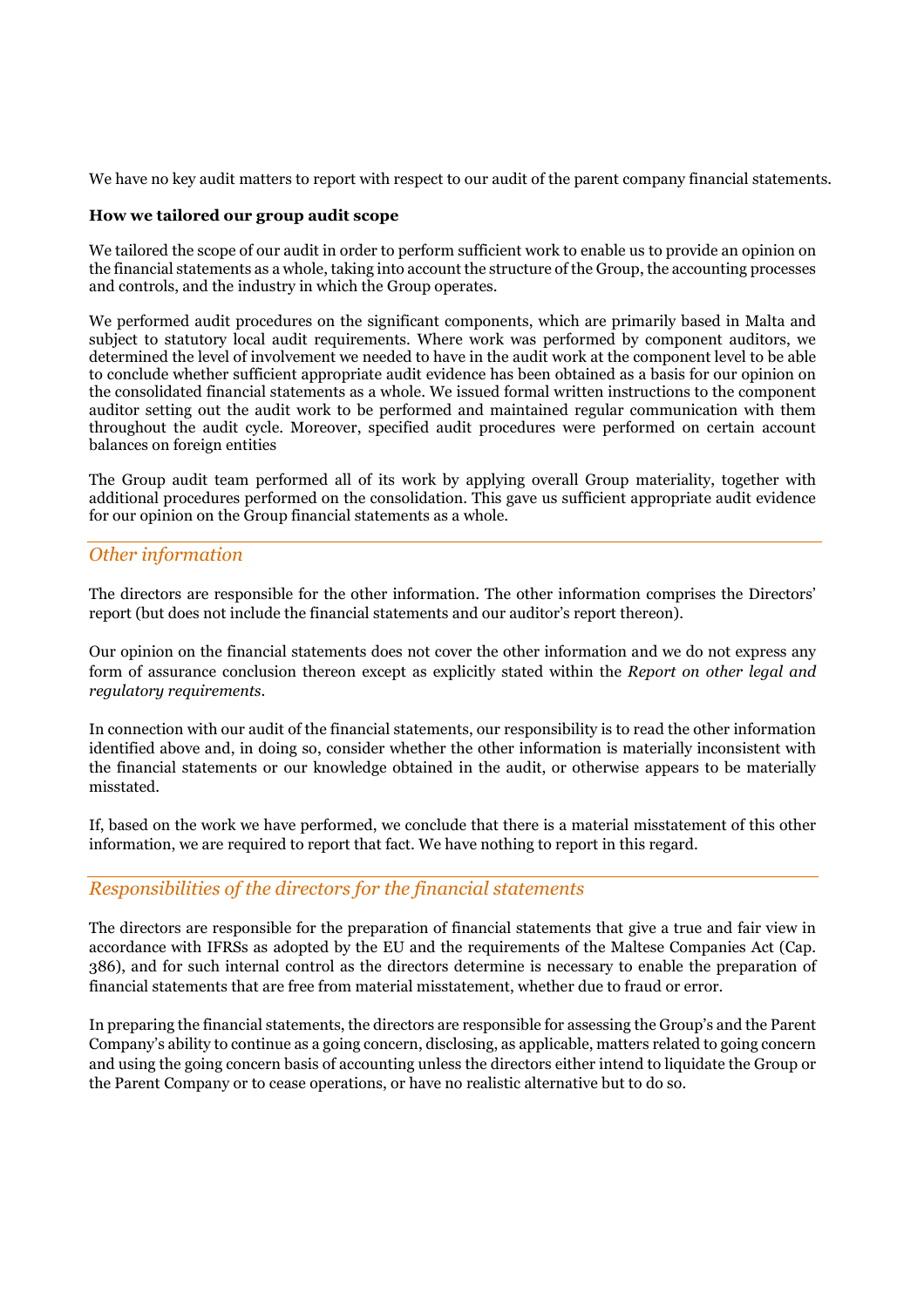We have no key audit matters to report with respect to our audit of the parent company financial statements.

**How we tailored our group audit scope**

We tailored the scope of our audit in order to perform sufficient work to enable us to provide an opinion on the financial statements as a whole, taking into account the structure of the Group, the accounting processes and controls, and the industry in which the Group operates.

We performed audit procedures on the significant components, which are primarily based in Malta and subject to statutory local audit requirements. Where work was performed by component auditors, we determined the level of involvement we needed to have in the audit work at the component level to be able to conclude whether sufficient appropriate audit evidence has been obtained as a basis for our opinion on the consolidated financial statements as a whole. We issued formal written instructions to the component auditor setting out the audit work to be performed and maintained regular communication with them throughout the audit cycle. Moreover, specified audit procedures were performed on certain account balances on foreign entities

The Group audit team performed all of its work by applying overall Group materiality, together with additional procedures performed on the consolidation. This gave us sufficient appropriate audit evidence for our opinion on the Group financial statements as a whole.

## *Other information*

The directors are responsible for the other information. The other information comprises the Directors' report (but does not include the financial statements and our auditor's report thereon).

Our opinion on the financial statements does not cover the other information and we do not express any form of assurance conclusion thereon except as explicitly stated within the *Report on other legal and regulatory requirements*.

In connection with our audit of the financial statements, our responsibility is to read the other information identified above and, in doing so, consider whether the other information is materially inconsistent with the financial statements or our knowledge obtained in the audit, or otherwise appears to be materially misstated.

If, based on the work we have performed, we conclude that there is a material misstatement of this other information, we are required to report that fact. We have nothing to report in this regard.

## *Responsibilities of the directors for the financial statements*

The directors are responsible for the preparation of financial statements that give a true and fair view in accordance with IFRSs as adopted by the EU and the requirements of the Maltese Companies Act (Cap. 386), and for such internal control as the directors determine is necessary to enable the preparation of financial statements that are free from material misstatement, whether due to fraud or error.

In preparing the financial statements, the directors are responsible for assessing the Group's and the Parent Company's ability to continue as a going concern, disclosing, as applicable, matters related to going concern and using the going concern basis of accounting unless the directors either intend to liquidate the Group or the Parent Company or to cease operations, or have no realistic alternative but to do so.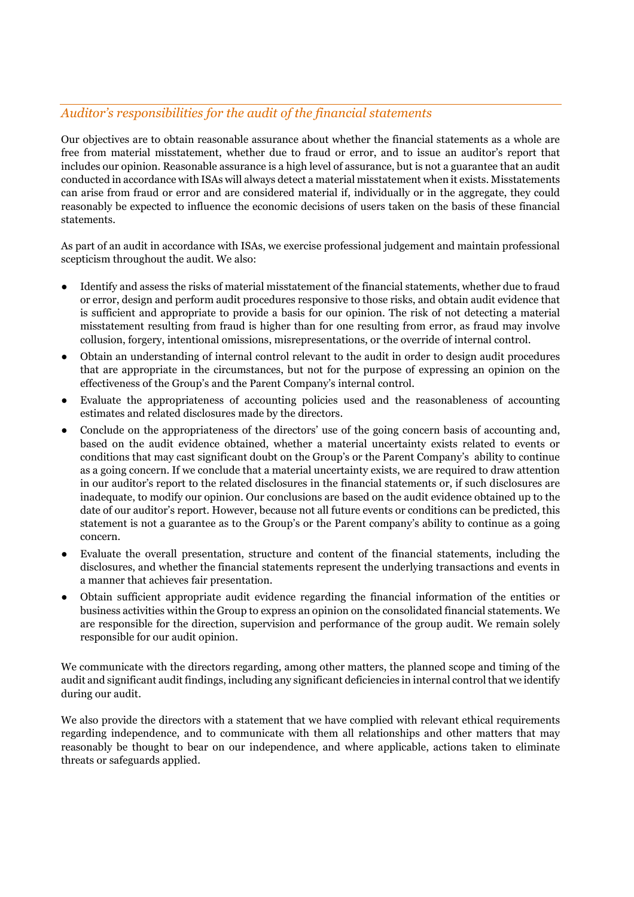## *Auditor's responsibilities for the audit of the financial statements*

Our objectives are to obtain reasonable assurance about whether the financial statements as a whole are free from material misstatement, whether due to fraud or error, and to issue an auditor's report that includes our opinion. Reasonable assurance is a high level of assurance, but is not a guarantee that an audit conducted in accordance with ISAs will always detect a material misstatement when it exists. Misstatements can arise from fraud or error and are considered material if, individually or in the aggregate, they could reasonably be expected to influence the economic decisions of users taken on the basis of these financial statements.

As part of an audit in accordance with ISAs, we exercise professional judgement and maintain professional scepticism throughout the audit. We also:

- Identify and assess the risks of material misstatement of the financial statements, whether due to fraud or error, design and perform audit procedures responsive to those risks, and obtain audit evidence that is sufficient and appropriate to provide a basis for our opinion. The risk of not detecting a material misstatement resulting from fraud is higher than for one resulting from error, as fraud may involve collusion, forgery, intentional omissions, misrepresentations, or the override of internal control.
- Obtain an understanding of internal control relevant to the audit in order to design audit procedures that are appropriate in the circumstances, but not for the purpose of expressing an opinion on the effectiveness of the Group's and the Parent Company's internal control.
- Evaluate the appropriateness of accounting policies used and the reasonableness of accounting estimates and related disclosures made by the directors.
- Conclude on the appropriateness of the directors' use of the going concern basis of accounting and, based on the audit evidence obtained, whether a material uncertainty exists related to events or conditions that may cast significant doubt on the Group's or the Parent Company's ability to continue as a going concern. If we conclude that a material uncertainty exists, we are required to draw attention in our auditor's report to the related disclosures in the financial statements or, if such disclosures are inadequate, to modify our opinion. Our conclusions are based on the audit evidence obtained up to the date of our auditor's report. However, because not all future events or conditions can be predicted, this statement is not a guarantee as to the Group's or the Parent company's ability to continue as a going concern.
- Evaluate the overall presentation, structure and content of the financial statements, including the disclosures, and whether the financial statements represent the underlying transactions and events in a manner that achieves fair presentation.
- Obtain sufficient appropriate audit evidence regarding the financial information of the entities or business activities within the Group to express an opinion on the consolidated financial statements. We are responsible for the direction, supervision and performance of the group audit. We remain solely responsible for our audit opinion.

We communicate with the directors regarding, among other matters, the planned scope and timing of the audit and significant audit findings, including any significant deficiencies in internal control that we identify during our audit.

We also provide the directors with a statement that we have complied with relevant ethical requirements regarding independence, and to communicate with them all relationships and other matters that may reasonably be thought to bear on our independence, and where applicable, actions taken to eliminate threats or safeguards applied.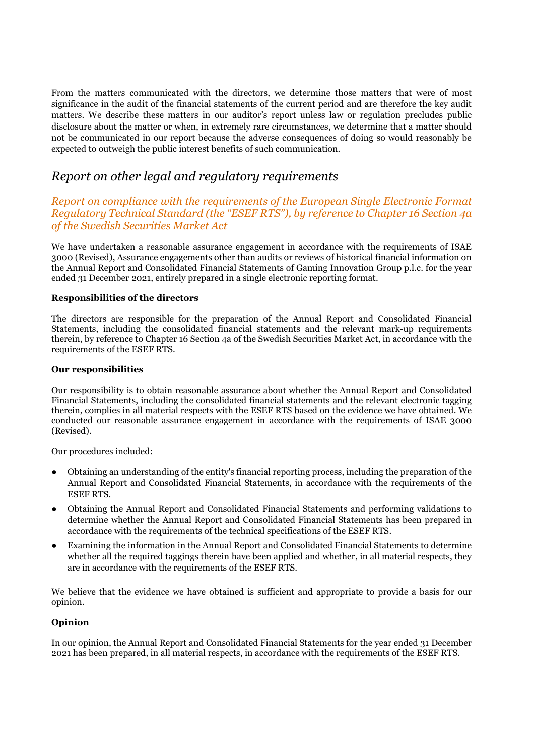From the matters communicated with the directors, we determine those matters that were of most significance in the audit of the financial statements of the current period and are therefore the key audit matters. We describe these matters in our auditor's report unless law or regulation precludes public disclosure about the matter or when, in extremely rare circumstances, we determine that a matter should not be communicated in our report because the adverse consequences of doing so would reasonably be expected to outweigh the public interest benefits of such communication.

## *Report on other legal and regulatory requirements*

### *Report on compliance with the requirements of the European Single Electronic Format Regulatory Technical Standard (the "ESEF RTS"), by reference to Chapter 16 Section 4a of the Swedish Securities Market Act*

We have undertaken a reasonable assurance engagement in accordance with the requirements of ISAE 3000 (Revised), Assurance engagements other than audits or reviews of historical financial information on the Annual Report and Consolidated Financial Statements of Gaming Innovation Group p.l.c. for the year ended 31 December 2021, entirely prepared in a single electronic reporting format.

**Responsibilities of the directors**

The directors are responsible for the preparation of the Annual Report and Consolidated Financial Statements, including the consolidated financial statements and the relevant mark-up requirements therein, by reference to Chapter 16 Section 4a of the Swedish Securities Market Act, in accordance with the requirements of the ESEF RTS.

**Our responsibilities**

Our responsibility is to obtain reasonable assurance about whether the Annual Report and Consolidated Financial Statements, including the consolidated financial statements and the relevant electronic tagging therein, complies in all material respects with the ESEF RTS based on the evidence we have obtained. We conducted our reasonable assurance engagement in accordance with the requirements of ISAE 3000 (Revised).

Our procedures included:

- Obtaining an understanding of the entity's financial reporting process, including the preparation of the Annual Report and Consolidated Financial Statements, in accordance with the requirements of the ESEF RTS.
- Obtaining the Annual Report and Consolidated Financial Statements and performing validations to determine whether the Annual Report and Consolidated Financial Statements has been prepared in accordance with the requirements of the technical specifications of the ESEF RTS.
- Examining the information in the Annual Report and Consolidated Financial Statements to determine whether all the required taggings therein have been applied and whether, in all material respects, they are in accordance with the requirements of the ESEF RTS.

We believe that the evidence we have obtained is sufficient and appropriate to provide a basis for our opinion.

**Opinion**

In our opinion, the Annual Report and Consolidated Financial Statements for the year ended 31 December 2021 has been prepared, in all material respects, in accordance with the requirements of the ESEF RTS.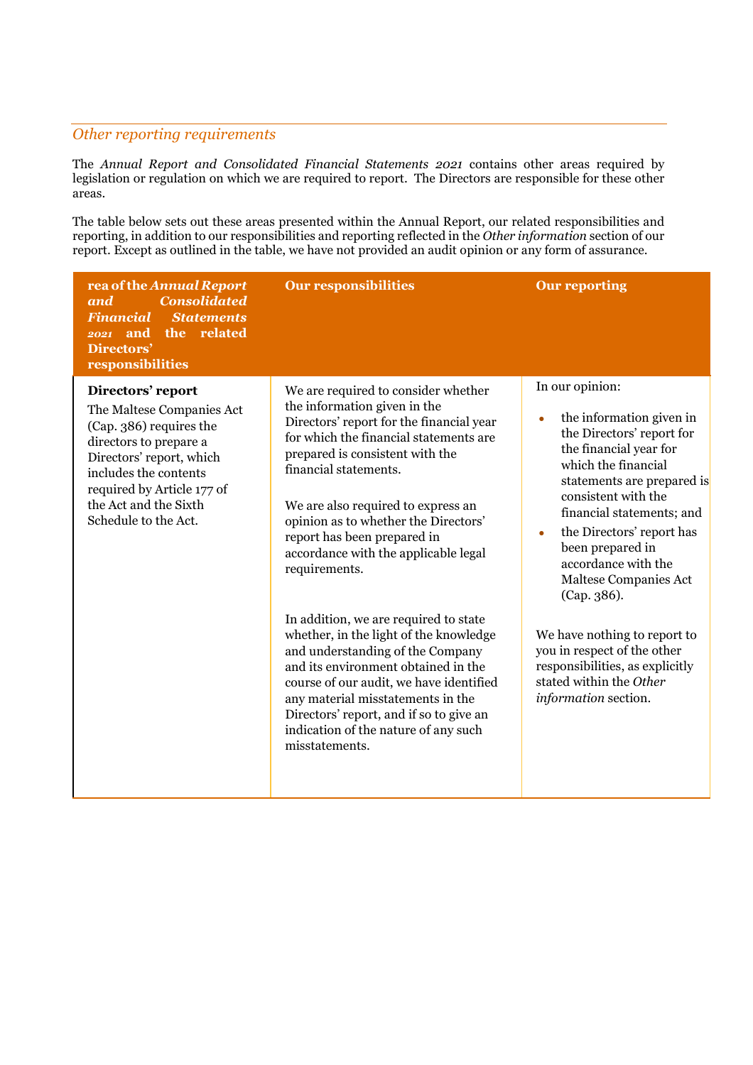## *Other reporting requirements*

The *Annual Report and Consolidated Financial Statements 2021* contains other areas required by legislation or regulation on which we are required to report. The Directors are responsible for these other areas.

The table below sets out these areas presented within the Annual Report, our related responsibilities and reporting, in addition to our responsibilities and reporting reflected in the *Other information* section of our report. Except as outlined in the table, we have not provided an audit opinion or any form of assurance.

| rea of the *Annual Report and Consolidated Financial Statements 2021* and the related Directors' responsibilities | Our responsibilities | Our reporting |
|---|---|---|
| **Directors' report**<br>The Maltese Companies Act (Cap. 386) requires the directors to prepare a Directors' report, which includes the contents required by Article 177 of the Act and the Sixth Schedule to the Act. | We are required to consider whether the information given in the Directors' report for the financial year for which the financial statements are prepared is consistent with the financial statements.<br><br>We are also required to express an opinion as to whether the Directors' report has been prepared in accordance with the applicable legal requirements.<br><br>In addition, we are required to state whether, in the light of the knowledge and understanding of the Company and its environment obtained in the course of our audit, we have identified any material misstatements in the Directors' report, and if so to give an indication of the nature of any such misstatements. | In our opinion:<br><br>• the information given in the Directors' report for the financial year for which the financial statements are prepared is consistent with the financial statements; and<br>• the Directors' report has been prepared in accordance with the Maltese Companies Act (Cap. 386).<br><br>We have nothing to report to you in respect of the other responsibilities, as explicitly stated within the *Other information* section. |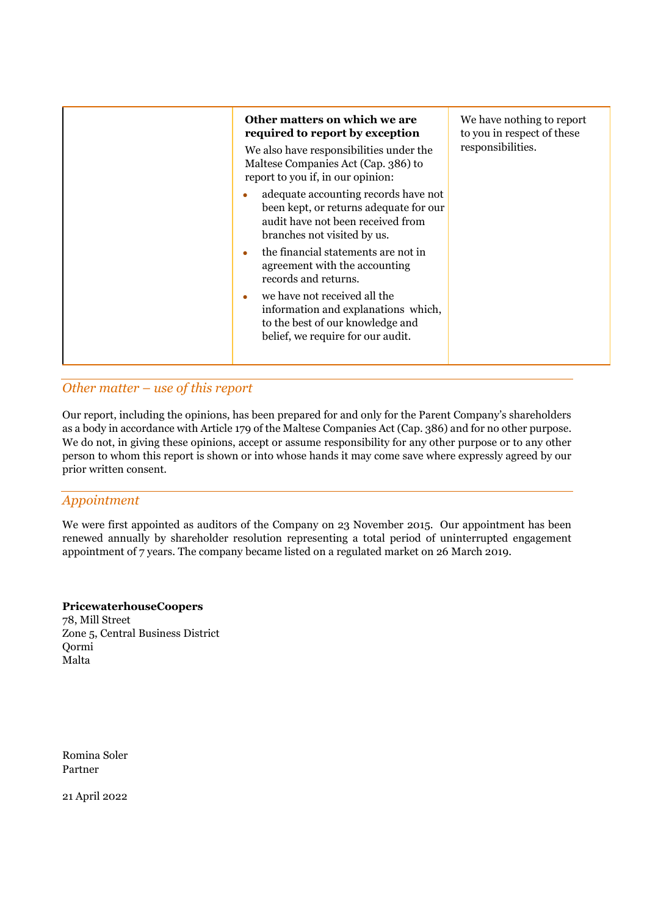| | **Other matters on which we are required to report by exception**<br><br>We also have responsibilities under the Maltese Companies Act (Cap. 386) to report to you if, in our opinion:<br><br>• adequate accounting records have not been kept, or returns adequate for our audit have not been received from branches not visited by us.<br>• the financial statements are not in agreement with the accounting records and returns.<br>• we have not received all the information and explanations which, to the best of our knowledge and belief, we require for our audit. | We have nothing to report to you in respect of these responsibilities. |
|---|---|---|

## *Other matter – use of this report*

Our report, including the opinions, has been prepared for and only for the Parent Company's shareholders as a body in accordance with Article 179 of the Maltese Companies Act (Cap. 386) and for no other purpose. We do not, in giving these opinions, accept or assume responsibility for any other purpose or to any other person to whom this report is shown or into whose hands it may come save where expressly agreed by our prior written consent.

## *Appointment*

We were first appointed as auditors of the Company on 23 November 2015. Our appointment has been renewed annually by shareholder resolution representing a total period of uninterrupted engagement appointment of 7 years. The company became listed on a regulated market on 26 March 2019.

**PricewaterhouseCoopers**
78, Mill Street
Zone 5, Central Business District
Qormi
Malta

Romina Soler
Partner

21 April 2022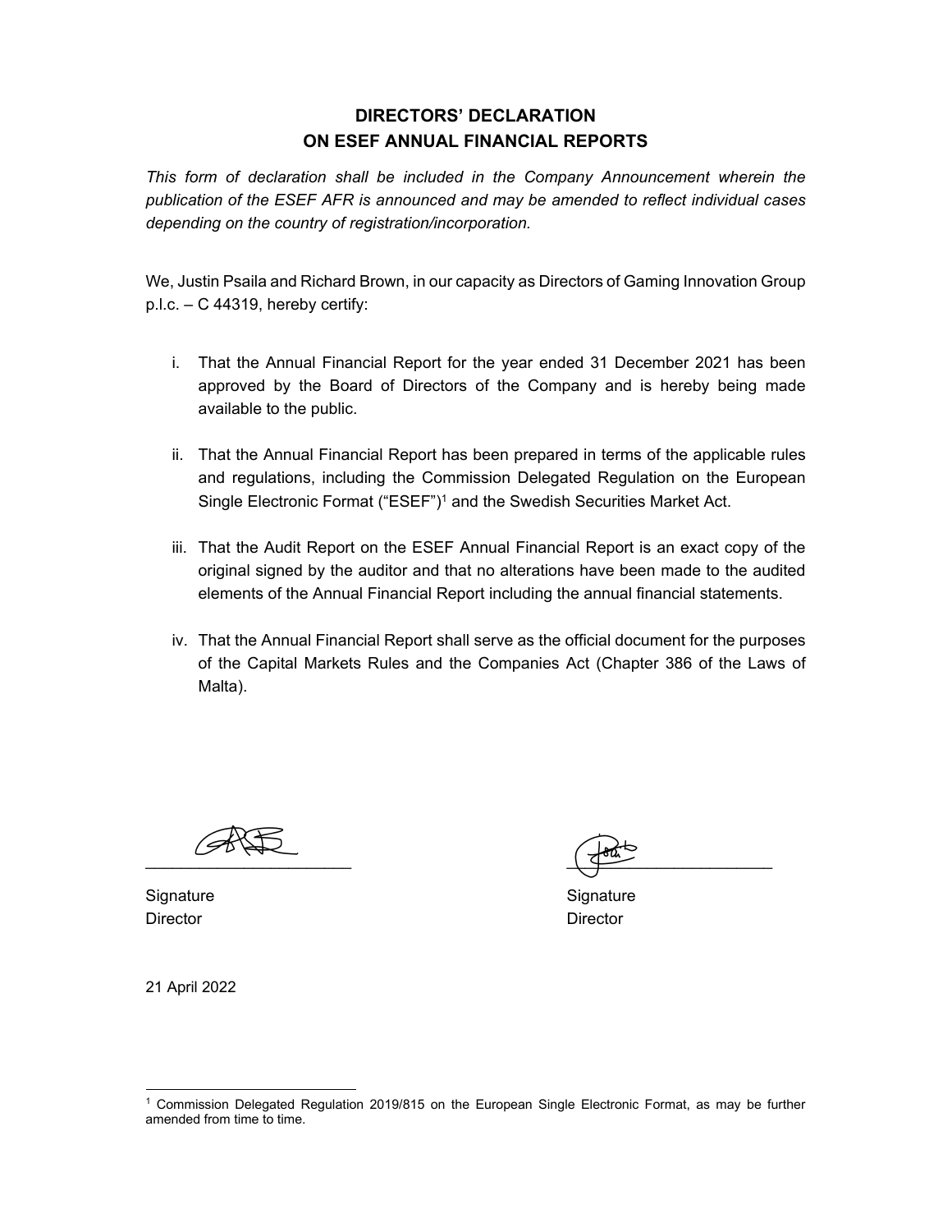# DIRECTORS' DECLARATION ON ESEF ANNUAL FINANCIAL REPORTS

*This form of declaration shall be included in the Company Announcement wherein the publication of the ESEF AFR is announced and may be amended to reflect individual cases depending on the country of registration/incorporation.*

We, Justin Psaila and Richard Brown, in our capacity as Directors of Gaming Innovation Group p.l.c. – C 44319, hereby certify:

i. That the Annual Financial Report for the year ended 31 December 2021 has been approved by the Board of Directors of the Company and is hereby being made available to the public.

ii. That the Annual Financial Report has been prepared in terms of the applicable rules and regulations, including the Commission Delegated Regulation on the European Single Electronic Format ("ESEF")[1] and the Swedish Securities Market Act.

iii. That the Audit Report on the ESEF Annual Financial Report is an exact copy of the original signed by the auditor and that no alterations have been made to the audited elements of the Annual Financial Report including the annual financial statements.

iv. That the Annual Financial Report shall serve as the official document for the purposes of the Capital Markets Rules and the Companies Act (Chapter 386 of the Laws of Malta).

\_\_\_\_\_\_\_\_\_\_\_\_\_\_\_\_\_\_\_\_\_\_\_\_
Signature
Director

\_\_\_\_\_\_\_\_\_\_\_\_\_\_\_\_\_\_\_\_\_\_\_\_
Signature
Director

21 April 2022

[1] Commission Delegated Regulation 2019/815 on the European Single Electronic Format, as may be further amended from time to time.